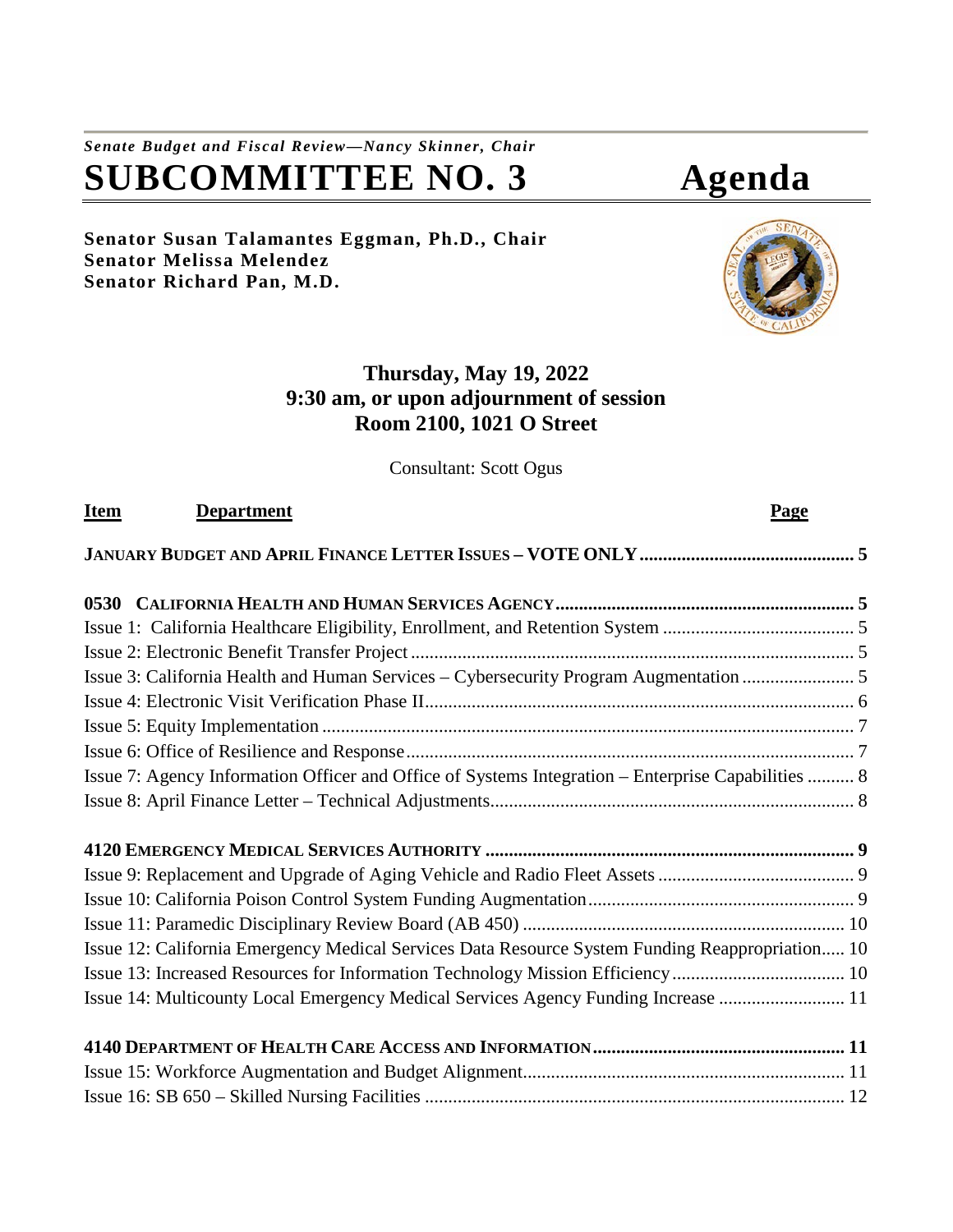*Senate Budget and Fiscal Review—Nancy Skinner, Chair*

# SUBCOMMITTEE NO. 3 Agenda

**Senator Susan Talamantes Eggman, Ph.D., Chair**
**Senator Melissa Melendez**
**Senator Richard Pan, M.D.**

**Thursday, May 19, 2022**
**9:30 am, or upon adjournment of session**
**Room 2100, 1021 O Street**

Consultant: Scott Ogus

| Item | Department | Page |
|---|---|---|
| **JANUARY BUDGET AND APRIL FINANCE LETTER ISSUES – VOTE ONLY** | | **5** |
| **0530** | **CALIFORNIA HEALTH AND HUMAN SERVICES AGENCY** | **5** |
| Issue 1: California Healthcare Eligibility, Enrollment, and Retention System | | 5 |
| Issue 2: Electronic Benefit Transfer Project | | 5 |
| Issue 3: California Health and Human Services – Cybersecurity Program Augmentation | | 5 |
| Issue 4: Electronic Visit Verification Phase II | | 6 |
| Issue 5: Equity Implementation | | 7 |
| Issue 6: Office of Resilience and Response | | 7 |
| Issue 7: Agency Information Officer and Office of Systems Integration – Enterprise Capabilities | | 8 |
| Issue 8: April Finance Letter – Technical Adjustments | | 8 |
| **4120** | **EMERGENCY MEDICAL SERVICES AUTHORITY** | **9** |
| Issue 9: Replacement and Upgrade of Aging Vehicle and Radio Fleet Assets | | 9 |
| Issue 10: California Poison Control System Funding Augmentation | | 9 |
| Issue 11: Paramedic Disciplinary Review Board (AB 450) | | 10 |
| Issue 12: California Emergency Medical Services Data Resource System Funding Reappropriation | | 10 |
| Issue 13: Increased Resources for Information Technology Mission Efficiency | | 10 |
| Issue 14: Multicounty Local Emergency Medical Services Agency Funding Increase | | 11 |
| **4140** | **DEPARTMENT OF HEALTH CARE ACCESS AND INFORMATION** | **11** |
| Issue 15: Workforce Augmentation and Budget Alignment | | 11 |
| Issue 16: SB 650 – Skilled Nursing Facilities | | 12 |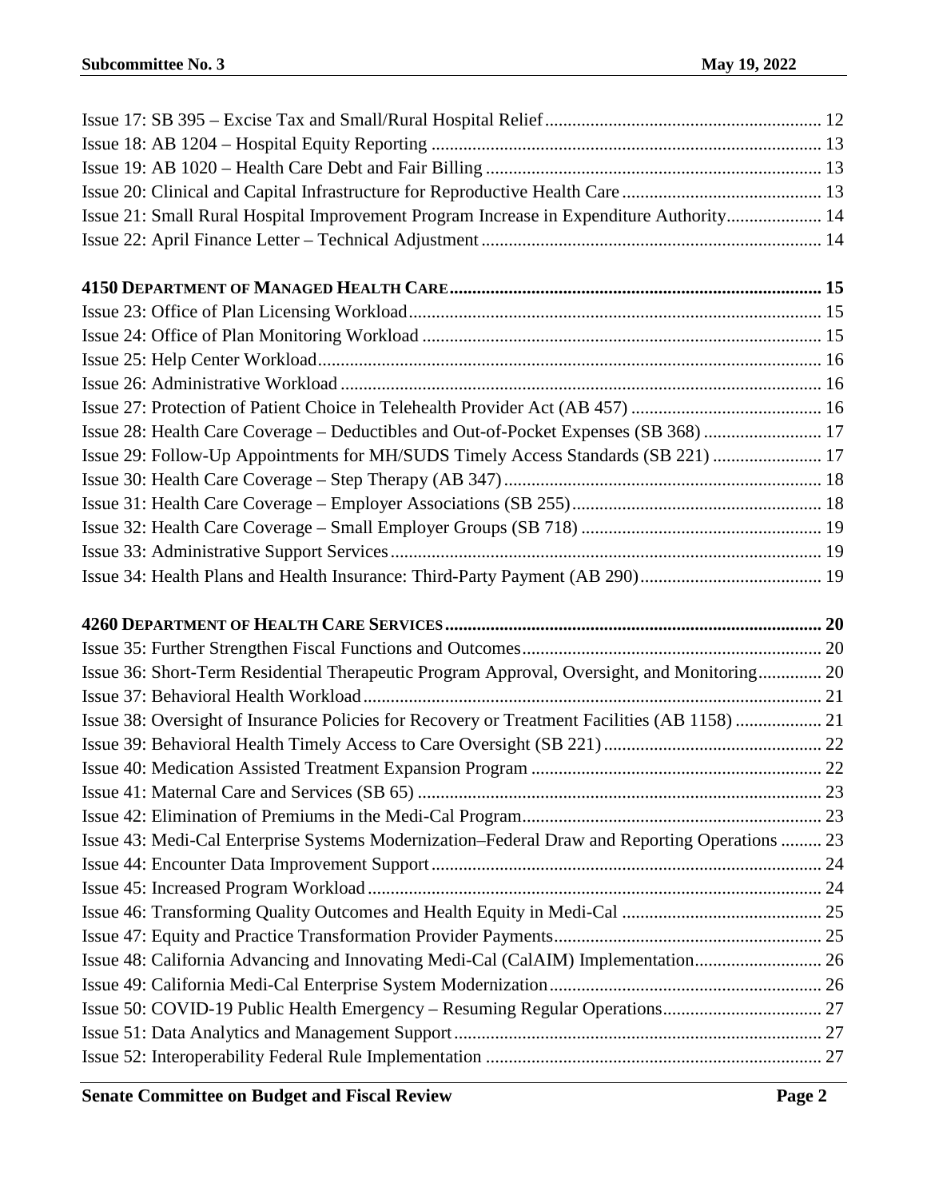Issue 17: SB 395 – Excise Tax and Small/Rural Hospital Relief ... 12
Issue 18: AB 1204 – Hospital Equity Reporting ... 13
Issue 19: AB 1020 – Health Care Debt and Fair Billing ... 13
Issue 20: Clinical and Capital Infrastructure for Reproductive Health Care ... 13
Issue 21: Small Rural Hospital Improvement Program Increase in Expenditure Authority ... 14
Issue 22: April Finance Letter – Technical Adjustment ... 14

**4150 DEPARTMENT OF MANAGED HEALTH CARE ... 15**
Issue 23: Office of Plan Licensing Workload ... 15
Issue 24: Office of Plan Monitoring Workload ... 15
Issue 25: Help Center Workload ... 16
Issue 26: Administrative Workload ... 16
Issue 27: Protection of Patient Choice in Telehealth Provider Act (AB 457) ... 16
Issue 28: Health Care Coverage – Deductibles and Out-of-Pocket Expenses (SB 368) ... 17
Issue 29: Follow-Up Appointments for MH/SUDS Timely Access Standards (SB 221) ... 17
Issue 30: Health Care Coverage – Step Therapy (AB 347) ... 18
Issue 31: Health Care Coverage – Employer Associations (SB 255) ... 18
Issue 32: Health Care Coverage – Small Employer Groups (SB 718) ... 19
Issue 33: Administrative Support Services ... 19
Issue 34: Health Plans and Health Insurance: Third-Party Payment (AB 290) ... 19

**4260 DEPARTMENT OF HEALTH CARE SERVICES ... 20**
Issue 35: Further Strengthen Fiscal Functions and Outcomes ... 20
Issue 36: Short-Term Residential Therapeutic Program Approval, Oversight, and Monitoring ... 20
Issue 37: Behavioral Health Workload ... 21
Issue 38: Oversight of Insurance Policies for Recovery or Treatment Facilities (AB 1158) ... 21
Issue 39: Behavioral Health Timely Access to Care Oversight (SB 221) ... 22
Issue 40: Medication Assisted Treatment Expansion Program ... 22
Issue 41: Maternal Care and Services (SB 65) ... 23
Issue 42: Elimination of Premiums in the Medi-Cal Program ... 23
Issue 43: Medi-Cal Enterprise Systems Modernization–Federal Draw and Reporting Operations ... 23
Issue 44: Encounter Data Improvement Support ... 24
Issue 45: Increased Program Workload ... 24
Issue 46: Transforming Quality Outcomes and Health Equity in Medi-Cal ... 25
Issue 47: Equity and Practice Transformation Provider Payments ... 25
Issue 48: California Advancing and Innovating Medi-Cal (CalAIM) Implementation ... 26
Issue 49: California Medi-Cal Enterprise System Modernization ... 26
Issue 50: COVID-19 Public Health Emergency – Resuming Regular Operations ... 27
Issue 51: Data Analytics and Management Support ... 27
Issue 52: Interoperability Federal Rule Implementation ... 27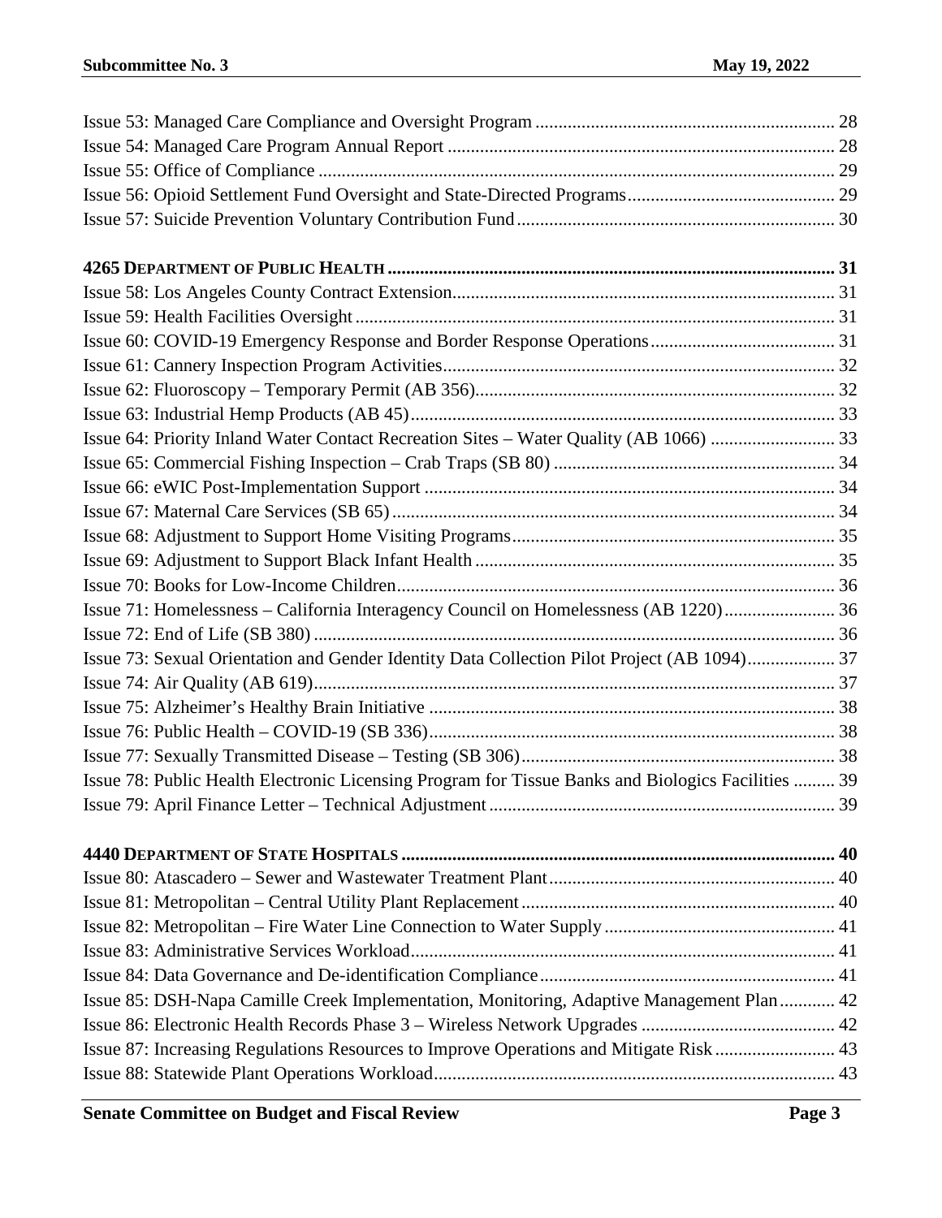Issue 53: Managed Care Compliance and Oversight Program ... 28
Issue 54: Managed Care Program Annual Report ... 28
Issue 55: Office of Compliance ... 29
Issue 56: Opioid Settlement Fund Oversight and State-Directed Programs ... 29
Issue 57: Suicide Prevention Voluntary Contribution Fund ... 30

**4265 DEPARTMENT OF PUBLIC HEALTH ... 31**

Issue 58: Los Angeles County Contract Extension ... 31
Issue 59: Health Facilities Oversight ... 31
Issue 60: COVID-19 Emergency Response and Border Response Operations ... 31
Issue 61: Cannery Inspection Program Activities ... 32
Issue 62: Fluoroscopy – Temporary Permit (AB 356) ... 32
Issue 63: Industrial Hemp Products (AB 45) ... 33
Issue 64: Priority Inland Water Contact Recreation Sites – Water Quality (AB 1066) ... 33
Issue 65: Commercial Fishing Inspection – Crab Traps (SB 80) ... 34
Issue 66: eWIC Post-Implementation Support ... 34
Issue 67: Maternal Care Services (SB 65) ... 34
Issue 68: Adjustment to Support Home Visiting Programs ... 35
Issue 69: Adjustment to Support Black Infant Health ... 35
Issue 70: Books for Low-Income Children ... 36
Issue 71: Homelessness – California Interagency Council on Homelessness (AB 1220) ... 36
Issue 72: End of Life (SB 380) ... 36
Issue 73: Sexual Orientation and Gender Identity Data Collection Pilot Project (AB 1094) ... 37
Issue 74: Air Quality (AB 619) ... 37
Issue 75: Alzheimer's Healthy Brain Initiative ... 38
Issue 76: Public Health – COVID-19 (SB 336) ... 38
Issue 77: Sexually Transmitted Disease – Testing (SB 306) ... 38
Issue 78: Public Health Electronic Licensing Program for Tissue Banks and Biologics Facilities ... 39
Issue 79: April Finance Letter – Technical Adjustment ... 39

**4440 DEPARTMENT OF STATE HOSPITALS ... 40**

Issue 80: Atascadero – Sewer and Wastewater Treatment Plant ... 40
Issue 81: Metropolitan – Central Utility Plant Replacement ... 40
Issue 82: Metropolitan – Fire Water Line Connection to Water Supply ... 41
Issue 83: Administrative Services Workload ... 41
Issue 84: Data Governance and De-identification Compliance ... 41
Issue 85: DSH-Napa Camille Creek Implementation, Monitoring, Adaptive Management Plan ... 42
Issue 86: Electronic Health Records Phase 3 – Wireless Network Upgrades ... 42
Issue 87: Increasing Regulations Resources to Improve Operations and Mitigate Risk ... 43
Issue 88: Statewide Plant Operations Workload ... 43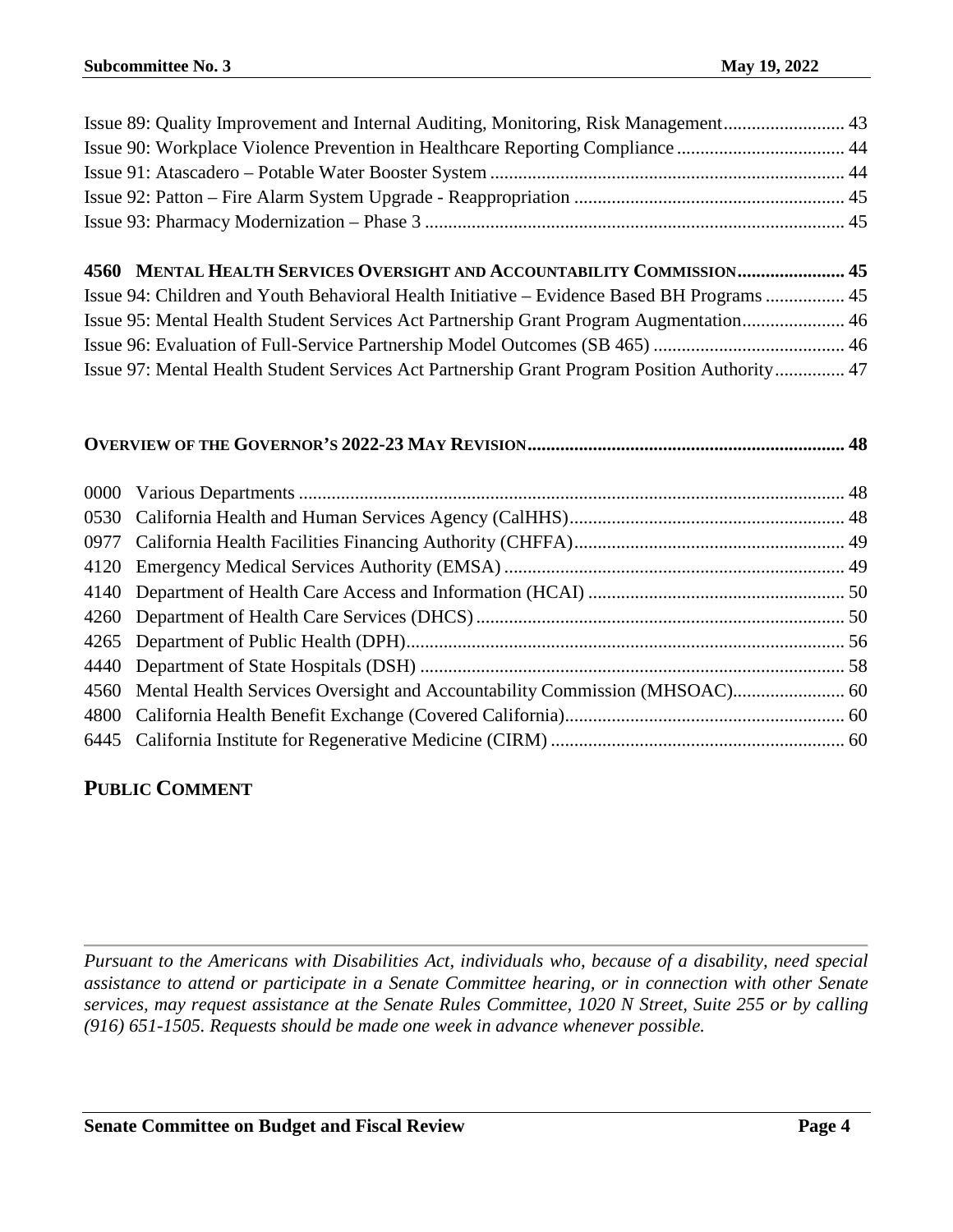Issue 89: Quality Improvement and Internal Auditing, Monitoring, Risk Management.......................... 43
Issue 90: Workplace Violence Prevention in Healthcare Reporting Compliance .................................... 44
Issue 91: Atascadero – Potable Water Booster System ........................................................................... 44
Issue 92: Patton – Fire Alarm System Upgrade - Reappropriation .......................................................... 45
Issue 93: Pharmacy Modernization – Phase 3 .......................................................................................... 45

**4560 MENTAL HEALTH SERVICES OVERSIGHT AND ACCOUNTABILITY COMMISSION....................... 45**
Issue 94: Children and Youth Behavioral Health Initiative – Evidence Based BH Programs ................. 45
Issue 95: Mental Health Student Services Act Partnership Grant Program Augmentation...................... 46
Issue 96: Evaluation of Full-Service Partnership Model Outcomes (SB 465) ......................................... 46
Issue 97: Mental Health Student Services Act Partnership Grant Program Position Authority............... 47

**OVERVIEW OF THE GOVERNOR'S 2022-23 MAY REVISION.................................................................... 48**

0000 Various Departments ..................................................................................................... 48
0530 California Health and Human Services Agency (CalHHS)........................................................... 48
0977 California Health Facilities Financing Authority (CHFFA).......................................................... 49
4120 Emergency Medical Services Authority (EMSA) ......................................................................... 49
4140 Department of Health Care Access and Information (HCAI) ....................................................... 50
4260 Department of Health Care Services (DHCS) ............................................................................... 50
4265 Department of Public Health (DPH).............................................................................................. 56
4440 Department of State Hospitals (DSH) ........................................................................................... 58
4560 Mental Health Services Oversight and Accountability Commission (MHSOAC)........................ 60
4800 California Health Benefit Exchange (Covered California)............................................................ 60
6445 California Institute for Regenerative Medicine (CIRM) ............................................................... 60

## PUBLIC COMMENT

---

*Pursuant to the Americans with Disabilities Act, individuals who, because of a disability, need special assistance to attend or participate in a Senate Committee hearing, or in connection with other Senate services, may request assistance at the Senate Rules Committee, 1020 N Street, Suite 255 or by calling (916) 651-1505. Requests should be made one week in advance whenever possible.*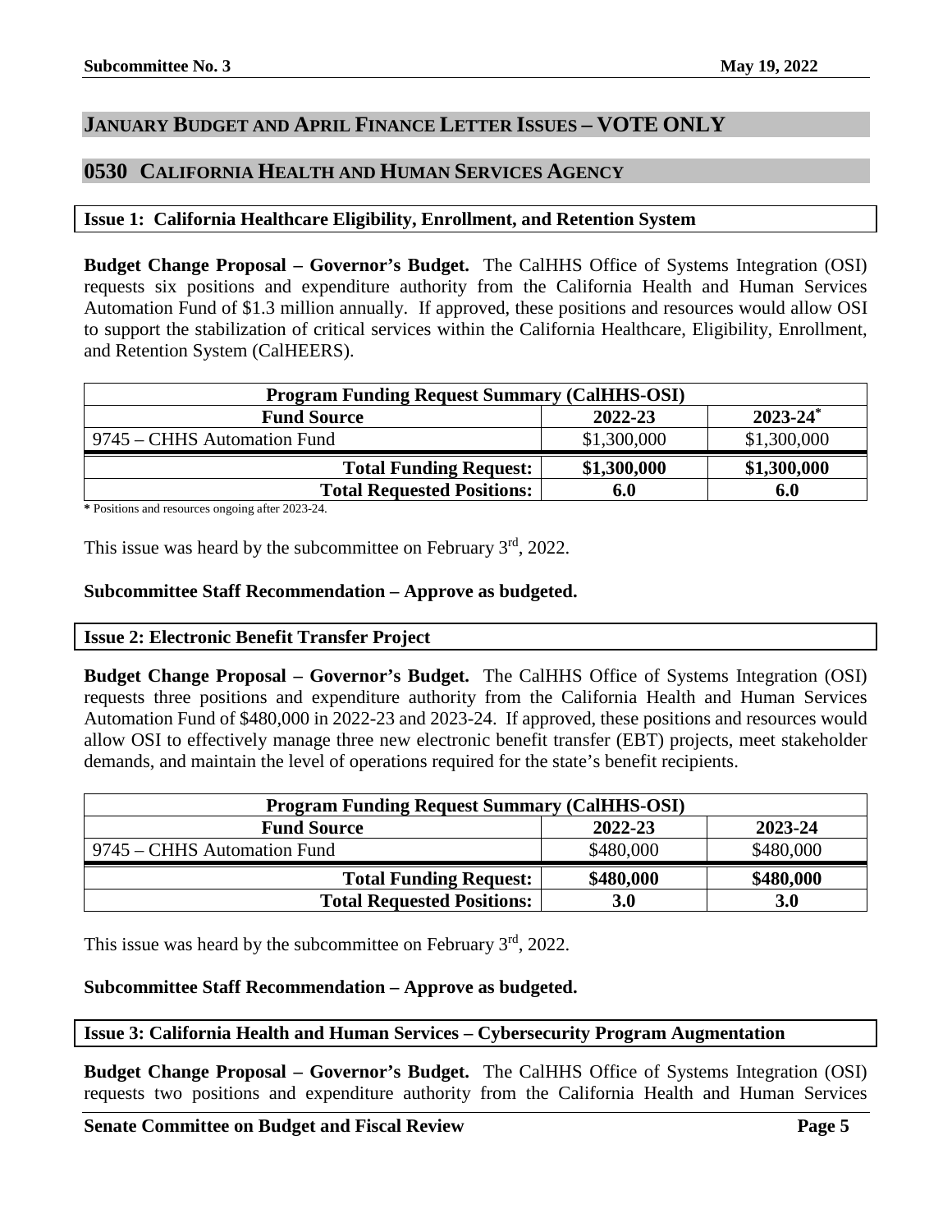## JANUARY BUDGET AND APRIL FINANCE LETTER ISSUES – VOTE ONLY

## 0530 CALIFORNIA HEALTH AND HUMAN SERVICES AGENCY

### Issue 1: California Healthcare Eligibility, Enrollment, and Retention System

**Budget Change Proposal – Governor's Budget.** The CalHHS Office of Systems Integration (OSI) requests six positions and expenditure authority from the California Health and Human Services Automation Fund of $1.3 million annually. If approved, these positions and resources would allow OSI to support the stabilization of critical services within the California Healthcare, Eligibility, Enrollment, and Retention System (CalHEERS).

| Program Funding Request Summary (CalHHS-OSI) | | |
|---|---|---|
| **Fund Source** | **2022-23** | **2023-24*** |
| 9745 – CHHS Automation Fund | $1,300,000 | $1,300,000 |
| **Total Funding Request:** | **$1,300,000** | **$1,300,000** |
| **Total Requested Positions:** | **6.0** | **6.0** |

**\*** Positions and resources ongoing after 2023-24.

This issue was heard by the subcommittee on February 3rd, 2022.

**Subcommittee Staff Recommendation – Approve as budgeted.**

### Issue 2: Electronic Benefit Transfer Project

**Budget Change Proposal – Governor's Budget.** The CalHHS Office of Systems Integration (OSI) requests three positions and expenditure authority from the California Health and Human Services Automation Fund of $480,000 in 2022-23 and 2023-24. If approved, these positions and resources would allow OSI to effectively manage three new electronic benefit transfer (EBT) projects, meet stakeholder demands, and maintain the level of operations required for the state's benefit recipients.

| Program Funding Request Summary (CalHHS-OSI) | | |
|---|---|---|
| **Fund Source** | **2022-23** | **2023-24** |
| 9745 – CHHS Automation Fund | $480,000 | $480,000 |
| **Total Funding Request:** | **$480,000** | **$480,000** |
| **Total Requested Positions:** | **3.0** | **3.0** |

This issue was heard by the subcommittee on February 3rd, 2022.

**Subcommittee Staff Recommendation – Approve as budgeted.**

### Issue 3: California Health and Human Services – Cybersecurity Program Augmentation

**Budget Change Proposal – Governor's Budget.** The CalHHS Office of Systems Integration (OSI) requests two positions and expenditure authority from the California Health and Human Services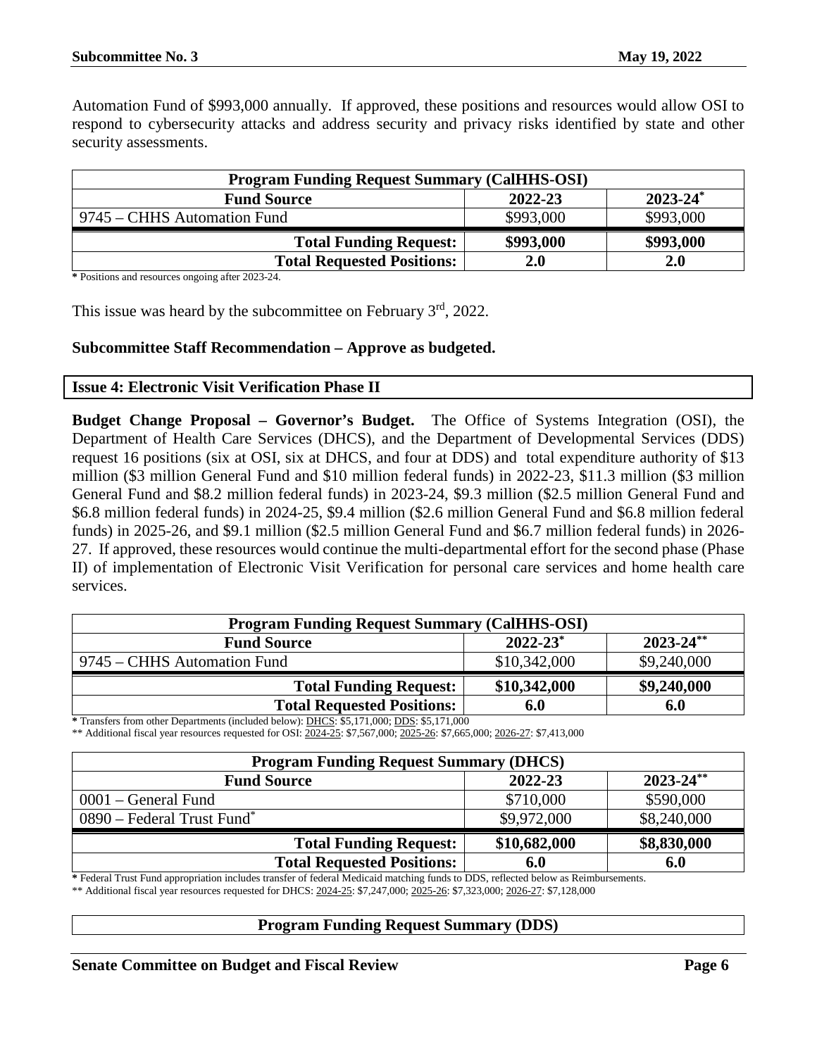Automation Fund of $993,000 annually. If approved, these positions and resources would allow OSI to respond to cybersecurity attacks and address security and privacy risks identified by state and other security assessments.

| Program Funding Request Summary (CalHHS-OSI) | | |
|---|---|---|
| **Fund Source** | **2022-23** | **2023-24*** |
| 9745 – CHHS Automation Fund | $993,000 | $993,000 |
| **Total Funding Request:** | **$993,000** | **$993,000** |
| **Total Requested Positions:** | **2.0** | **2.0** |

**\*** Positions and resources ongoing after 2023-24.

This issue was heard by the subcommittee on February 3rd, 2022.

**Subcommittee Staff Recommendation – Approve as budgeted.**

## Issue 4: Electronic Visit Verification Phase II

**Budget Change Proposal – Governor's Budget.** The Office of Systems Integration (OSI), the Department of Health Care Services (DHCS), and the Department of Developmental Services (DDS) request 16 positions (six at OSI, six at DHCS, and four at DDS) and total expenditure authority of $13 million ($3 million General Fund and $10 million federal funds) in 2022-23, $11.3 million ($3 million General Fund and $8.2 million federal funds) in 2023-24, $9.3 million ($2.5 million General Fund and $6.8 million federal funds) in 2024-25, $9.4 million ($2.6 million General Fund and $6.8 million federal funds) in 2025-26, and $9.1 million ($2.5 million General Fund and $6.7 million federal funds) in 2026-27. If approved, these resources would continue the multi-departmental effort for the second phase (Phase II) of implementation of Electronic Visit Verification for personal care services and home health care services.

| Program Funding Request Summary (CalHHS-OSI) | | |
|---|---|---|
| **Fund Source** | **2022-23*** | **2023-24**** |
| 9745 – CHHS Automation Fund | $10,342,000 | $9,240,000 |
| **Total Funding Request:** | **$10,342,000** | **$9,240,000** |
| **Total Requested Positions:** | **6.0** | **6.0** |

**\*** Transfers from other Departments (included below): DHCS: $5,171,000; DDS: $5,171,000

\** Additional fiscal year resources requested for OSI: 2024-25: $7,567,000; 2025-26: $7,665,000; 2026-27: $7,413,000

| Program Funding Request Summary (DHCS) | | |
|---|---|---|
| **Fund Source** | **2022-23** | **2023-24**** |
| 0001 – General Fund | $710,000 | $590,000 |
| 0890 – Federal Trust Fund* | $9,972,000 | $8,240,000 |
| **Total Funding Request:** | **$10,682,000** | **$8,830,000** |
| **Total Requested Positions:** | **6.0** | **6.0** |

**\*** Federal Trust Fund appropriation includes transfer of federal Medicaid matching funds to DDS, reflected below as Reimbursements.

\** Additional fiscal year resources requested for DHCS: 2024-25: $7,247,000; 2025-26: $7,323,000; 2026-27: $7,128,000

| Program Funding Request Summary (DDS) |
|---|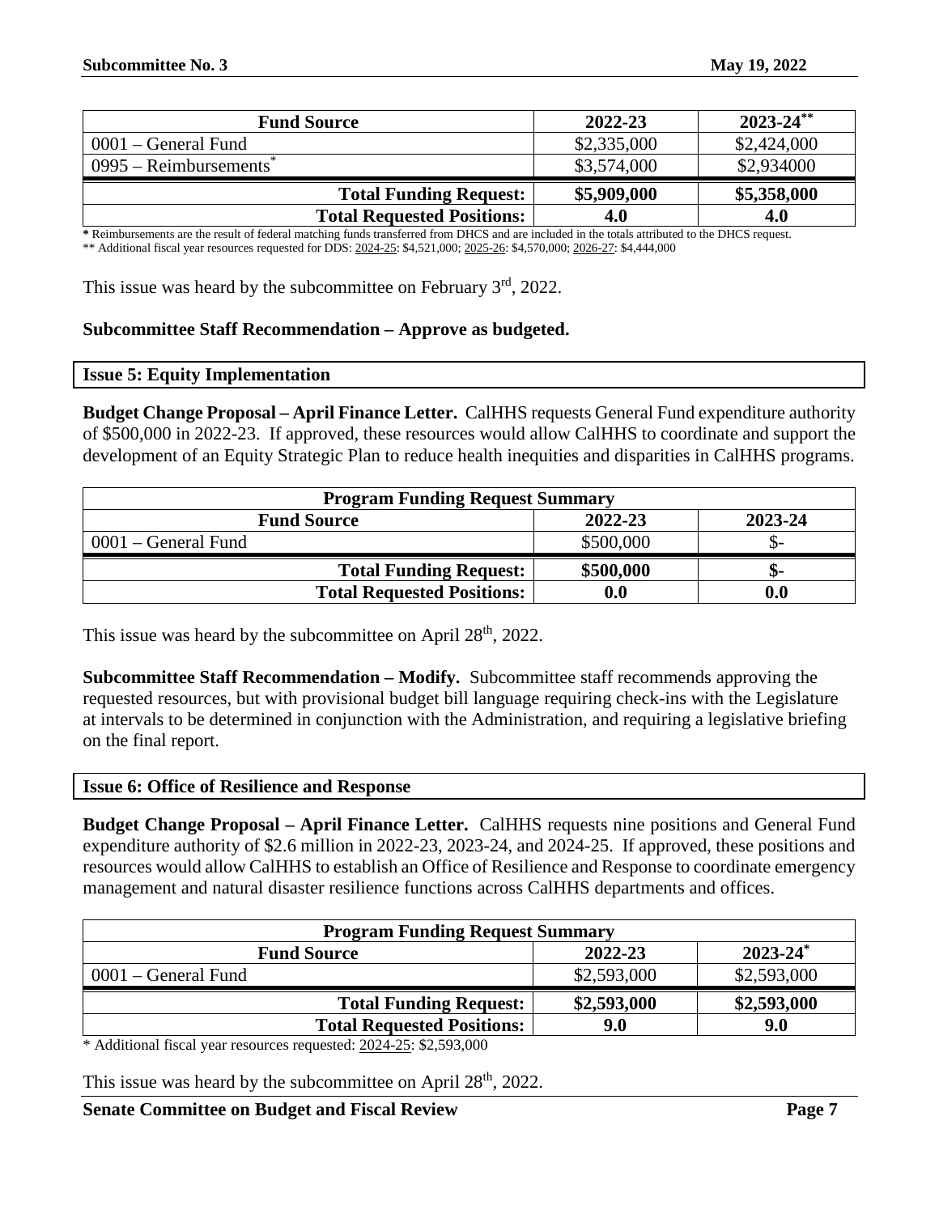| Fund Source | 2022-23 | 2023-24[**] |
|---|---|---|
| 0001 – General Fund | $2,335,000 | $2,424,000 |
| 0995 – Reimbursements[*] | $3,574,000 | $2,934000 |
| **Total Funding Request:** | **$5,909,000** | **$5,358,000** |
| **Total Requested Positions:** | **4.0** | **4.0** |

**\*** Reimbursements are the result of federal matching funds transferred from DHCS and are included in the totals attributed to the DHCS request.
** Additional fiscal year resources requested for DDS: 2024-25: $4,521,000; 2025-26: $4,570,000; 2026-27: $4,444,000

This issue was heard by the subcommittee on February 3rd, 2022.

**Subcommittee Staff Recommendation – Approve as budgeted.**

## Issue 5: Equity Implementation

**Budget Change Proposal – April Finance Letter.** CalHHS requests General Fund expenditure authority of $500,000 in 2022-23. If approved, these resources would allow CalHHS to coordinate and support the development of an Equity Strategic Plan to reduce health inequities and disparities in CalHHS programs.

| Program Funding Request Summary | | |
|---|---|---|
| **Fund Source** | **2022-23** | **2023-24** |
| 0001 – General Fund | $500,000 | $- |
| **Total Funding Request:** | **$500,000** | **$-** |
| **Total Requested Positions:** | **0.0** | **0.0** |

This issue was heard by the subcommittee on April 28th, 2022.

**Subcommittee Staff Recommendation – Modify.** Subcommittee staff recommends approving the requested resources, but with provisional budget bill language requiring check-ins with the Legislature at intervals to be determined in conjunction with the Administration, and requiring a legislative briefing on the final report.

## Issue 6: Office of Resilience and Response

**Budget Change Proposal – April Finance Letter.** CalHHS requests nine positions and General Fund expenditure authority of $2.6 million in 2022-23, 2023-24, and 2024-25. If approved, these positions and resources would allow CalHHS to establish an Office of Resilience and Response to coordinate emergency management and natural disaster resilience functions across CalHHS departments and offices.

| Program Funding Request Summary | | |
|---|---|---|
| **Fund Source** | **2022-23** | **2023-24[*]** |
| 0001 – General Fund | $2,593,000 | $2,593,000 |
| **Total Funding Request:** | **$2,593,000** | **$2,593,000** |
| **Total Requested Positions:** | **9.0** | **9.0** |

\* Additional fiscal year resources requested: 2024-25: $2,593,000

This issue was heard by the subcommittee on April 28th, 2022.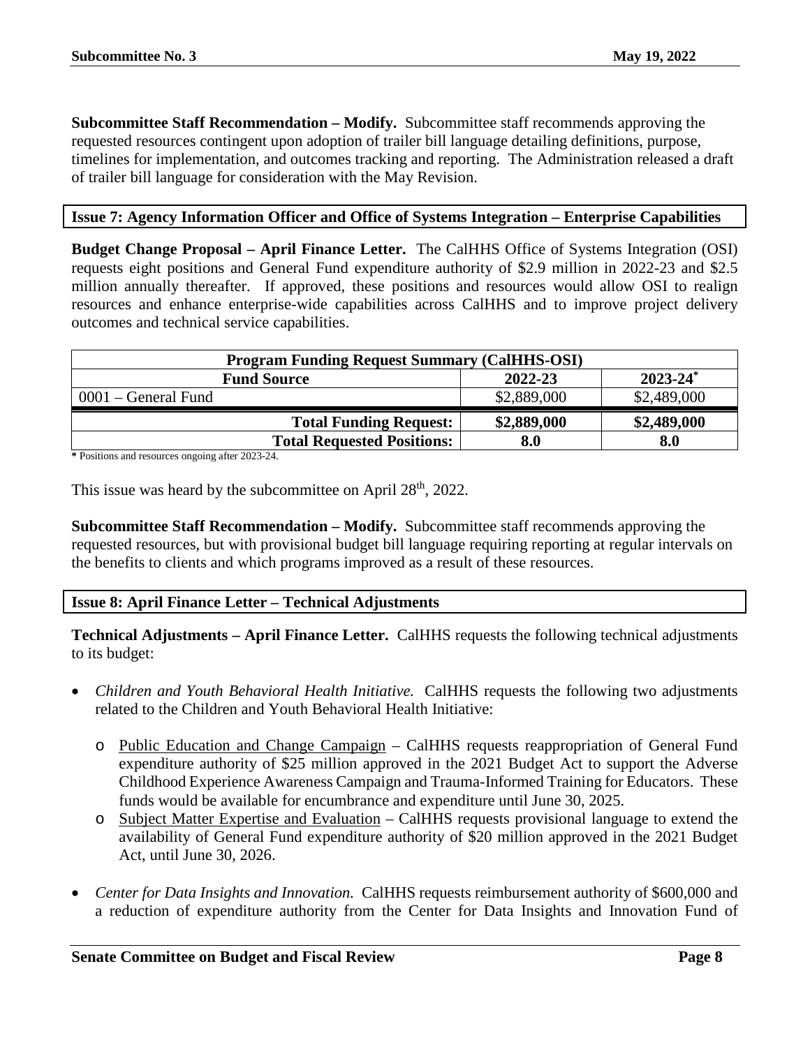**Subcommittee Staff Recommendation – Modify.** Subcommittee staff recommends approving the requested resources contingent upon adoption of trailer bill language detailing definitions, purpose, timelines for implementation, and outcomes tracking and reporting. The Administration released a draft of trailer bill language for consideration with the May Revision.

## Issue 7: Agency Information Officer and Office of Systems Integration – Enterprise Capabilities

**Budget Change Proposal – April Finance Letter.** The CalHHS Office of Systems Integration (OSI) requests eight positions and General Fund expenditure authority of $2.9 million in 2022-23 and $2.5 million annually thereafter. If approved, these positions and resources would allow OSI to realign resources and enhance enterprise-wide capabilities across CalHHS and to improve project delivery outcomes and technical service capabilities.

| Program Funding Request Summary (CalHHS-OSI) | | |
|---|---|---|
| **Fund Source** | **2022-23** | **2023-24*** |
| 0001 – General Fund | $2,889,000 | $2,489,000 |
| **Total Funding Request:** | **$2,889,000** | **$2,489,000** |
| **Total Requested Positions:** | **8.0** | **8.0** |

**\*** Positions and resources ongoing after 2023-24.

This issue was heard by the subcommittee on April 28th, 2022.

**Subcommittee Staff Recommendation – Modify.** Subcommittee staff recommends approving the requested resources, but with provisional budget bill language requiring reporting at regular intervals on the benefits to clients and which programs improved as a result of these resources.

## Issue 8: April Finance Letter – Technical Adjustments

**Technical Adjustments – April Finance Letter.** CalHHS requests the following technical adjustments to its budget:

- *Children and Youth Behavioral Health Initiative.* CalHHS requests the following two adjustments related to the Children and Youth Behavioral Health Initiative:
  - Public Education and Change Campaign – CalHHS requests reappropriation of General Fund expenditure authority of $25 million approved in the 2021 Budget Act to support the Adverse Childhood Experience Awareness Campaign and Trauma-Informed Training for Educators. These funds would be available for encumbrance and expenditure until June 30, 2025.
  - Subject Matter Expertise and Evaluation – CalHHS requests provisional language to extend the availability of General Fund expenditure authority of $20 million approved in the 2021 Budget Act, until June 30, 2026.
- *Center for Data Insights and Innovation.* CalHHS requests reimbursement authority of $600,000 and a reduction of expenditure authority from the Center for Data Insights and Innovation Fund of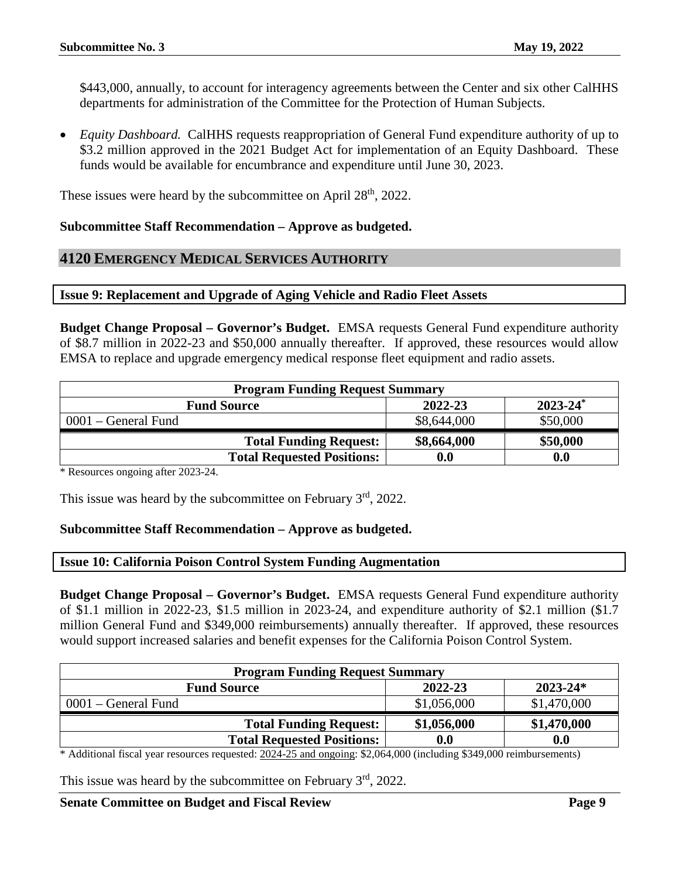$443,000, annually, to account for interagency agreements between the Center and six other CalHHS departments for administration of the Committee for the Protection of Human Subjects.

- *Equity Dashboard.* CalHHS requests reappropriation of General Fund expenditure authority of up to $3.2 million approved in the 2021 Budget Act for implementation of an Equity Dashboard. These funds would be available for encumbrance and expenditure until June 30, 2023.

These issues were heard by the subcommittee on April 28th, 2022.

**Subcommittee Staff Recommendation – Approve as budgeted.**

## 4120 EMERGENCY MEDICAL SERVICES AUTHORITY

### Issue 9: Replacement and Upgrade of Aging Vehicle and Radio Fleet Assets

**Budget Change Proposal – Governor's Budget.** EMSA requests General Fund expenditure authority of $8.7 million in 2022-23 and $50,000 annually thereafter. If approved, these resources would allow EMSA to replace and upgrade emergency medical response fleet equipment and radio assets.

| Program Funding Request Summary | | |
|---|---|---|
| **Fund Source** | **2022-23** | **2023-24*** |
| 0001 – General Fund | $8,644,000 | $50,000 |
| **Total Funding Request:** | **$8,664,000** | **$50,000** |
| **Total Requested Positions:** | **0.0** | **0.0** |

\* Resources ongoing after 2023-24.

This issue was heard by the subcommittee on February 3rd, 2022.

**Subcommittee Staff Recommendation – Approve as budgeted.**

### Issue 10: California Poison Control System Funding Augmentation

**Budget Change Proposal – Governor's Budget.** EMSA requests General Fund expenditure authority of $1.1 million in 2022-23, $1.5 million in 2023-24, and expenditure authority of $2.1 million ($1.7 million General Fund and $349,000 reimbursements) annually thereafter. If approved, these resources would support increased salaries and benefit expenses for the California Poison Control System.

| Program Funding Request Summary | | |
|---|---|---|
| **Fund Source** | **2022-23** | **2023-24*** |
| 0001 – General Fund | $1,056,000 | $1,470,000 |
| **Total Funding Request:** | **$1,056,000** | **$1,470,000** |
| **Total Requested Positions:** | **0.0** | **0.0** |

\* Additional fiscal year resources requested: 2024-25 and ongoing: $2,064,000 (including $349,000 reimbursements)

This issue was heard by the subcommittee on February 3rd, 2022.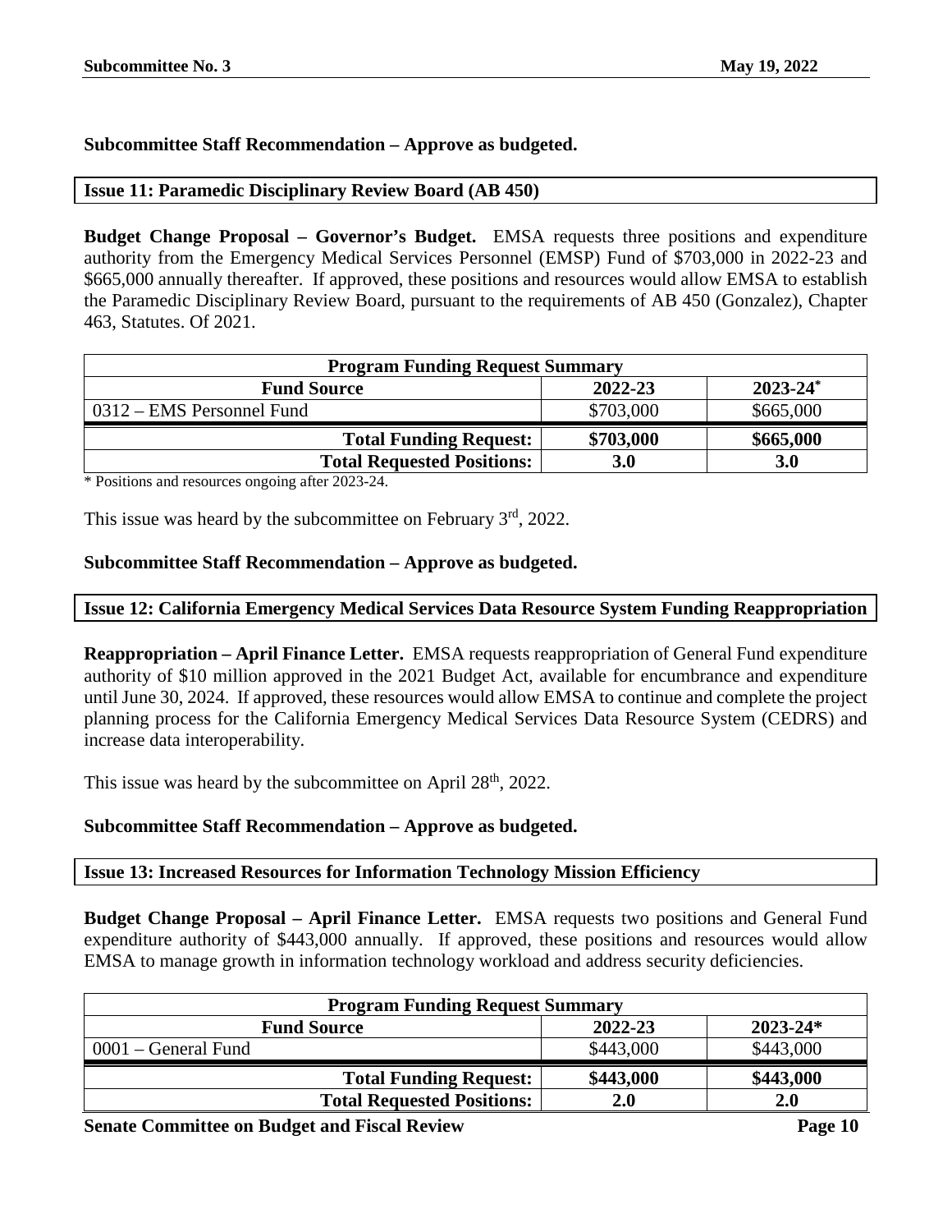**Subcommittee Staff Recommendation – Approve as budgeted.**

## Issue 11: Paramedic Disciplinary Review Board (AB 450)

**Budget Change Proposal – Governor's Budget.** EMSA requests three positions and expenditure authority from the Emergency Medical Services Personnel (EMSP) Fund of $703,000 in 2022-23 and $665,000 annually thereafter. If approved, these positions and resources would allow EMSA to establish the Paramedic Disciplinary Review Board, pursuant to the requirements of AB 450 (Gonzalez), Chapter 463, Statutes. Of 2021.

| Program Funding Request Summary | | |
|---|---|---|
| **Fund Source** | **2022-23** | **2023-24*** |
| 0312 – EMS Personnel Fund | $703,000 | $665,000 |
| **Total Funding Request:** | **$703,000** | **$665,000** |
| **Total Requested Positions:** | **3.0** | **3.0** |

\* Positions and resources ongoing after 2023-24.

This issue was heard by the subcommittee on February 3rd, 2022.

**Subcommittee Staff Recommendation – Approve as budgeted.**

## Issue 12: California Emergency Medical Services Data Resource System Funding Reappropriation

**Reappropriation – April Finance Letter.** EMSA requests reappropriation of General Fund expenditure authority of $10 million approved in the 2021 Budget Act, available for encumbrance and expenditure until June 30, 2024. If approved, these resources would allow EMSA to continue and complete the project planning process for the California Emergency Medical Services Data Resource System (CEDRS) and increase data interoperability.

This issue was heard by the subcommittee on April 28th, 2022.

**Subcommittee Staff Recommendation – Approve as budgeted.**

## Issue 13: Increased Resources for Information Technology Mission Efficiency

**Budget Change Proposal – April Finance Letter.** EMSA requests two positions and General Fund expenditure authority of $443,000 annually. If approved, these positions and resources would allow EMSA to manage growth in information technology workload and address security deficiencies.

| Program Funding Request Summary | | |
|---|---|---|
| **Fund Source** | **2022-23** | **2023-24*** |
| 0001 – General Fund | $443,000 | $443,000 |
| **Total Funding Request:** | **$443,000** | **$443,000** |
| **Total Requested Positions:** | **2.0** | **2.0** |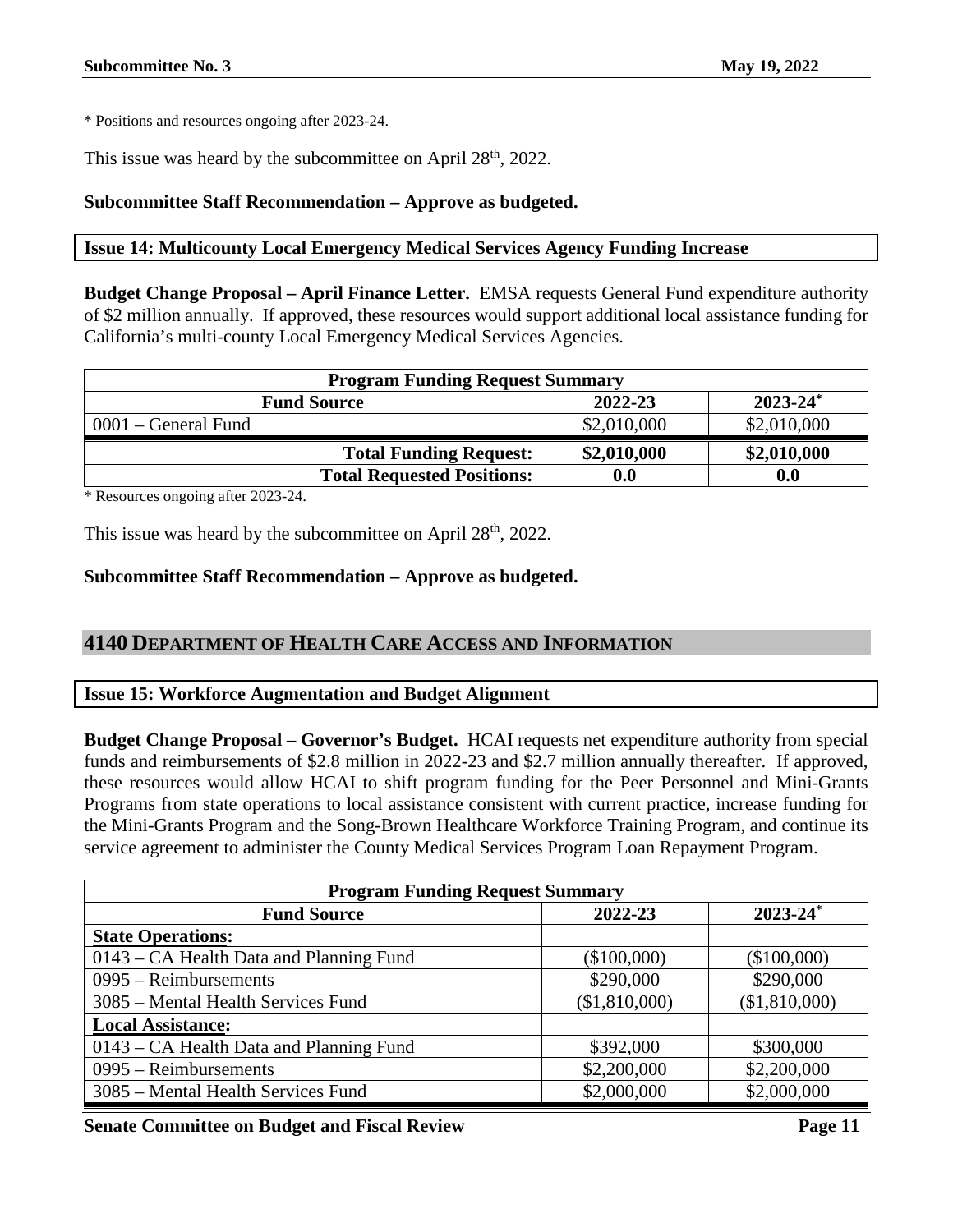* Positions and resources ongoing after 2023-24.

This issue was heard by the subcommittee on April 28th, 2022.

**Subcommittee Staff Recommendation – Approve as budgeted.**

**Issue 14: Multicounty Local Emergency Medical Services Agency Funding Increase**

**Budget Change Proposal – April Finance Letter.** EMSA requests General Fund expenditure authority of $2 million annually. If approved, these resources would support additional local assistance funding for California's multi-county Local Emergency Medical Services Agencies.

| Program Funding Request Summary | | |
|---|---|---|
| **Fund Source** | **2022-23** | **2023-24*** |
| 0001 – General Fund | $2,010,000 | $2,010,000 |
| **Total Funding Request:** | **$2,010,000** | **$2,010,000** |
| **Total Requested Positions:** | **0.0** | **0.0** |

* Resources ongoing after 2023-24.

This issue was heard by the subcommittee on April 28th, 2022.

**Subcommittee Staff Recommendation – Approve as budgeted.**

## 4140 Department of Health Care Access and Information

**Issue 15: Workforce Augmentation and Budget Alignment**

**Budget Change Proposal – Governor's Budget.** HCAI requests net expenditure authority from special funds and reimbursements of $2.8 million in 2022-23 and $2.7 million annually thereafter. If approved, these resources would allow HCAI to shift program funding for the Peer Personnel and Mini-Grants Programs from state operations to local assistance consistent with current practice, increase funding for the Mini-Grants Program and the Song-Brown Healthcare Workforce Training Program, and continue its service agreement to administer the County Medical Services Program Loan Repayment Program.

| Program Funding Request Summary | | |
|---|---|---|
| **Fund Source** | **2022-23** | **2023-24*** |
| **State Operations:** | | |
| 0143 – CA Health Data and Planning Fund | ($100,000) | ($100,000) |
| 0995 – Reimbursements | $290,000 | $290,000 |
| 3085 – Mental Health Services Fund | ($1,810,000) | ($1,810,000) |
| **Local Assistance:** | | |
| 0143 – CA Health Data and Planning Fund | $392,000 | $300,000 |
| 0995 – Reimbursements | $2,200,000 | $2,200,000 |
| 3085 – Mental Health Services Fund | $2,000,000 | $2,000,000 |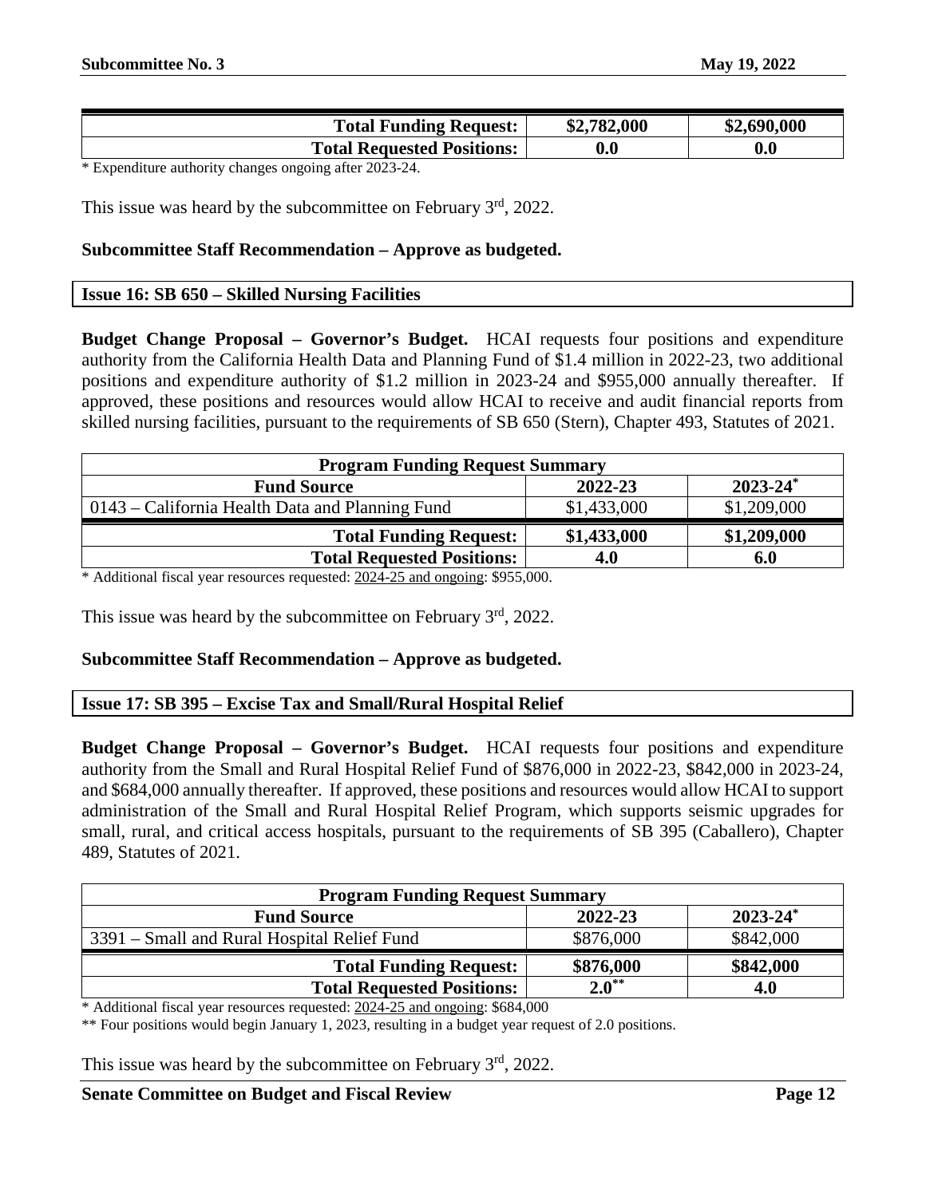| | | |
|---|---|---|
| **Total Funding Request:** | **$2,782,000** | **$2,690,000** |
| **Total Requested Positions:** | **0.0** | **0.0** |

* Expenditure authority changes ongoing after 2023-24.

This issue was heard by the subcommittee on February 3rd, 2022.

**Subcommittee Staff Recommendation – Approve as budgeted.**

## Issue 16: SB 650 – Skilled Nursing Facilities

**Budget Change Proposal – Governor's Budget.** HCAI requests four positions and expenditure authority from the California Health Data and Planning Fund of $1.4 million in 2022-23, two additional positions and expenditure authority of $1.2 million in 2023-24 and $955,000 annually thereafter. If approved, these positions and resources would allow HCAI to receive and audit financial reports from skilled nursing facilities, pursuant to the requirements of SB 650 (Stern), Chapter 493, Statutes of 2021.

| **Program Funding Request Summary** | | |
|---|---|---|
| **Fund Source** | **2022-23** | **2023-24*** |
| 0143 – California Health Data and Planning Fund | $1,433,000 | $1,209,000 |
| **Total Funding Request:** | **$1,433,000** | **$1,209,000** |
| **Total Requested Positions:** | **4.0** | **6.0** |

* Additional fiscal year resources requested: 2024-25 and ongoing: $955,000.

This issue was heard by the subcommittee on February 3rd, 2022.

**Subcommittee Staff Recommendation – Approve as budgeted.**

## Issue 17: SB 395 – Excise Tax and Small/Rural Hospital Relief

**Budget Change Proposal – Governor's Budget.** HCAI requests four positions and expenditure authority from the Small and Rural Hospital Relief Fund of $876,000 in 2022-23, $842,000 in 2023-24, and $684,000 annually thereafter. If approved, these positions and resources would allow HCAI to support administration of the Small and Rural Hospital Relief Program, which supports seismic upgrades for small, rural, and critical access hospitals, pursuant to the requirements of SB 395 (Caballero), Chapter 489, Statutes of 2021.

| **Program Funding Request Summary** | | |
|---|---|---|
| **Fund Source** | **2022-23** | **2023-24*** |
| 3391 – Small and Rural Hospital Relief Fund | $876,000 | $842,000 |
| **Total Funding Request:** | **$876,000** | **$842,000** |
| **Total Requested Positions:** | **2.0**** | **4.0** |

* Additional fiscal year resources requested: 2024-25 and ongoing: $684,000

** Four positions would begin January 1, 2023, resulting in a budget year request of 2.0 positions.

This issue was heard by the subcommittee on February 3rd, 2022.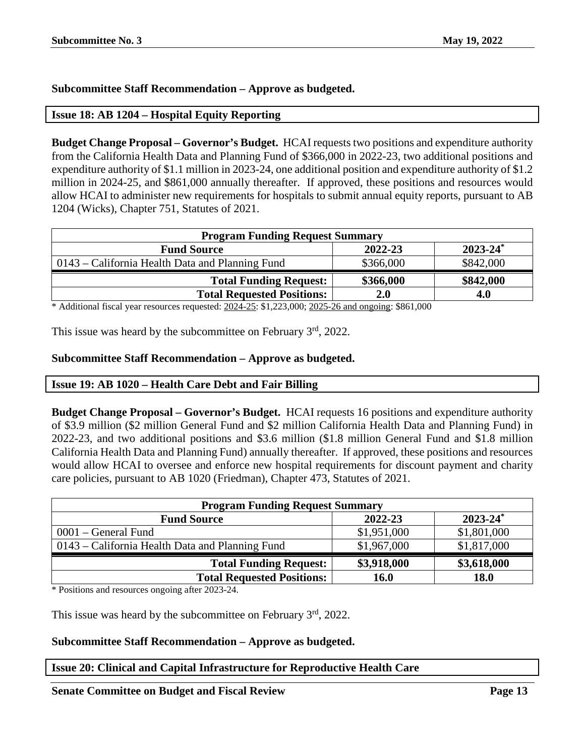**Subcommittee Staff Recommendation – Approve as budgeted.**

### Issue 18: AB 1204 – Hospital Equity Reporting

**Budget Change Proposal – Governor's Budget.** HCAI requests two positions and expenditure authority from the California Health Data and Planning Fund of $366,000 in 2022-23, two additional positions and expenditure authority of $1.1 million in 2023-24, one additional position and expenditure authority of $1.2 million in 2024-25, and $861,000 annually thereafter. If approved, these positions and resources would allow HCAI to administer new requirements for hospitals to submit annual equity reports, pursuant to AB 1204 (Wicks), Chapter 751, Statutes of 2021.

| Program Funding Request Summary | | |
|---|---|---|
| **Fund Source** | **2022-23** | **2023-24*** |
| 0143 – California Health Data and Planning Fund | $366,000 | $842,000 |
| **Total Funding Request:** | **$366,000** | **$842,000** |
| **Total Requested Positions:** | **2.0** | **4.0** |

\* Additional fiscal year resources requested: 2024-25: $1,223,000; 2025-26 and ongoing: $861,000

This issue was heard by the subcommittee on February 3rd, 2022.

**Subcommittee Staff Recommendation – Approve as budgeted.**

### Issue 19: AB 1020 – Health Care Debt and Fair Billing

**Budget Change Proposal – Governor's Budget.** HCAI requests 16 positions and expenditure authority of $3.9 million ($2 million General Fund and $2 million California Health Data and Planning Fund) in 2022-23, and two additional positions and $3.6 million ($1.8 million General Fund and $1.8 million California Health Data and Planning Fund) annually thereafter. If approved, these positions and resources would allow HCAI to oversee and enforce new hospital requirements for discount payment and charity care policies, pursuant to AB 1020 (Friedman), Chapter 473, Statutes of 2021.

| Program Funding Request Summary | | |
|---|---|---|
| **Fund Source** | **2022-23** | **2023-24*** |
| 0001 – General Fund | $1,951,000 | $1,801,000 |
| 0143 – California Health Data and Planning Fund | $1,967,000 | $1,817,000 |
| **Total Funding Request:** | **$3,918,000** | **$3,618,000** |
| **Total Requested Positions:** | **16.0** | **18.0** |

\* Positions and resources ongoing after 2023-24.

This issue was heard by the subcommittee on February 3rd, 2022.

**Subcommittee Staff Recommendation – Approve as budgeted.**

### Issue 20: Clinical and Capital Infrastructure for Reproductive Health Care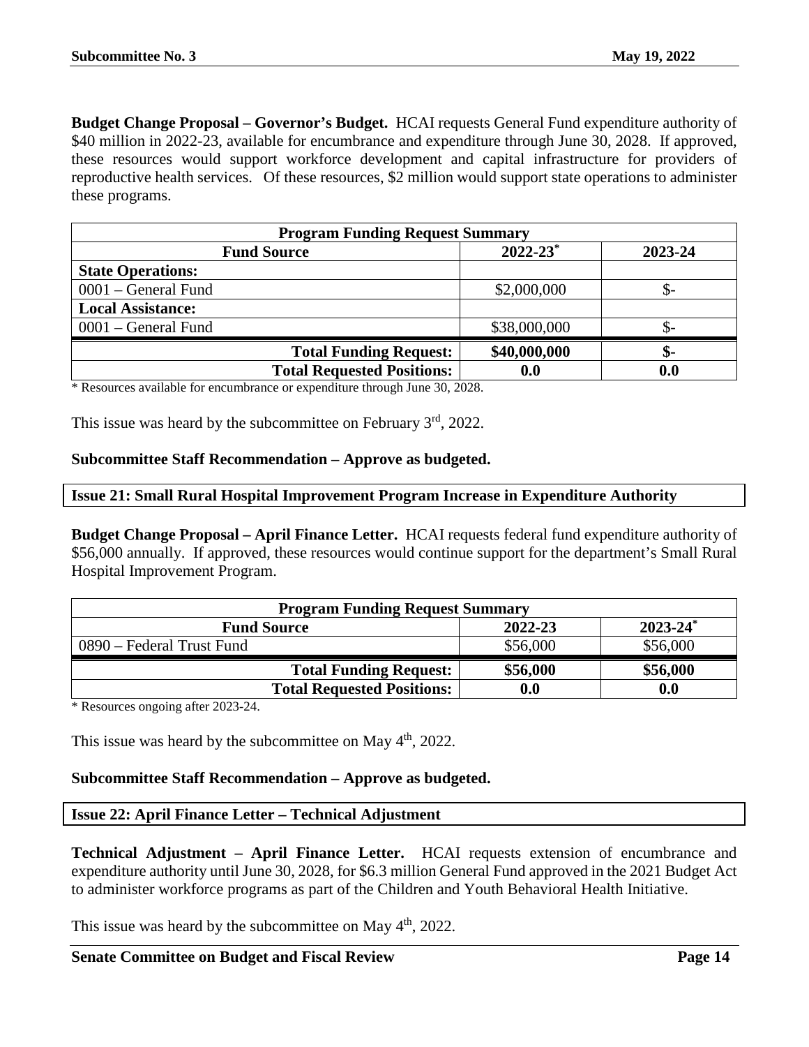**Budget Change Proposal – Governor's Budget.** HCAI requests General Fund expenditure authority of $40 million in 2022-23, available for encumbrance and expenditure through June 30, 2028. If approved, these resources would support workforce development and capital infrastructure for providers of reproductive health services. Of these resources, $2 million would support state operations to administer these programs.

| Program Funding Request Summary | | |
|---|---|---|
| **Fund Source** | **2022-23*** | **2023-24** |
| **State Operations:** | | |
| 0001 – General Fund | $2,000,000 | $- |
| **Local Assistance:** | | |
| 0001 – General Fund | $38,000,000 | $- |
| **Total Funding Request:** | **$40,000,000** | **$-** |
| **Total Requested Positions:** | **0.0** | **0.0** |

* Resources available for encumbrance or expenditure through June 30, 2028.

This issue was heard by the subcommittee on February 3rd, 2022.

**Subcommittee Staff Recommendation – Approve as budgeted.**

## Issue 21: Small Rural Hospital Improvement Program Increase in Expenditure Authority

**Budget Change Proposal – April Finance Letter.** HCAI requests federal fund expenditure authority of $56,000 annually. If approved, these resources would continue support for the department's Small Rural Hospital Improvement Program.

| Program Funding Request Summary | | |
|---|---|---|
| **Fund Source** | **2022-23** | **2023-24*** |
| 0890 – Federal Trust Fund | $56,000 | $56,000 |
| **Total Funding Request:** | **$56,000** | **$56,000** |
| **Total Requested Positions:** | **0.0** | **0.0** |

* Resources ongoing after 2023-24.

This issue was heard by the subcommittee on May 4th, 2022.

**Subcommittee Staff Recommendation – Approve as budgeted.**

## Issue 22: April Finance Letter – Technical Adjustment

**Technical Adjustment – April Finance Letter.** HCAI requests extension of encumbrance and expenditure authority until June 30, 2028, for $6.3 million General Fund approved in the 2021 Budget Act to administer workforce programs as part of the Children and Youth Behavioral Health Initiative.

This issue was heard by the subcommittee on May 4th, 2022.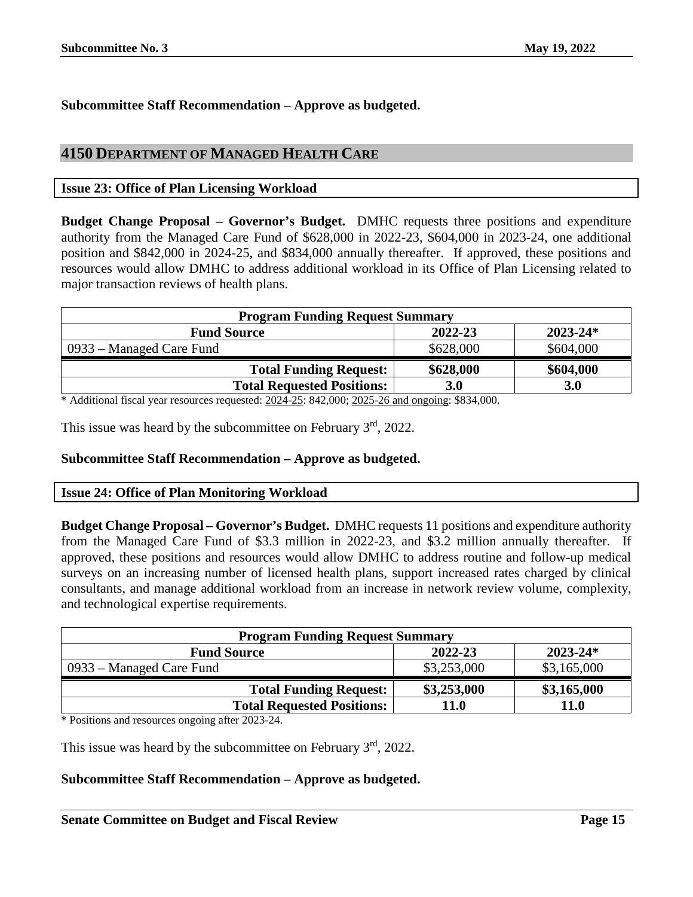**Subcommittee Staff Recommendation – Approve as budgeted.**

## 4150 DEPARTMENT OF MANAGED HEALTH CARE

### Issue 23: Office of Plan Licensing Workload

**Budget Change Proposal – Governor's Budget.** DMHC requests three positions and expenditure authority from the Managed Care Fund of \$628,000 in 2022-23, \$604,000 in 2023-24, one additional position and \$842,000 in 2024-25, and \$834,000 annually thereafter. If approved, these positions and resources would allow DMHC to address additional workload in its Office of Plan Licensing related to major transaction reviews of health plans.

| Program Funding Request Summary | | |
|---|---|---|
| **Fund Source** | **2022-23** | **2023-24*** |
| 0933 – Managed Care Fund | \$628,000 | \$604,000 |
| **Total Funding Request:** | **\$628,000** | **\$604,000** |
| **Total Requested Positions:** | **3.0** | **3.0** |

\* Additional fiscal year resources requested: 2024-25: 842,000; 2025-26 and ongoing: \$834,000.

This issue was heard by the subcommittee on February 3rd, 2022.

**Subcommittee Staff Recommendation – Approve as budgeted.**

### Issue 24: Office of Plan Monitoring Workload

**Budget Change Proposal – Governor's Budget.** DMHC requests 11 positions and expenditure authority from the Managed Care Fund of \$3.3 million in 2022-23, and \$3.2 million annually thereafter. If approved, these positions and resources would allow DMHC to address routine and follow-up medical surveys on an increasing number of licensed health plans, support increased rates charged by clinical consultants, and manage additional workload from an increase in network review volume, complexity, and technological expertise requirements.

| Program Funding Request Summary | | |
|---|---|---|
| **Fund Source** | **2022-23** | **2023-24*** |
| 0933 – Managed Care Fund | \$3,253,000 | \$3,165,000 |
| **Total Funding Request:** | **\$3,253,000** | **\$3,165,000** |
| **Total Requested Positions:** | **11.0** | **11.0** |

\* Positions and resources ongoing after 2023-24.

This issue was heard by the subcommittee on February 3rd, 2022.

**Subcommittee Staff Recommendation – Approve as budgeted.**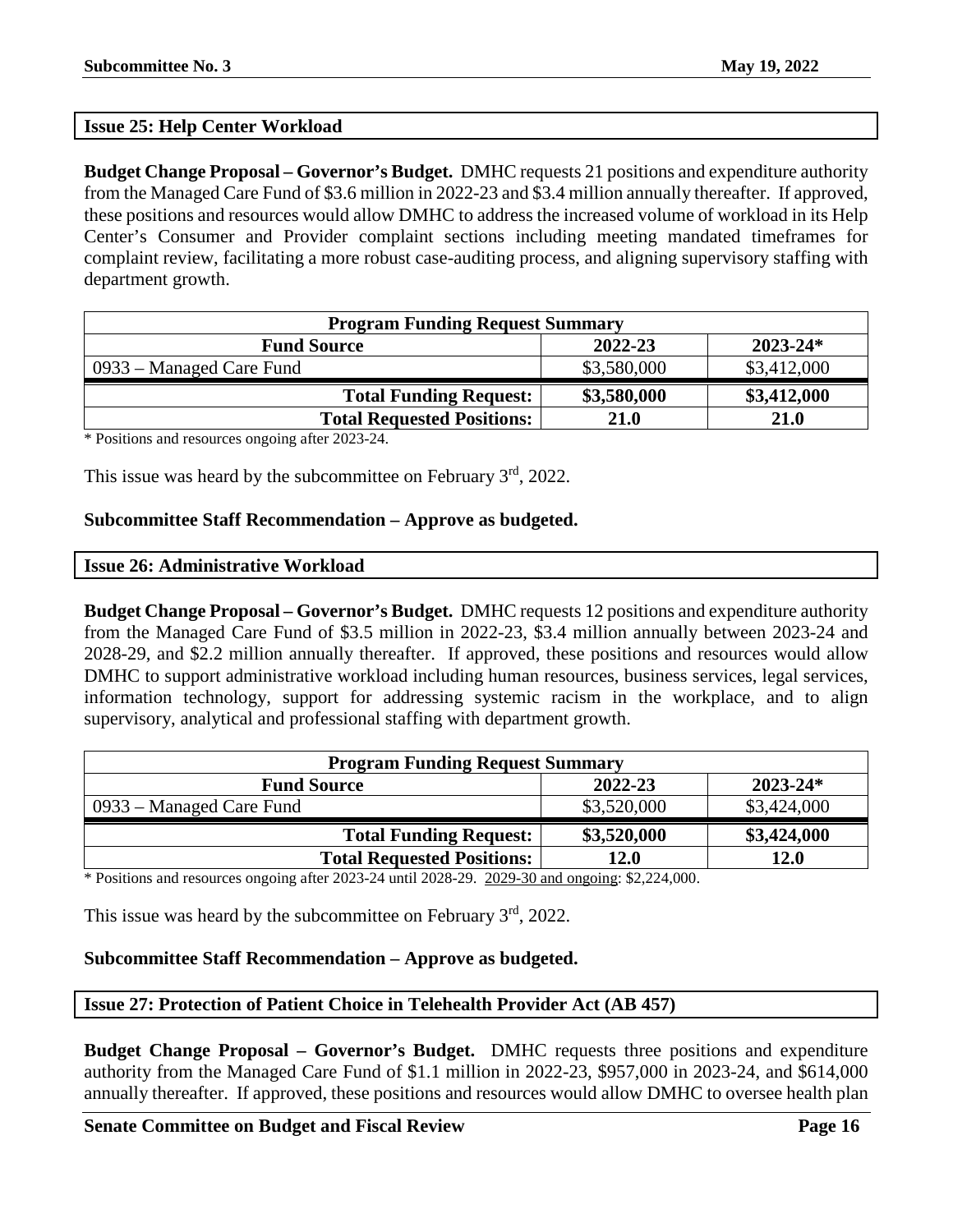## Issue 25: Help Center Workload

**Budget Change Proposal – Governor's Budget.** DMHC requests 21 positions and expenditure authority from the Managed Care Fund of $3.6 million in 2022-23 and $3.4 million annually thereafter. If approved, these positions and resources would allow DMHC to address the increased volume of workload in its Help Center's Consumer and Provider complaint sections including meeting mandated timeframes for complaint review, facilitating a more robust case-auditing process, and aligning supervisory staffing with department growth.

| Program Funding Request Summary | | |
|---|---|---|
| **Fund Source** | **2022-23** | **2023-24*** |
| 0933 – Managed Care Fund | $3,580,000 | $3,412,000 |
| **Total Funding Request:** | **$3,580,000** | **$3,412,000** |
| **Total Requested Positions:** | **21.0** | **21.0** |

\* Positions and resources ongoing after 2023-24.

This issue was heard by the subcommittee on February 3rd, 2022.

**Subcommittee Staff Recommendation – Approve as budgeted.**

## Issue 26: Administrative Workload

**Budget Change Proposal – Governor's Budget.** DMHC requests 12 positions and expenditure authority from the Managed Care Fund of $3.5 million in 2022-23, $3.4 million annually between 2023-24 and 2028-29, and $2.2 million annually thereafter. If approved, these positions and resources would allow DMHC to support administrative workload including human resources, business services, legal services, information technology, support for addressing systemic racism in the workplace, and to align supervisory, analytical and professional staffing with department growth.

| Program Funding Request Summary | | |
|---|---|---|
| **Fund Source** | **2022-23** | **2023-24*** |
| 0933 – Managed Care Fund | $3,520,000 | $3,424,000 |
| **Total Funding Request:** | **$3,520,000** | **$3,424,000** |
| **Total Requested Positions:** | **12.0** | **12.0** |

\* Positions and resources ongoing after 2023-24 until 2028-29. 2029-30 and ongoing: $2,224,000.

This issue was heard by the subcommittee on February 3rd, 2022.

**Subcommittee Staff Recommendation – Approve as budgeted.**

## Issue 27: Protection of Patient Choice in Telehealth Provider Act (AB 457)

**Budget Change Proposal – Governor's Budget.** DMHC requests three positions and expenditure authority from the Managed Care Fund of $1.1 million in 2022-23, $957,000 in 2023-24, and $614,000 annually thereafter. If approved, these positions and resources would allow DMHC to oversee health plan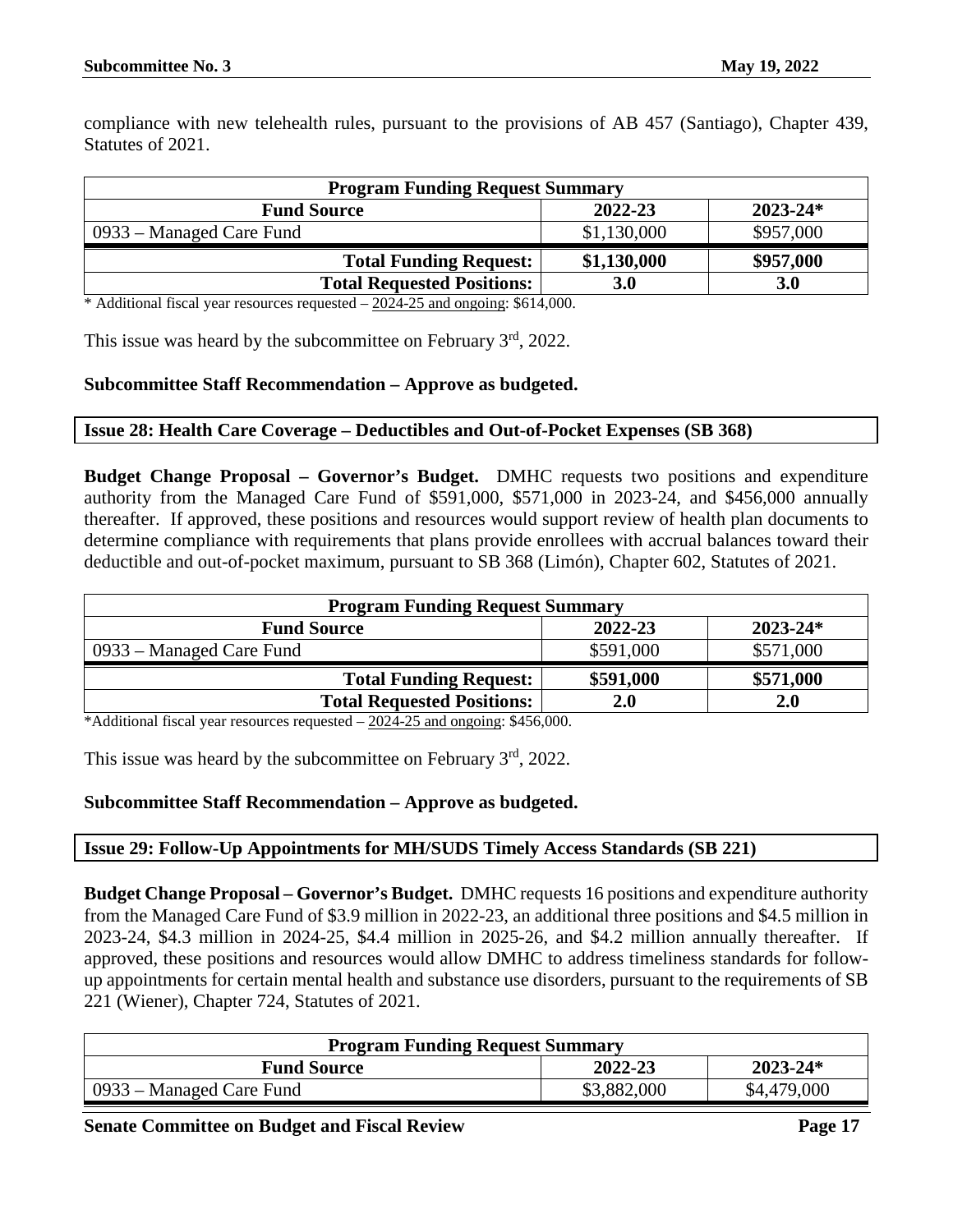compliance with new telehealth rules, pursuant to the provisions of AB 457 (Santiago), Chapter 439, Statutes of 2021.

| Program Funding Request Summary | | |
|---|---|---|
| **Fund Source** | **2022-23** | **2023-24*** |
| 0933 – Managed Care Fund | $1,130,000 | $957,000 |
| **Total Funding Request:** | **$1,130,000** | **$957,000** |
| **Total Requested Positions:** | **3.0** | **3.0** |

\* Additional fiscal year resources requested – 2024-25 and ongoing: $614,000.

This issue was heard by the subcommittee on February 3rd, 2022.

**Subcommittee Staff Recommendation – Approve as budgeted.**

### Issue 28: Health Care Coverage – Deductibles and Out-of-Pocket Expenses (SB 368)

**Budget Change Proposal – Governor's Budget.** DMHC requests two positions and expenditure authority from the Managed Care Fund of $591,000, $571,000 in 2023-24, and $456,000 annually thereafter. If approved, these positions and resources would support review of health plan documents to determine compliance with requirements that plans provide enrollees with accrual balances toward their deductible and out-of-pocket maximum, pursuant to SB 368 (Limón), Chapter 602, Statutes of 2021.

| Program Funding Request Summary | | |
|---|---|---|
| **Fund Source** | **2022-23** | **2023-24*** |
| 0933 – Managed Care Fund | $591,000 | $571,000 |
| **Total Funding Request:** | **$591,000** | **$571,000** |
| **Total Requested Positions:** | **2.0** | **2.0** |

\*Additional fiscal year resources requested – 2024-25 and ongoing: $456,000.

This issue was heard by the subcommittee on February 3rd, 2022.

**Subcommittee Staff Recommendation – Approve as budgeted.**

### Issue 29: Follow-Up Appointments for MH/SUDS Timely Access Standards (SB 221)

**Budget Change Proposal – Governor's Budget.** DMHC requests 16 positions and expenditure authority from the Managed Care Fund of $3.9 million in 2022-23, an additional three positions and $4.5 million in 2023-24, $4.3 million in 2024-25, $4.4 million in 2025-26, and $4.2 million annually thereafter. If approved, these positions and resources would allow DMHC to address timeliness standards for follow-up appointments for certain mental health and substance use disorders, pursuant to the requirements of SB 221 (Wiener), Chapter 724, Statutes of 2021.

| Program Funding Request Summary | | |
|---|---|---|
| **Fund Source** | **2022-23** | **2023-24*** |
| 0933 – Managed Care Fund | $3,882,000 | $4,479,000 |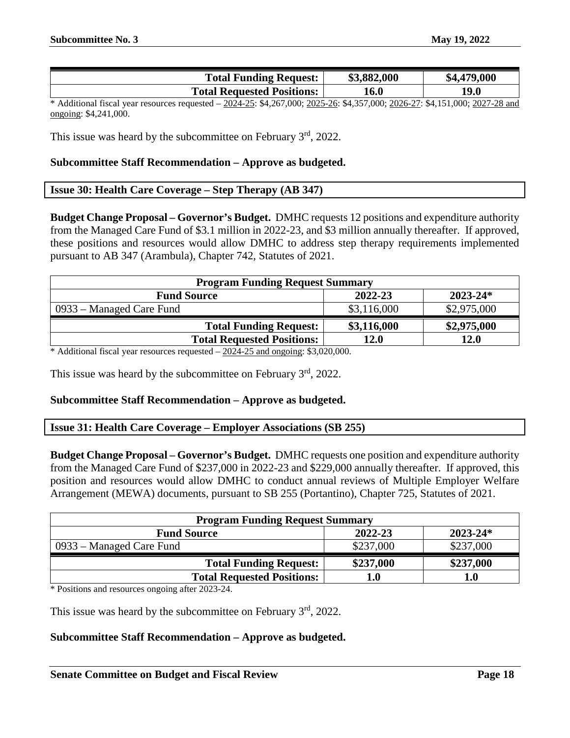| | | |
|---|---|---|
| **Total Funding Request:** | **$3,882,000** | **$4,479,000** |
| **Total Requested Positions:** | **16.0** | **19.0** |

\* Additional fiscal year resources requested – 2024-25: $4,267,000; 2025-26: $4,357,000; 2026-27: $4,151,000; 2027-28 and ongoing: $4,241,000.

This issue was heard by the subcommittee on February 3rd, 2022.

**Subcommittee Staff Recommendation – Approve as budgeted.**

### Issue 30: Health Care Coverage – Step Therapy (AB 347)

**Budget Change Proposal – Governor's Budget.** DMHC requests 12 positions and expenditure authority from the Managed Care Fund of $3.1 million in 2022-23, and $3 million annually thereafter. If approved, these positions and resources would allow DMHC to address step therapy requirements implemented pursuant to AB 347 (Arambula), Chapter 742, Statutes of 2021.

| **Program Funding Request Summary** | | |
|---|---|---|
| **Fund Source** | **2022-23** | **2023-24*** |
| 0933 – Managed Care Fund | $3,116,000 | $2,975,000 |
| **Total Funding Request:** | **$3,116,000** | **$2,975,000** |
| **Total Requested Positions:** | **12.0** | **12.0** |

\* Additional fiscal year resources requested – 2024-25 and ongoing: $3,020,000.

This issue was heard by the subcommittee on February 3rd, 2022.

**Subcommittee Staff Recommendation – Approve as budgeted.**

### Issue 31: Health Care Coverage – Employer Associations (SB 255)

**Budget Change Proposal – Governor's Budget.** DMHC requests one position and expenditure authority from the Managed Care Fund of $237,000 in 2022-23 and $229,000 annually thereafter. If approved, this position and resources would allow DMHC to conduct annual reviews of Multiple Employer Welfare Arrangement (MEWA) documents, pursuant to SB 255 (Portantino), Chapter 725, Statutes of 2021.

| **Program Funding Request Summary** | | |
|---|---|---|
| **Fund Source** | **2022-23** | **2023-24*** |
| 0933 – Managed Care Fund | $237,000 | $237,000 |
| **Total Funding Request:** | **$237,000** | **$237,000** |
| **Total Requested Positions:** | **1.0** | **1.0** |

\* Positions and resources ongoing after 2023-24.

This issue was heard by the subcommittee on February 3rd, 2022.

**Subcommittee Staff Recommendation – Approve as budgeted.**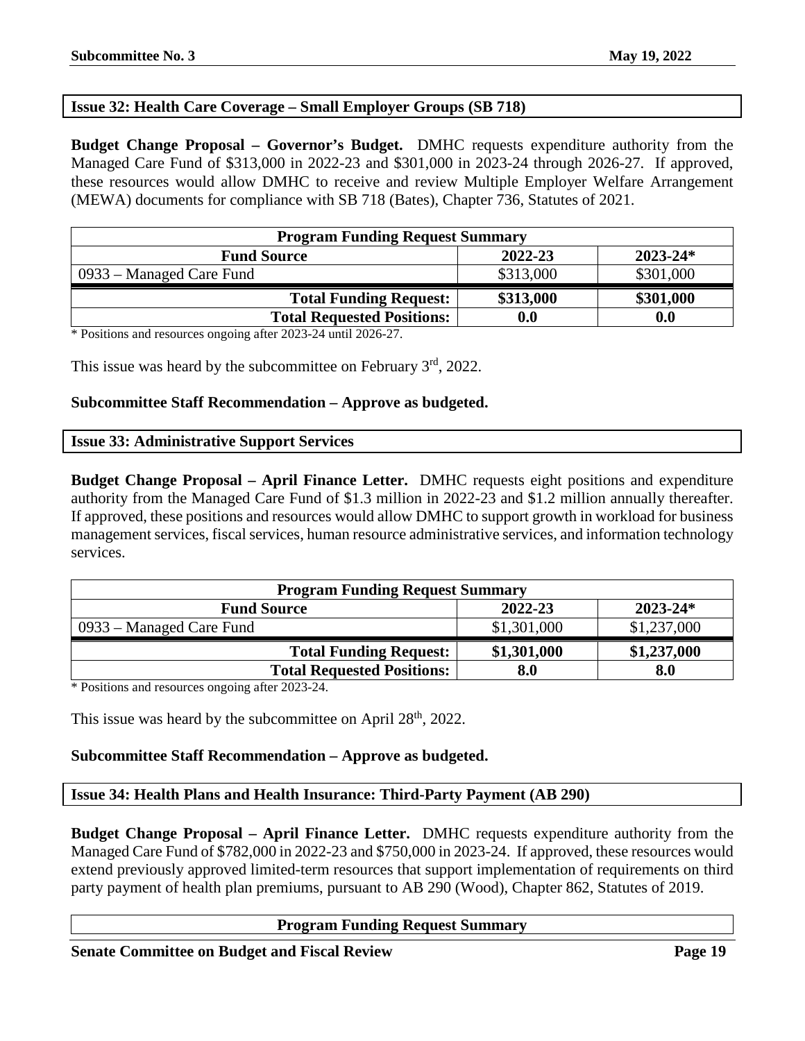## Issue 32: Health Care Coverage – Small Employer Groups (SB 718)

**Budget Change Proposal – Governor's Budget.** DMHC requests expenditure authority from the Managed Care Fund of $313,000 in 2022-23 and $301,000 in 2023-24 through 2026-27. If approved, these resources would allow DMHC to receive and review Multiple Employer Welfare Arrangement (MEWA) documents for compliance with SB 718 (Bates), Chapter 736, Statutes of 2021.

| **Program Funding Request Summary** | | |
|---|---|---|
| **Fund Source** | **2022-23** | **2023-24*** |
| 0933 – Managed Care Fund | $313,000 | $301,000 |
| **Total Funding Request:** | **$313,000** | **$301,000** |
| **Total Requested Positions:** | **0.0** | **0.0** |

* Positions and resources ongoing after 2023-24 until 2026-27.

This issue was heard by the subcommittee on February 3rd, 2022.

**Subcommittee Staff Recommendation – Approve as budgeted.**

## Issue 33: Administrative Support Services

**Budget Change Proposal – April Finance Letter.** DMHC requests eight positions and expenditure authority from the Managed Care Fund of $1.3 million in 2022-23 and $1.2 million annually thereafter. If approved, these positions and resources would allow DMHC to support growth in workload for business management services, fiscal services, human resource administrative services, and information technology services.

| **Program Funding Request Summary** | | |
|---|---|---|
| **Fund Source** | **2022-23** | **2023-24*** |
| 0933 – Managed Care Fund | $1,301,000 | $1,237,000 |
| **Total Funding Request:** | **$1,301,000** | **$1,237,000** |
| **Total Requested Positions:** | **8.0** | **8.0** |

* Positions and resources ongoing after 2023-24.

This issue was heard by the subcommittee on April 28th, 2022.

**Subcommittee Staff Recommendation – Approve as budgeted.**

## Issue 34: Health Plans and Health Insurance: Third-Party Payment (AB 290)

**Budget Change Proposal – April Finance Letter.** DMHC requests expenditure authority from the Managed Care Fund of $782,000 in 2022-23 and $750,000 in 2023-24. If approved, these resources would extend previously approved limited-term resources that support implementation of requirements on third party payment of health plan premiums, pursuant to AB 290 (Wood), Chapter 862, Statutes of 2019.

| **Program Funding Request Summary** |
|---|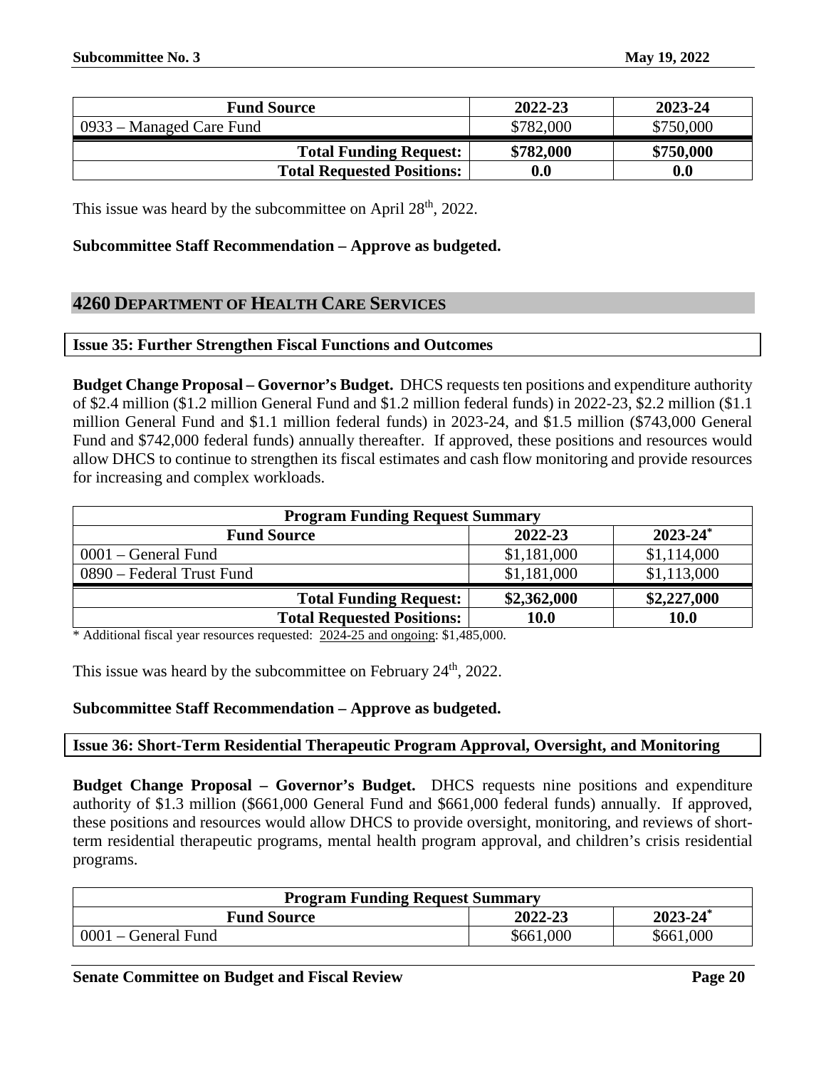| Fund Source | 2022-23 | 2023-24 |
|---|---|---|
| 0933 – Managed Care Fund | \$782,000 | \$750,000 |
| **Total Funding Request:** | **\$782,000** | **\$750,000** |
| **Total Requested Positions:** | **0.0** | **0.0** |

This issue was heard by the subcommittee on April 28th, 2022.

**Subcommittee Staff Recommendation – Approve as budgeted.**

## 4260 DEPARTMENT OF HEALTH CARE SERVICES

### Issue 35: Further Strengthen Fiscal Functions and Outcomes

**Budget Change Proposal – Governor's Budget.** DHCS requests ten positions and expenditure authority of \$2.4 million (\$1.2 million General Fund and \$1.2 million federal funds) in 2022-23, \$2.2 million (\$1.1 million General Fund and \$1.1 million federal funds) in 2023-24, and \$1.5 million (\$743,000 General Fund and \$742,000 federal funds) annually thereafter. If approved, these positions and resources would allow DHCS to continue to strengthen its fiscal estimates and cash flow monitoring and provide resources for increasing and complex workloads.

| Program Funding Request Summary | | |
|---|---|---|
| **Fund Source** | **2022-23** | **2023-24*** |
| 0001 – General Fund | \$1,181,000 | \$1,114,000 |
| 0890 – Federal Trust Fund | \$1,181,000 | \$1,113,000 |
| **Total Funding Request:** | **\$2,362,000** | **\$2,227,000** |
| **Total Requested Positions:** | **10.0** | **10.0** |

\* Additional fiscal year resources requested: 2024-25 and ongoing: \$1,485,000.

This issue was heard by the subcommittee on February 24th, 2022.

**Subcommittee Staff Recommendation – Approve as budgeted.**

### Issue 36: Short-Term Residential Therapeutic Program Approval, Oversight, and Monitoring

**Budget Change Proposal – Governor's Budget.** DHCS requests nine positions and expenditure authority of \$1.3 million (\$661,000 General Fund and \$661,000 federal funds) annually. If approved, these positions and resources would allow DHCS to provide oversight, monitoring, and reviews of short-term residential therapeutic programs, mental health program approval, and children's crisis residential programs.

| Program Funding Request Summary | | |
|---|---|---|
| **Fund Source** | **2022-23** | **2023-24*** |
| 0001 – General Fund | \$661,000 | \$661,000 |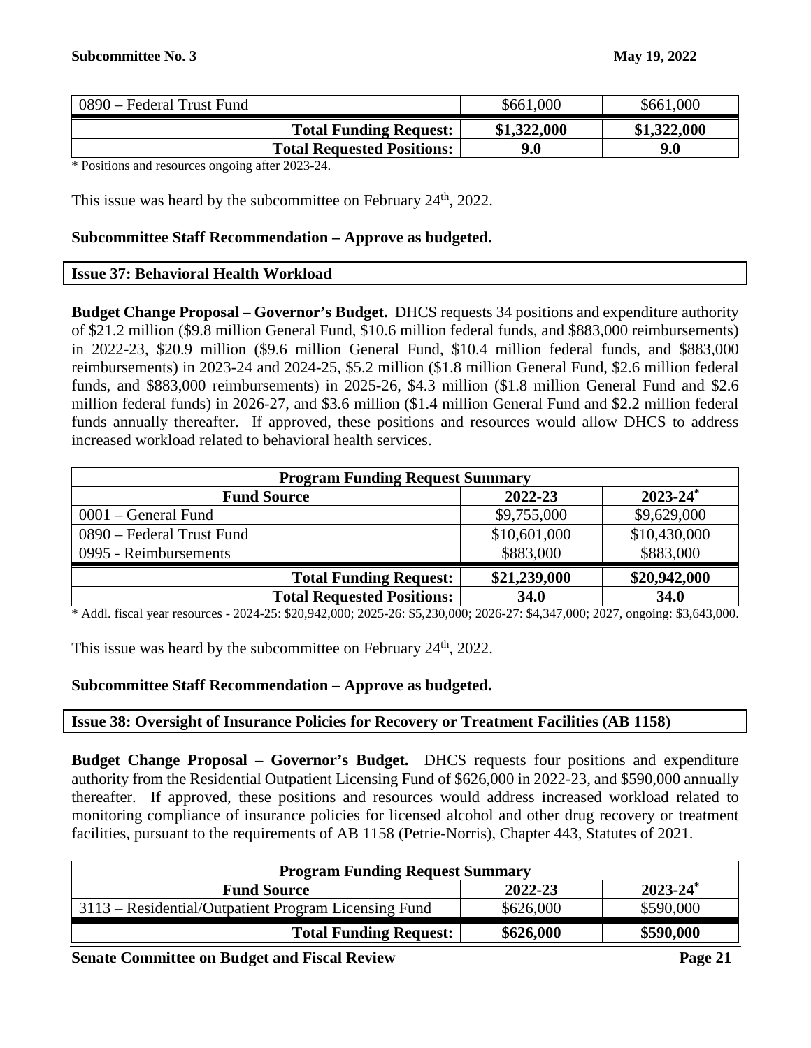| | | |
|---|---|---|
| 0890 – Federal Trust Fund | $661,000 | $661,000 |
| **Total Funding Request:** | **$1,322,000** | **$1,322,000** |
| **Total Requested Positions:** | **9.0** | **9.0** |

* Positions and resources ongoing after 2023-24.

This issue was heard by the subcommittee on February 24th, 2022.

**Subcommittee Staff Recommendation – Approve as budgeted.**

**Issue 37: Behavioral Health Workload**

**Budget Change Proposal – Governor's Budget.** DHCS requests 34 positions and expenditure authority of $21.2 million ($9.8 million General Fund, $10.6 million federal funds, and $883,000 reimbursements) in 2022-23, $20.9 million ($9.6 million General Fund, $10.4 million federal funds, and $883,000 reimbursements) in 2023-24 and 2024-25, $5.2 million ($1.8 million General Fund, $2.6 million federal funds, and $883,000 reimbursements) in 2025-26, $4.3 million ($1.8 million General Fund and $2.6 million federal funds) in 2026-27, and $3.6 million ($1.4 million General Fund and $2.2 million federal funds annually thereafter. If approved, these positions and resources would allow DHCS to address increased workload related to behavioral health services.

| Program Funding Request Summary | | |
|---|---|---|
| **Fund Source** | **2022-23** | **2023-24*** |
| 0001 – General Fund | $9,755,000 | $9,629,000 |
| 0890 – Federal Trust Fund | $10,601,000 | $10,430,000 |
| 0995 - Reimbursements | $883,000 | $883,000 |
| **Total Funding Request:** | **$21,239,000** | **$20,942,000** |
| **Total Requested Positions:** | **34.0** | **34.0** |

* Addl. fiscal year resources - 2024-25: $20,942,000; 2025-26: $5,230,000; 2026-27: $4,347,000; 2027, ongoing: $3,643,000.

This issue was heard by the subcommittee on February 24th, 2022.

**Subcommittee Staff Recommendation – Approve as budgeted.**

**Issue 38: Oversight of Insurance Policies for Recovery or Treatment Facilities (AB 1158)**

**Budget Change Proposal – Governor's Budget.** DHCS requests four positions and expenditure authority from the Residential Outpatient Licensing Fund of $626,000 in 2022-23, and $590,000 annually thereafter. If approved, these positions and resources would address increased workload related to monitoring compliance of insurance policies for licensed alcohol and other drug recovery or treatment facilities, pursuant to the requirements of AB 1158 (Petrie-Norris), Chapter 443, Statutes of 2021.

| Program Funding Request Summary | | |
|---|---|---|
| **Fund Source** | **2022-23** | **2023-24*** |
| 3113 – Residential/Outpatient Program Licensing Fund | $626,000 | $590,000 |
| **Total Funding Request:** | **$626,000** | **$590,000** |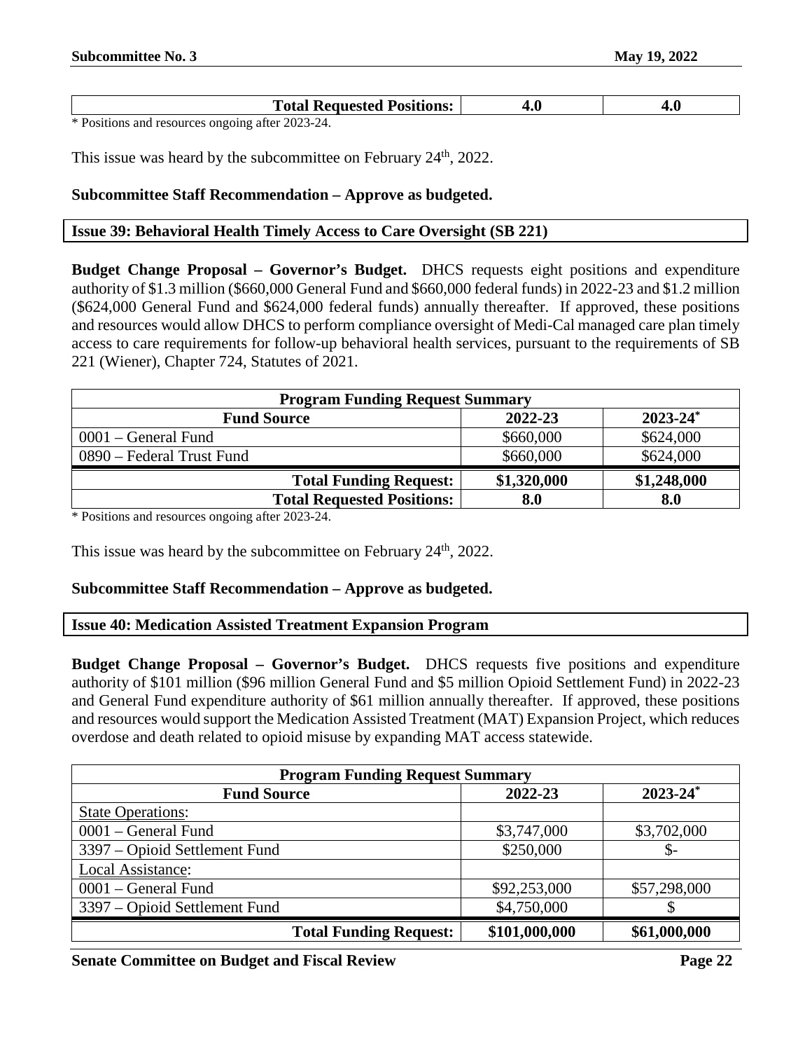| Total Requested Positions: | 4.0 | 4.0 |
|---|---|---|

* Positions and resources ongoing after 2023-24.

This issue was heard by the subcommittee on February 24th, 2022.

**Subcommittee Staff Recommendation – Approve as budgeted.**

### Issue 39: Behavioral Health Timely Access to Care Oversight (SB 221)

**Budget Change Proposal – Governor's Budget.** DHCS requests eight positions and expenditure authority of $1.3 million ($660,000 General Fund and $660,000 federal funds) in 2022-23 and $1.2 million ($624,000 General Fund and $624,000 federal funds) annually thereafter. If approved, these positions and resources would allow DHCS to perform compliance oversight of Medi-Cal managed care plan timely access to care requirements for follow-up behavioral health services, pursuant to the requirements of SB 221 (Wiener), Chapter 724, Statutes of 2021.

| Program Funding Request Summary | | |
|---|---|---|
| **Fund Source** | **2022-23** | **2023-24*** |
| 0001 – General Fund | $660,000 | $624,000 |
| 0890 – Federal Trust Fund | $660,000 | $624,000 |
| **Total Funding Request:** | **$1,320,000** | **$1,248,000** |
| **Total Requested Positions:** | **8.0** | **8.0** |

* Positions and resources ongoing after 2023-24.

This issue was heard by the subcommittee on February 24th, 2022.

**Subcommittee Staff Recommendation – Approve as budgeted.**

### Issue 40: Medication Assisted Treatment Expansion Program

**Budget Change Proposal – Governor's Budget.** DHCS requests five positions and expenditure authority of $101 million ($96 million General Fund and $5 million Opioid Settlement Fund) in 2022-23 and General Fund expenditure authority of $61 million annually thereafter. If approved, these positions and resources would support the Medication Assisted Treatment (MAT) Expansion Project, which reduces overdose and death related to opioid misuse by expanding MAT access statewide.

| Program Funding Request Summary | | |
|---|---|---|
| **Fund Source** | **2022-23** | **2023-24*** |
| State Operations: | | |
| 0001 – General Fund | $3,747,000 | $3,702,000 |
| 3397 – Opioid Settlement Fund | $250,000 | $- |
| Local Assistance: | | |
| 0001 – General Fund | $92,253,000 | $57,298,000 |
| 3397 – Opioid Settlement Fund | $4,750,000 | $ |
| **Total Funding Request:** | **$101,000,000** | **$61,000,000** |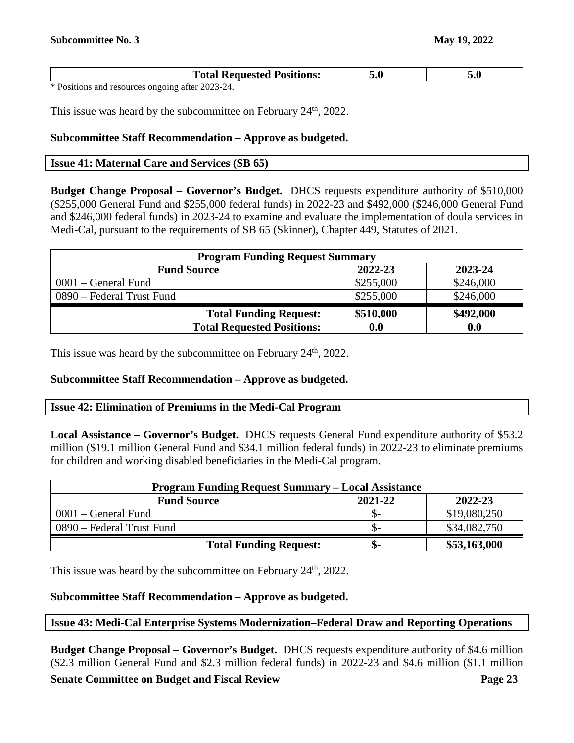| Total Requested Positions: | 5.0 | 5.0 |
|---|---|---|

\* Positions and resources ongoing after 2023-24.

This issue was heard by the subcommittee on February 24th, 2022.

**Subcommittee Staff Recommendation – Approve as budgeted.**

## Issue 41: Maternal Care and Services (SB 65)

**Budget Change Proposal – Governor's Budget.** DHCS requests expenditure authority of $510,000 ($255,000 General Fund and $255,000 federal funds) in 2022-23 and $492,000 ($246,000 General Fund and $246,000 federal funds) in 2023-24 to examine and evaluate the implementation of doula services in Medi-Cal, pursuant to the requirements of SB 65 (Skinner), Chapter 449, Statutes of 2021.

| Program Funding Request Summary | | |
|---|---|---|
| **Fund Source** | **2022-23** | **2023-24** |
| 0001 – General Fund | $255,000 | $246,000 |
| 0890 – Federal Trust Fund | $255,000 | $246,000 |
| **Total Funding Request:** | **$510,000** | **$492,000** |
| **Total Requested Positions:** | **0.0** | **0.0** |

This issue was heard by the subcommittee on February 24th, 2022.

**Subcommittee Staff Recommendation – Approve as budgeted.**

## Issue 42: Elimination of Premiums in the Medi-Cal Program

**Local Assistance – Governor's Budget.** DHCS requests General Fund expenditure authority of $53.2 million ($19.1 million General Fund and $34.1 million federal funds) in 2022-23 to eliminate premiums for children and working disabled beneficiaries in the Medi-Cal program.

| Program Funding Request Summary – Local Assistance | | |
|---|---|---|
| **Fund Source** | **2021-22** | **2022-23** |
| 0001 – General Fund | $- | $19,080,250 |
| 0890 – Federal Trust Fund | $- | $34,082,750 |
| **Total Funding Request:** | **$-** | **$53,163,000** |

This issue was heard by the subcommittee on February 24th, 2022.

**Subcommittee Staff Recommendation – Approve as budgeted.**

## Issue 43: Medi-Cal Enterprise Systems Modernization–Federal Draw and Reporting Operations

**Budget Change Proposal – Governor's Budget.** DHCS requests expenditure authority of $4.6 million ($2.3 million General Fund and $2.3 million federal funds) in 2022-23 and $4.6 million ($1.1 million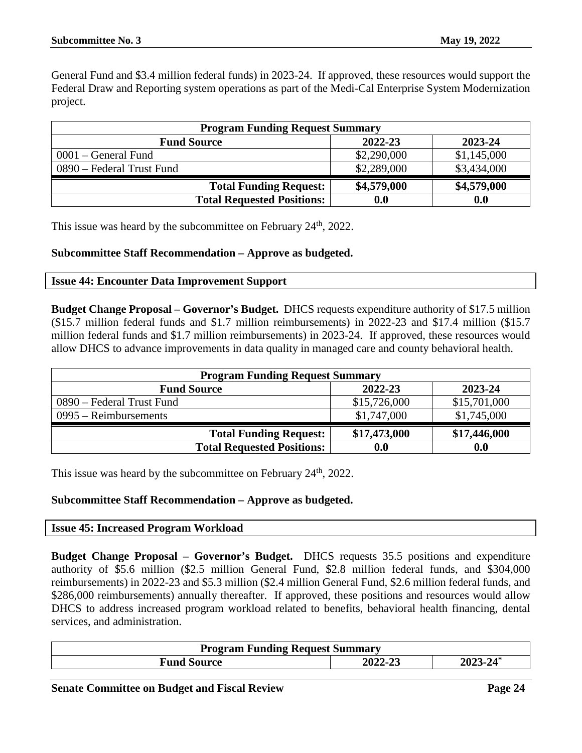General Fund and $3.4 million federal funds) in 2023-24. If approved, these resources would support the Federal Draw and Reporting system operations as part of the Medi-Cal Enterprise System Modernization project.

| Program Funding Request Summary | | |
|---|---|---|
| **Fund Source** | **2022-23** | **2023-24** |
| 0001 – General Fund | $2,290,000 | $1,145,000 |
| 0890 – Federal Trust Fund | $2,289,000 | $3,434,000 |
| **Total Funding Request:** | **$4,579,000** | **$4,579,000** |
| **Total Requested Positions:** | **0.0** | **0.0** |

This issue was heard by the subcommittee on February 24th, 2022.

**Subcommittee Staff Recommendation – Approve as budgeted.**

## Issue 44: Encounter Data Improvement Support

**Budget Change Proposal – Governor's Budget.** DHCS requests expenditure authority of $17.5 million ($15.7 million federal funds and $1.7 million reimbursements) in 2022-23 and $17.4 million ($15.7 million federal funds and $1.7 million reimbursements) in 2023-24. If approved, these resources would allow DHCS to advance improvements in data quality in managed care and county behavioral health.

| Program Funding Request Summary | | |
|---|---|---|
| **Fund Source** | **2022-23** | **2023-24** |
| 0890 – Federal Trust Fund | $15,726,000 | $15,701,000 |
| 0995 – Reimbursements | $1,747,000 | $1,745,000 |
| **Total Funding Request:** | **$17,473,000** | **$17,446,000** |
| **Total Requested Positions:** | **0.0** | **0.0** |

This issue was heard by the subcommittee on February 24th, 2022.

**Subcommittee Staff Recommendation – Approve as budgeted.**

## Issue 45: Increased Program Workload

**Budget Change Proposal – Governor's Budget.** DHCS requests 35.5 positions and expenditure authority of $5.6 million ($2.5 million General Fund, $2.8 million federal funds, and $304,000 reimbursements) in 2022-23 and $5.3 million ($2.4 million General Fund, $2.6 million federal funds, and $286,000 reimbursements) annually thereafter. If approved, these positions and resources would allow DHCS to address increased program workload related to benefits, behavioral health financing, dental services, and administration.

| Program Funding Request Summary | | |
|---|---|---|
| **Fund Source** | **2022-23** | **2023-24*** |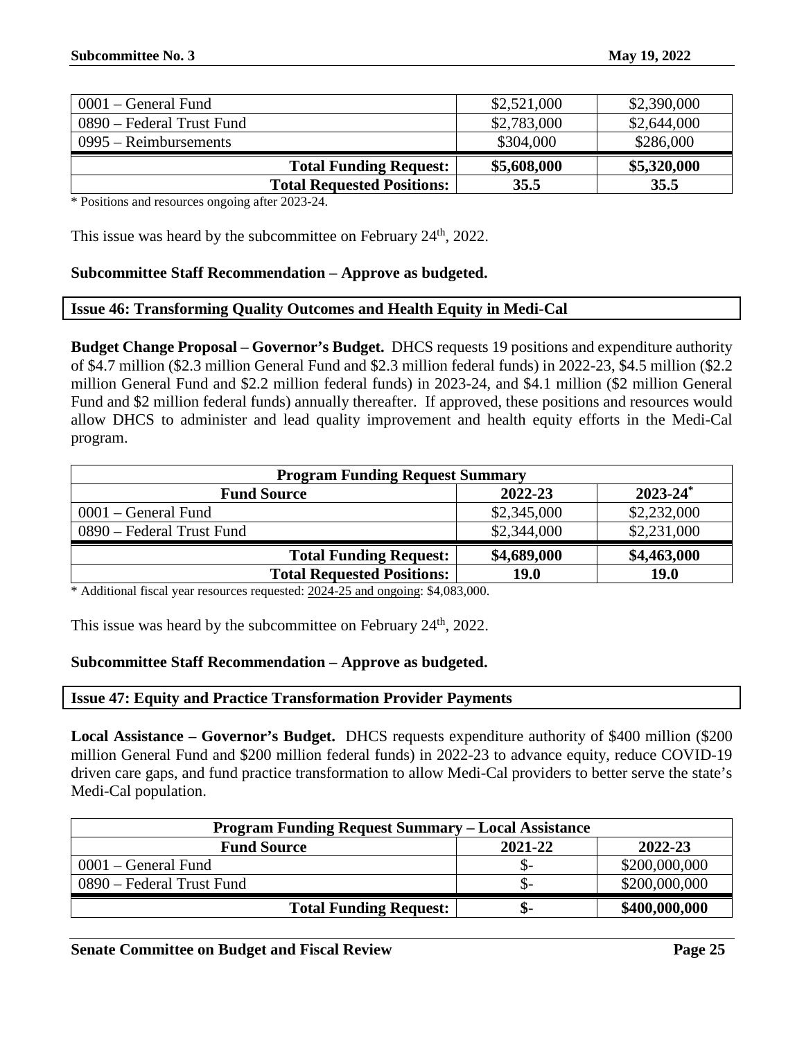| | | |
|---|---|---|
| 0001 – General Fund | \$2,521,000 | \$2,390,000 |
| 0890 – Federal Trust Fund | \$2,783,000 | \$2,644,000 |
| 0995 – Reimbursements | \$304,000 | \$286,000 |
| **Total Funding Request:** | **\$5,608,000** | **\$5,320,000** |
| **Total Requested Positions:** | **35.5** | **35.5** |

* Positions and resources ongoing after 2023-24.

This issue was heard by the subcommittee on February 24th, 2022.

**Subcommittee Staff Recommendation – Approve as budgeted.**

## Issue 46: Transforming Quality Outcomes and Health Equity in Medi-Cal

**Budget Change Proposal – Governor's Budget.** DHCS requests 19 positions and expenditure authority of \$4.7 million (\$2.3 million General Fund and \$2.3 million federal funds) in 2022-23, \$4.5 million (\$2.2 million General Fund and \$2.2 million federal funds) in 2023-24, and \$4.1 million (\$2 million General Fund and \$2 million federal funds) annually thereafter. If approved, these positions and resources would allow DHCS to administer and lead quality improvement and health equity efforts in the Medi-Cal program.

| **Program Funding Request Summary** | | |
|---|---|---|
| **Fund Source** | **2022-23** | **2023-24*** |
| 0001 – General Fund | \$2,345,000 | \$2,232,000 |
| 0890 – Federal Trust Fund | \$2,344,000 | \$2,231,000 |
| **Total Funding Request:** | **\$4,689,000** | **\$4,463,000** |
| **Total Requested Positions:** | **19.0** | **19.0** |

* Additional fiscal year resources requested: 2024-25 and ongoing: \$4,083,000.

This issue was heard by the subcommittee on February 24th, 2022.

**Subcommittee Staff Recommendation – Approve as budgeted.**

## Issue 47: Equity and Practice Transformation Provider Payments

**Local Assistance – Governor's Budget.** DHCS requests expenditure authority of \$400 million (\$200 million General Fund and \$200 million federal funds) in 2022-23 to advance equity, reduce COVID-19 driven care gaps, and fund practice transformation to allow Medi-Cal providers to better serve the state's Medi-Cal population.

| **Program Funding Request Summary – Local Assistance** | | |
|---|---|---|
| **Fund Source** | **2021-22** | **2022-23** |
| 0001 – General Fund | \$- | \$200,000,000 |
| 0890 – Federal Trust Fund | \$- | \$200,000,000 |
| **Total Funding Request:** | **\$-** | **\$400,000,000** |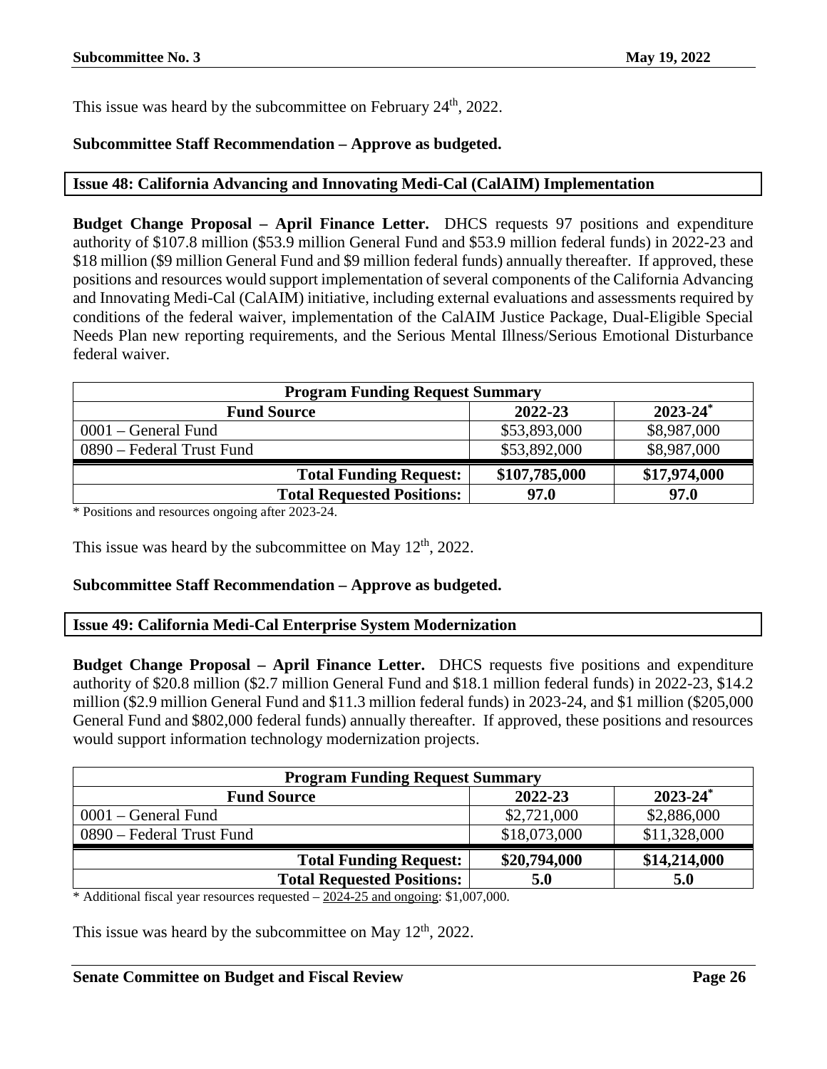This issue was heard by the subcommittee on February 24th, 2022.

**Subcommittee Staff Recommendation – Approve as budgeted.**

### Issue 48: California Advancing and Innovating Medi-Cal (CalAIM) Implementation

**Budget Change Proposal – April Finance Letter.** DHCS requests 97 positions and expenditure authority of $107.8 million ($53.9 million General Fund and $53.9 million federal funds) in 2022-23 and $18 million ($9 million General Fund and $9 million federal funds) annually thereafter. If approved, these positions and resources would support implementation of several components of the California Advancing and Innovating Medi-Cal (CalAIM) initiative, including external evaluations and assessments required by conditions of the federal waiver, implementation of the CalAIM Justice Package, Dual-Eligible Special Needs Plan new reporting requirements, and the Serious Mental Illness/Serious Emotional Disturbance federal waiver.

| Program Funding Request Summary | | |
|---|---|---|
| **Fund Source** | **2022-23** | **2023-24*** |
| 0001 – General Fund | $53,893,000 | $8,987,000 |
| 0890 – Federal Trust Fund | $53,892,000 | $8,987,000 |
| **Total Funding Request:** | **$107,785,000** | **$17,974,000** |
| **Total Requested Positions:** | **97.0** | **97.0** |

\* Positions and resources ongoing after 2023-24.

This issue was heard by the subcommittee on May 12th, 2022.

**Subcommittee Staff Recommendation – Approve as budgeted.**

### Issue 49: California Medi-Cal Enterprise System Modernization

**Budget Change Proposal – April Finance Letter.** DHCS requests five positions and expenditure authority of $20.8 million ($2.7 million General Fund and $18.1 million federal funds) in 2022-23, $14.2 million ($2.9 million General Fund and $11.3 million federal funds) in 2023-24, and $1 million ($205,000 General Fund and $802,000 federal funds) annually thereafter. If approved, these positions and resources would support information technology modernization projects.

| Program Funding Request Summary | | |
|---|---|---|
| **Fund Source** | **2022-23** | **2023-24*** |
| 0001 – General Fund | $2,721,000 | $2,886,000 |
| 0890 – Federal Trust Fund | $18,073,000 | $11,328,000 |
| **Total Funding Request:** | **$20,794,000** | **$14,214,000** |
| **Total Requested Positions:** | **5.0** | **5.0** |

\* Additional fiscal year resources requested – 2024-25 and ongoing: $1,007,000.

This issue was heard by the subcommittee on May 12th, 2022.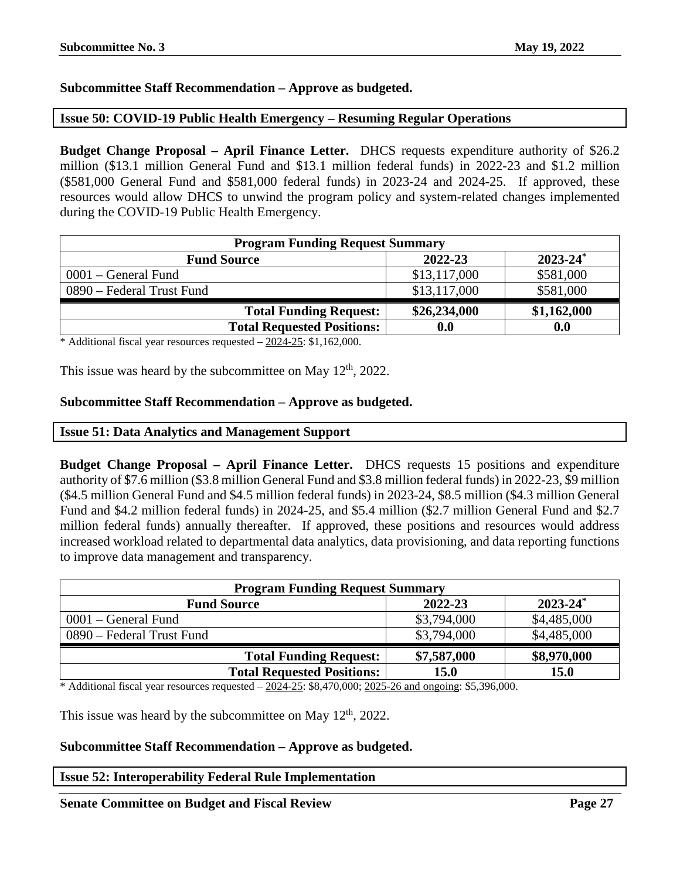**Subcommittee Staff Recommendation – Approve as budgeted.**

## Issue 50: COVID-19 Public Health Emergency – Resuming Regular Operations

**Budget Change Proposal – April Finance Letter.** DHCS requests expenditure authority of $26.2 million ($13.1 million General Fund and $13.1 million federal funds) in 2022-23 and $1.2 million ($581,000 General Fund and $581,000 federal funds) in 2023-24 and 2024-25. If approved, these resources would allow DHCS to unwind the program policy and system-related changes implemented during the COVID-19 Public Health Emergency.

| Program Funding Request Summary | | |
|---|---|---|
| **Fund Source** | **2022-23** | **2023-24*** |
| 0001 – General Fund | $13,117,000 | $581,000 |
| 0890 – Federal Trust Fund | $13,117,000 | $581,000 |
| **Total Funding Request:** | **$26,234,000** | **$1,162,000** |
| **Total Requested Positions:** | **0.0** | **0.0** |

* Additional fiscal year resources requested – 2024-25: $1,162,000.

This issue was heard by the subcommittee on May 12th, 2022.

**Subcommittee Staff Recommendation – Approve as budgeted.**

## Issue 51: Data Analytics and Management Support

**Budget Change Proposal – April Finance Letter.** DHCS requests 15 positions and expenditure authority of $7.6 million ($3.8 million General Fund and $3.8 million federal funds) in 2022-23, $9 million ($4.5 million General Fund and $4.5 million federal funds) in 2023-24, $8.5 million ($4.3 million General Fund and $4.2 million federal funds) in 2024-25, and $5.4 million ($2.7 million General Fund and $2.7 million federal funds) annually thereafter. If approved, these positions and resources would address increased workload related to departmental data analytics, data provisioning, and data reporting functions to improve data management and transparency.

| Program Funding Request Summary | | |
|---|---|---|
| **Fund Source** | **2022-23** | **2023-24*** |
| 0001 – General Fund | $3,794,000 | $4,485,000 |
| 0890 – Federal Trust Fund | $3,794,000 | $4,485,000 |
| **Total Funding Request:** | **$7,587,000** | **$8,970,000** |
| **Total Requested Positions:** | **15.0** | **15.0** |

* Additional fiscal year resources requested – 2024-25: $8,470,000; 2025-26 and ongoing: $5,396,000.

This issue was heard by the subcommittee on May 12th, 2022.

**Subcommittee Staff Recommendation – Approve as budgeted.**

## Issue 52: Interoperability Federal Rule Implementation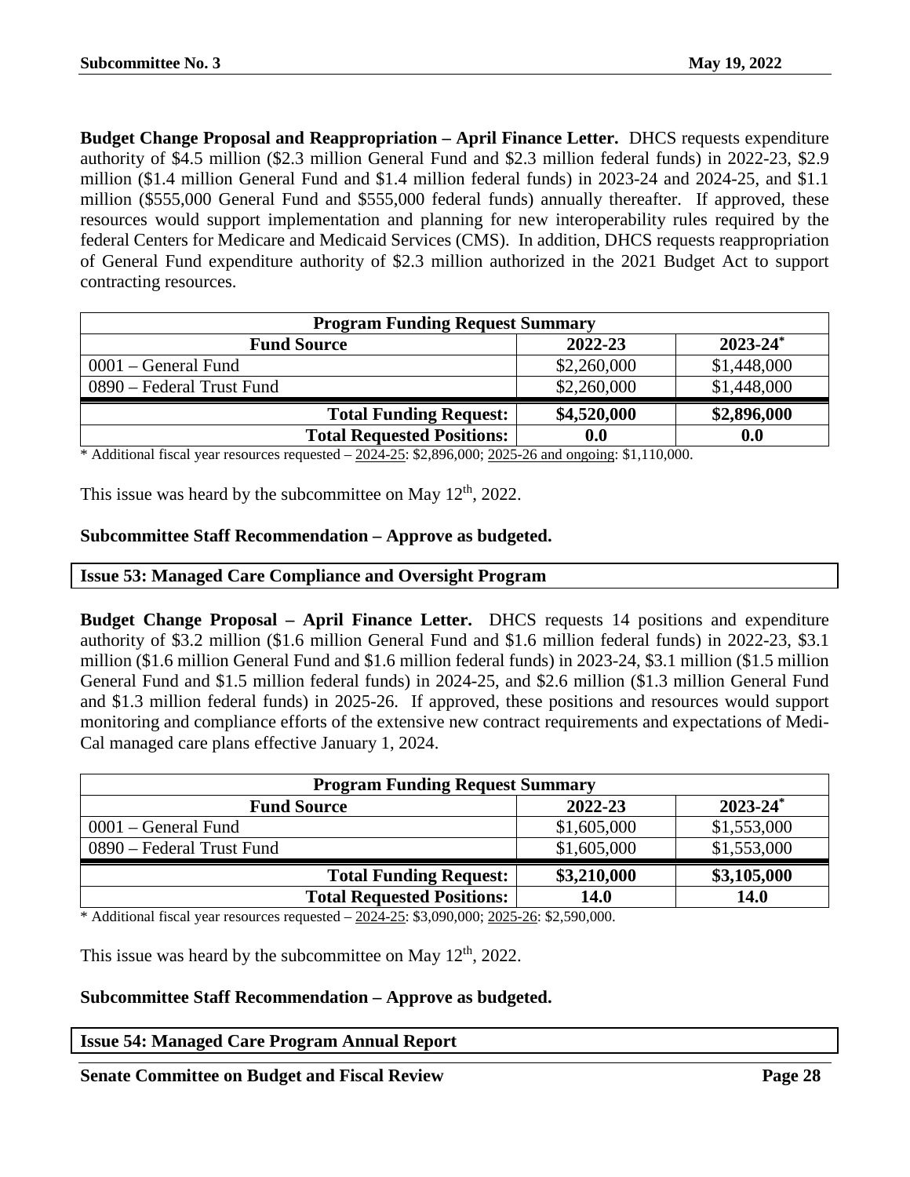**Budget Change Proposal and Reappropriation – April Finance Letter.** DHCS requests expenditure authority of $4.5 million ($2.3 million General Fund and $2.3 million federal funds) in 2022-23, $2.9 million ($1.4 million General Fund and $1.4 million federal funds) in 2023-24 and 2024-25, and $1.1 million ($555,000 General Fund and $555,000 federal funds) annually thereafter. If approved, these resources would support implementation and planning for new interoperability rules required by the federal Centers for Medicare and Medicaid Services (CMS). In addition, DHCS requests reappropriation of General Fund expenditure authority of $2.3 million authorized in the 2021 Budget Act to support contracting resources.

| Program Funding Request Summary | | |
|---|---|---|
| **Fund Source** | **2022-23** | **2023-24*** |
| 0001 – General Fund | $2,260,000 | $1,448,000 |
| 0890 – Federal Trust Fund | $2,260,000 | $1,448,000 |
| **Total Funding Request:** | **$4,520,000** | **$2,896,000** |
| **Total Requested Positions:** | **0.0** | **0.0** |

* Additional fiscal year resources requested – 2024-25: $2,896,000; 2025-26 and ongoing: $1,110,000.

This issue was heard by the subcommittee on May 12th, 2022.

**Subcommittee Staff Recommendation – Approve as budgeted.**

**Issue 53: Managed Care Compliance and Oversight Program**

**Budget Change Proposal – April Finance Letter.** DHCS requests 14 positions and expenditure authority of $3.2 million ($1.6 million General Fund and $1.6 million federal funds) in 2022-23, $3.1 million ($1.6 million General Fund and $1.6 million federal funds) in 2023-24, $3.1 million ($1.5 million General Fund and $1.5 million federal funds) in 2024-25, and $2.6 million ($1.3 million General Fund and $1.3 million federal funds) in 2025-26. If approved, these positions and resources would support monitoring and compliance efforts of the extensive new contract requirements and expectations of Medi-Cal managed care plans effective January 1, 2024.

| Program Funding Request Summary | | |
|---|---|---|
| **Fund Source** | **2022-23** | **2023-24*** |
| 0001 – General Fund | $1,605,000 | $1,553,000 |
| 0890 – Federal Trust Fund | $1,605,000 | $1,553,000 |
| **Total Funding Request:** | **$3,210,000** | **$3,105,000** |
| **Total Requested Positions:** | **14.0** | **14.0** |

* Additional fiscal year resources requested – 2024-25: $3,090,000; 2025-26: $2,590,000.

This issue was heard by the subcommittee on May 12th, 2022.

**Subcommittee Staff Recommendation – Approve as budgeted.**

**Issue 54: Managed Care Program Annual Report**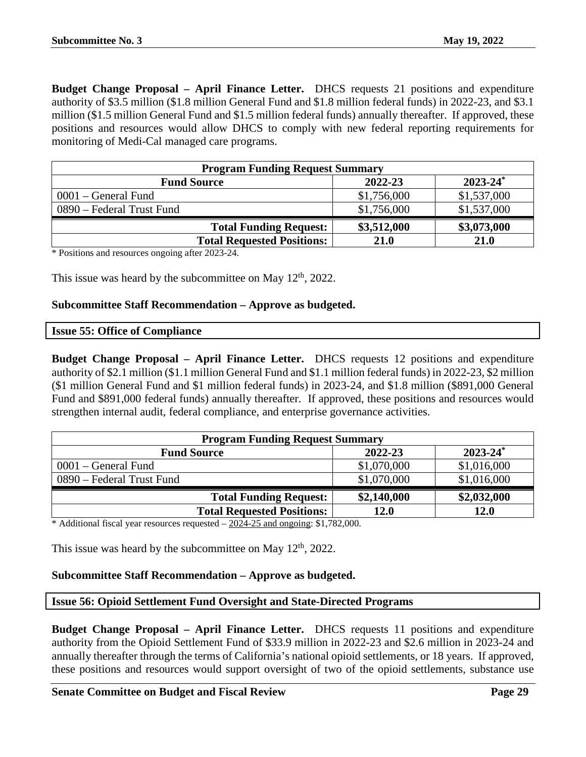**Budget Change Proposal – April Finance Letter.** DHCS requests 21 positions and expenditure authority of $3.5 million ($1.8 million General Fund and $1.8 million federal funds) in 2022-23, and $3.1 million ($1.5 million General Fund and $1.5 million federal funds) annually thereafter. If approved, these positions and resources would allow DHCS to comply with new federal reporting requirements for monitoring of Medi-Cal managed care programs.

| Program Funding Request Summary | | |
|---|---|---|
| **Fund Source** | **2022-23** | **2023-24*** |
| 0001 – General Fund | $1,756,000 | $1,537,000 |
| 0890 – Federal Trust Fund | $1,756,000 | $1,537,000 |
| **Total Funding Request:** | **$3,512,000** | **$3,073,000** |
| **Total Requested Positions:** | **21.0** | **21.0** |

\* Positions and resources ongoing after 2023-24.

This issue was heard by the subcommittee on May 12th, 2022.

**Subcommittee Staff Recommendation – Approve as budgeted.**

### Issue 55: Office of Compliance

**Budget Change Proposal – April Finance Letter.** DHCS requests 12 positions and expenditure authority of $2.1 million ($1.1 million General Fund and $1.1 million federal funds) in 2022-23, $2 million ($1 million General Fund and $1 million federal funds) in 2023-24, and $1.8 million ($891,000 General Fund and $891,000 federal funds) annually thereafter. If approved, these positions and resources would strengthen internal audit, federal compliance, and enterprise governance activities.

| Program Funding Request Summary | | |
|---|---|---|
| **Fund Source** | **2022-23** | **2023-24*** |
| 0001 – General Fund | $1,070,000 | $1,016,000 |
| 0890 – Federal Trust Fund | $1,070,000 | $1,016,000 |
| **Total Funding Request:** | **$2,140,000** | **$2,032,000** |
| **Total Requested Positions:** | **12.0** | **12.0** |

\* Additional fiscal year resources requested – 2024-25 and ongoing: $1,782,000.

This issue was heard by the subcommittee on May 12th, 2022.

**Subcommittee Staff Recommendation – Approve as budgeted.**

### Issue 56: Opioid Settlement Fund Oversight and State-Directed Programs

**Budget Change Proposal – April Finance Letter.** DHCS requests 11 positions and expenditure authority from the Opioid Settlement Fund of $33.9 million in 2022-23 and $2.6 million in 2023-24 and annually thereafter through the terms of California's national opioid settlements, or 18 years. If approved, these positions and resources would support oversight of two of the opioid settlements, substance use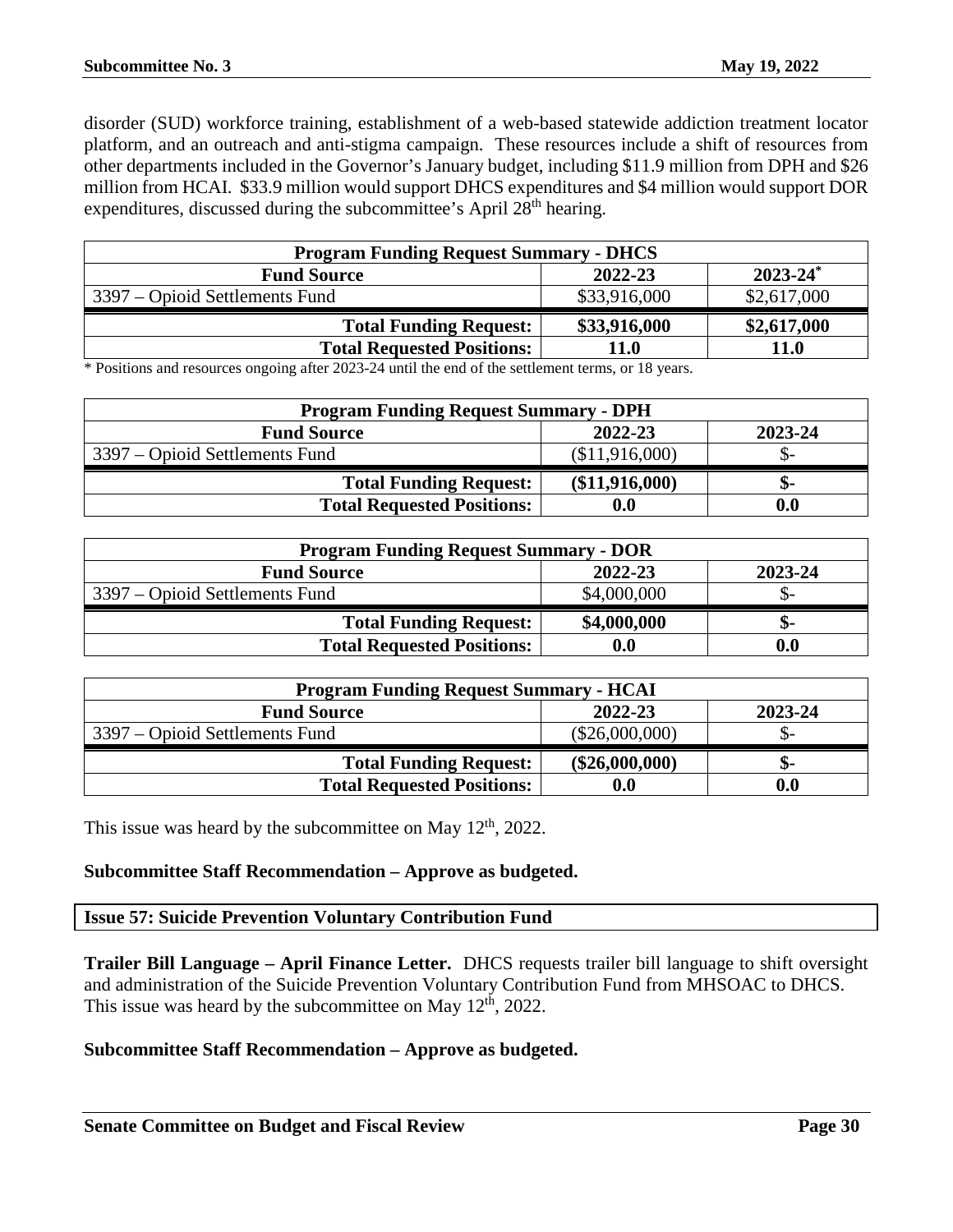disorder (SUD) workforce training, establishment of a web-based statewide addiction treatment locator platform, and an outreach and anti-stigma campaign. These resources include a shift of resources from other departments included in the Governor's January budget, including $11.9 million from DPH and $26 million from HCAI. $33.9 million would support DHCS expenditures and $4 million would support DOR expenditures, discussed during the subcommittee's April 28th hearing.

| **Program Funding Request Summary - DHCS** | | |
|---|---|---|
| **Fund Source** | **2022-23** | **2023-24*** |
| 3397 – Opioid Settlements Fund | $33,916,000 | $2,617,000 |
| **Total Funding Request:** | **$33,916,000** | **$2,617,000** |
| **Total Requested Positions:** | **11.0** | **11.0** |

* Positions and resources ongoing after 2023-24 until the end of the settlement terms, or 18 years.

| **Program Funding Request Summary - DPH** | | |
|---|---|---|
| **Fund Source** | **2022-23** | **2023-24** |
| 3397 – Opioid Settlements Fund | ($11,916,000) | $- |
| **Total Funding Request:** | **($11,916,000)** | **$-** |
| **Total Requested Positions:** | **0.0** | **0.0** |

| **Program Funding Request Summary - DOR** | | |
|---|---|---|
| **Fund Source** | **2022-23** | **2023-24** |
| 3397 – Opioid Settlements Fund | $4,000,000 | $- |
| **Total Funding Request:** | **$4,000,000** | **$-** |
| **Total Requested Positions:** | **0.0** | **0.0** |

| **Program Funding Request Summary - HCAI** | | |
|---|---|---|
| **Fund Source** | **2022-23** | **2023-24** |
| 3397 – Opioid Settlements Fund | ($26,000,000) | $- |
| **Total Funding Request:** | **($26,000,000)** | **$-** |
| **Total Requested Positions:** | **0.0** | **0.0** |

This issue was heard by the subcommittee on May 12th, 2022.

**Subcommittee Staff Recommendation – Approve as budgeted.**

## Issue 57: Suicide Prevention Voluntary Contribution Fund

**Trailer Bill Language – April Finance Letter.** DHCS requests trailer bill language to shift oversight and administration of the Suicide Prevention Voluntary Contribution Fund from MHSOAC to DHCS. This issue was heard by the subcommittee on May 12th, 2022.

**Subcommittee Staff Recommendation – Approve as budgeted.**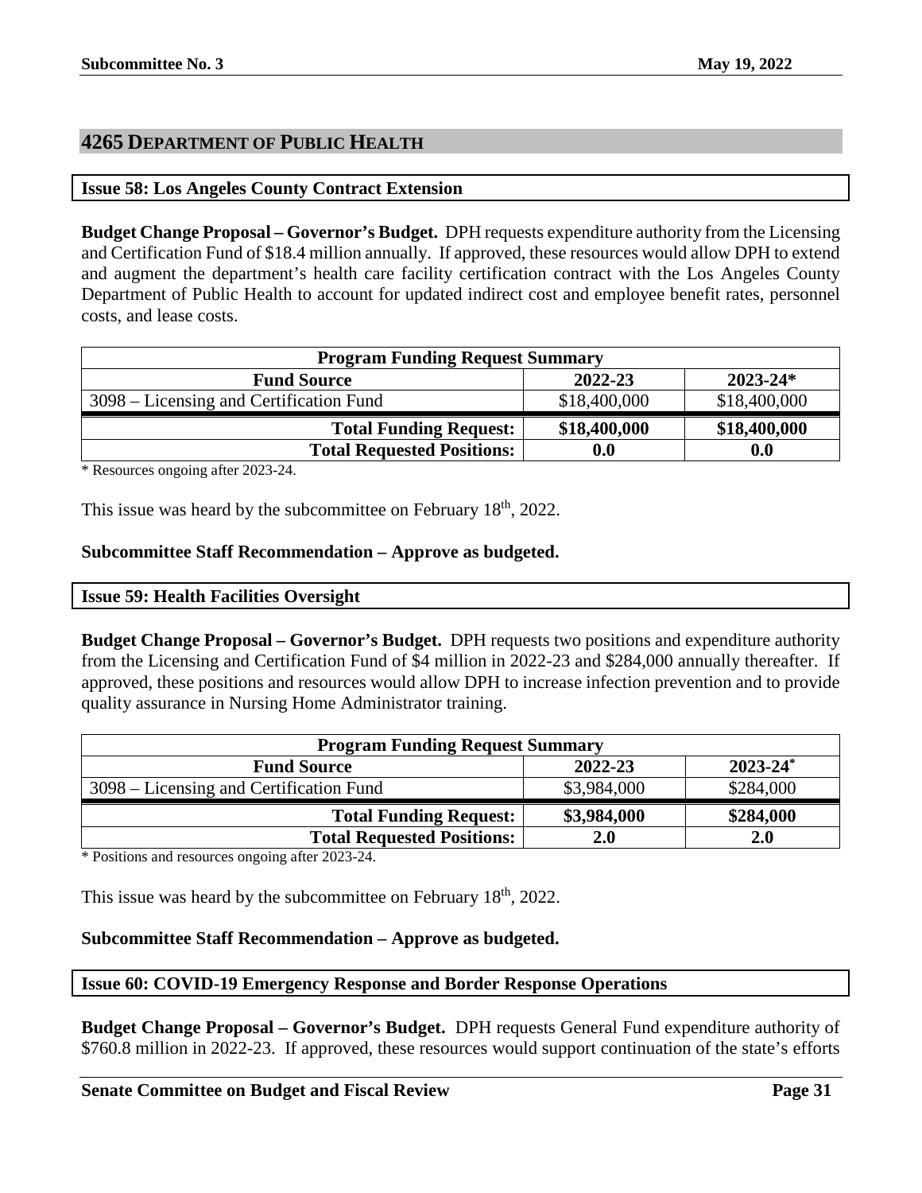## 4265 Department of Public Health

### Issue 58: Los Angeles County Contract Extension

**Budget Change Proposal – Governor's Budget.** DPH requests expenditure authority from the Licensing and Certification Fund of $18.4 million annually. If approved, these resources would allow DPH to extend and augment the department's health care facility certification contract with the Los Angeles County Department of Public Health to account for updated indirect cost and employee benefit rates, personnel costs, and lease costs.

| Program Funding Request Summary | | |
|---|---|---|
| **Fund Source** | **2022-23** | **2023-24*** |
| 3098 – Licensing and Certification Fund | $18,400,000 | $18,400,000 |
| **Total Funding Request:** | **$18,400,000** | **$18,400,000** |
| **Total Requested Positions:** | **0.0** | **0.0** |

* Resources ongoing after 2023-24.

This issue was heard by the subcommittee on February 18th, 2022.

**Subcommittee Staff Recommendation – Approve as budgeted.**

### Issue 59: Health Facilities Oversight

**Budget Change Proposal – Governor's Budget.** DPH requests two positions and expenditure authority from the Licensing and Certification Fund of $4 million in 2022-23 and $284,000 annually thereafter. If approved, these positions and resources would allow DPH to increase infection prevention and to provide quality assurance in Nursing Home Administrator training.

| Program Funding Request Summary | | |
|---|---|---|
| **Fund Source** | **2022-23** | **2023-24*** |
| 3098 – Licensing and Certification Fund | $3,984,000 | $284,000 |
| **Total Funding Request:** | **$3,984,000** | **$284,000** |
| **Total Requested Positions:** | **2.0** | **2.0** |

* Positions and resources ongoing after 2023-24.

This issue was heard by the subcommittee on February 18th, 2022.

**Subcommittee Staff Recommendation – Approve as budgeted.**

### Issue 60: COVID-19 Emergency Response and Border Response Operations

**Budget Change Proposal – Governor's Budget.** DPH requests General Fund expenditure authority of $760.8 million in 2022-23. If approved, these resources would support continuation of the state's efforts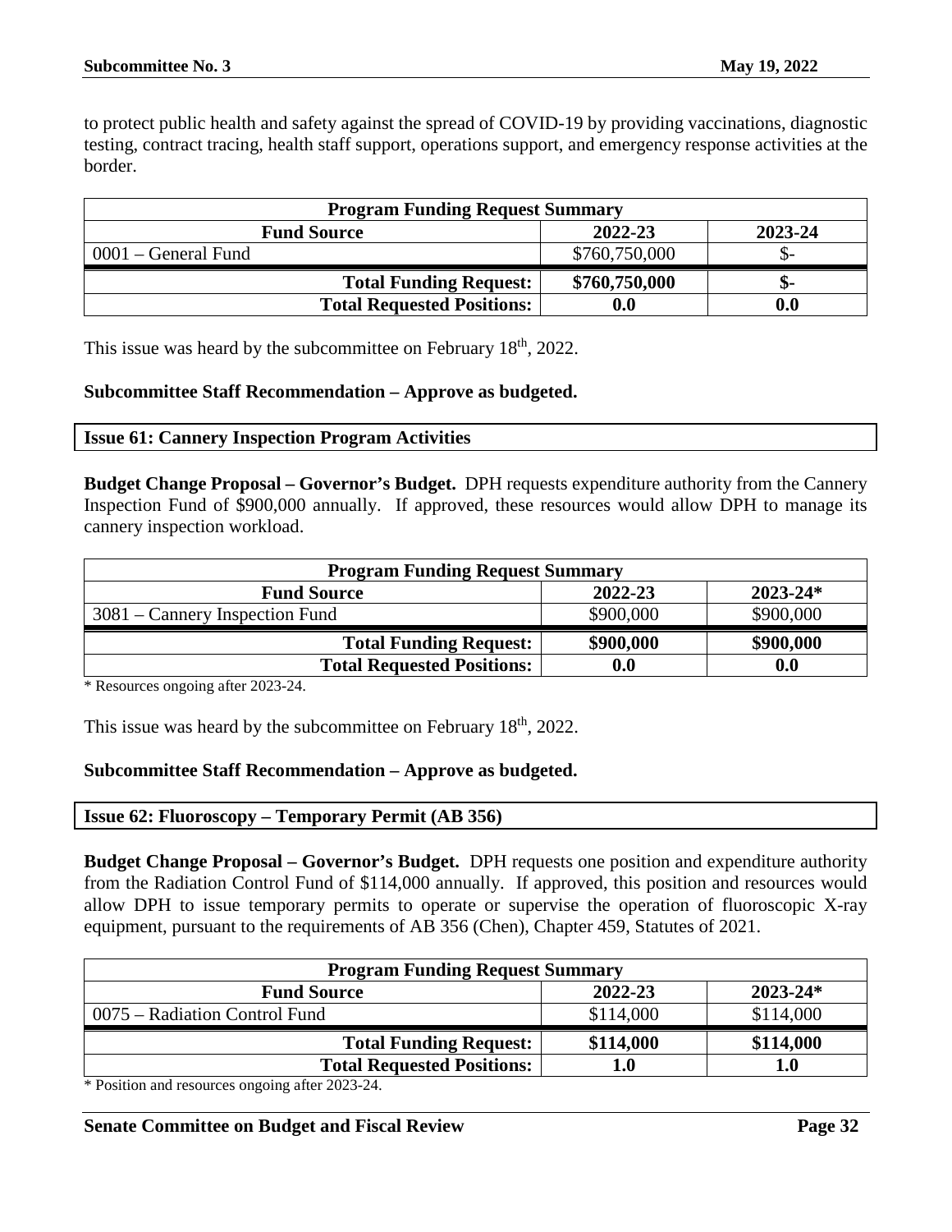to protect public health and safety against the spread of COVID-19 by providing vaccinations, diagnostic testing, contract tracing, health staff support, operations support, and emergency response activities at the border.

| Program Funding Request Summary | | |
|---|---|---|
| **Fund Source** | **2022-23** | **2023-24** |
| 0001 – General Fund | $760,750,000 | $- |
| **Total Funding Request:** | **$760,750,000** | **$-** |
| **Total Requested Positions:** | **0.0** | **0.0** |

This issue was heard by the subcommittee on February 18th, 2022.

**Subcommittee Staff Recommendation – Approve as budgeted.**

### Issue 61: Cannery Inspection Program Activities

**Budget Change Proposal – Governor's Budget.** DPH requests expenditure authority from the Cannery Inspection Fund of $900,000 annually. If approved, these resources would allow DPH to manage its cannery inspection workload.

| Program Funding Request Summary | | |
|---|---|---|
| **Fund Source** | **2022-23** | **2023-24*** |
| 3081 – Cannery Inspection Fund | $900,000 | $900,000 |
| **Total Funding Request:** | **$900,000** | **$900,000** |
| **Total Requested Positions:** | **0.0** | **0.0** |

\* Resources ongoing after 2023-24.

This issue was heard by the subcommittee on February 18th, 2022.

**Subcommittee Staff Recommendation – Approve as budgeted.**

### Issue 62: Fluoroscopy – Temporary Permit (AB 356)

**Budget Change Proposal – Governor's Budget.** DPH requests one position and expenditure authority from the Radiation Control Fund of $114,000 annually. If approved, this position and resources would allow DPH to issue temporary permits to operate or supervise the operation of fluoroscopic X-ray equipment, pursuant to the requirements of AB 356 (Chen), Chapter 459, Statutes of 2021.

| Program Funding Request Summary | | |
|---|---|---|
| **Fund Source** | **2022-23** | **2023-24*** |
| 0075 – Radiation Control Fund | $114,000 | $114,000 |
| **Total Funding Request:** | **$114,000** | **$114,000** |
| **Total Requested Positions:** | **1.0** | **1.0** |

\* Position and resources ongoing after 2023-24.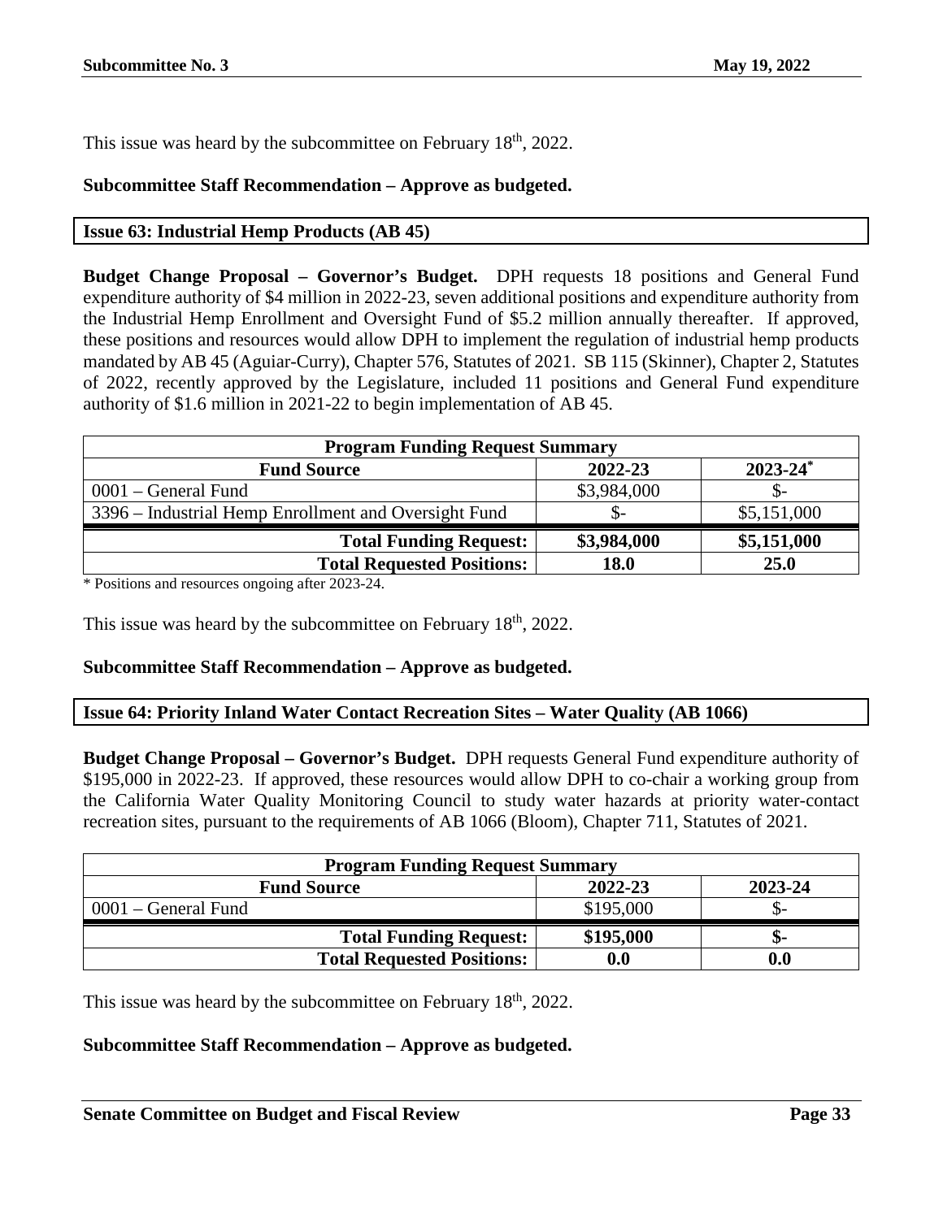This issue was heard by the subcommittee on February 18th, 2022.

**Subcommittee Staff Recommendation – Approve as budgeted.**

## Issue 63: Industrial Hemp Products (AB 45)

**Budget Change Proposal – Governor's Budget.** DPH requests 18 positions and General Fund expenditure authority of $4 million in 2022-23, seven additional positions and expenditure authority from the Industrial Hemp Enrollment and Oversight Fund of $5.2 million annually thereafter. If approved, these positions and resources would allow DPH to implement the regulation of industrial hemp products mandated by AB 45 (Aguiar-Curry), Chapter 576, Statutes of 2021. SB 115 (Skinner), Chapter 2, Statutes of 2022, recently approved by the Legislature, included 11 positions and General Fund expenditure authority of $1.6 million in 2021-22 to begin implementation of AB 45.

| Program Funding Request Summary | | |
|---|---|---|
| **Fund Source** | **2022-23** | **2023-24*** |
| 0001 – General Fund | $3,984,000 | $- |
| 3396 – Industrial Hemp Enrollment and Oversight Fund | $- | $5,151,000 |
| **Total Funding Request:** | **$3,984,000** | **$5,151,000** |
| **Total Requested Positions:** | **18.0** | **25.0** |

\* Positions and resources ongoing after 2023-24.

This issue was heard by the subcommittee on February 18th, 2022.

**Subcommittee Staff Recommendation – Approve as budgeted.**

## Issue 64: Priority Inland Water Contact Recreation Sites – Water Quality (AB 1066)

**Budget Change Proposal – Governor's Budget.** DPH requests General Fund expenditure authority of $195,000 in 2022-23. If approved, these resources would allow DPH to co-chair a working group from the California Water Quality Monitoring Council to study water hazards at priority water-contact recreation sites, pursuant to the requirements of AB 1066 (Bloom), Chapter 711, Statutes of 2021.

| Program Funding Request Summary | | |
|---|---|---|
| **Fund Source** | **2022-23** | **2023-24** |
| 0001 – General Fund | $195,000 | $- |
| **Total Funding Request:** | **$195,000** | **$-** |
| **Total Requested Positions:** | **0.0** | **0.0** |

This issue was heard by the subcommittee on February 18th, 2022.

**Subcommittee Staff Recommendation – Approve as budgeted.**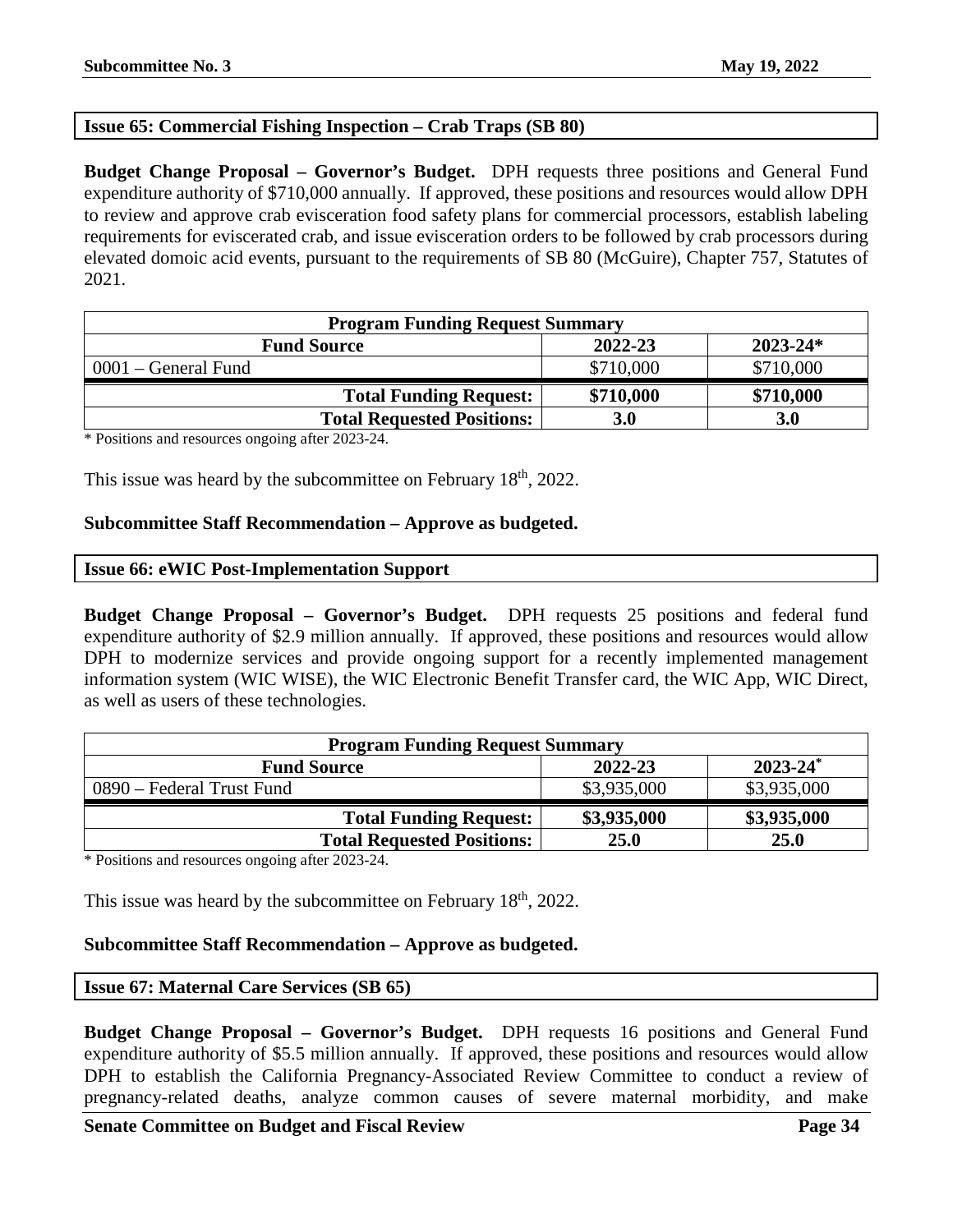### Issue 65: Commercial Fishing Inspection – Crab Traps (SB 80)

**Budget Change Proposal – Governor's Budget.** DPH requests three positions and General Fund expenditure authority of $710,000 annually. If approved, these positions and resources would allow DPH to review and approve crab evisceration food safety plans for commercial processors, establish labeling requirements for eviscerated crab, and issue evisceration orders to be followed by crab processors during elevated domoic acid events, pursuant to the requirements of SB 80 (McGuire), Chapter 757, Statutes of 2021.

| Program Funding Request Summary | | |
|---|---|---|
| **Fund Source** | **2022-23** | **2023-24*** |
| 0001 – General Fund | $710,000 | $710,000 |
| **Total Funding Request:** | **$710,000** | **$710,000** |
| **Total Requested Positions:** | **3.0** | **3.0** |

\* Positions and resources ongoing after 2023-24.

This issue was heard by the subcommittee on February 18th, 2022.

**Subcommittee Staff Recommendation – Approve as budgeted.**

### Issue 66: eWIC Post-Implementation Support

**Budget Change Proposal – Governor's Budget.** DPH requests 25 positions and federal fund expenditure authority of $2.9 million annually. If approved, these positions and resources would allow DPH to modernize services and provide ongoing support for a recently implemented management information system (WIC WISE), the WIC Electronic Benefit Transfer card, the WIC App, WIC Direct, as well as users of these technologies.

| Program Funding Request Summary | | |
|---|---|---|
| **Fund Source** | **2022-23** | **2023-24*** |
| 0890 – Federal Trust Fund | $3,935,000 | $3,935,000 |
| **Total Funding Request:** | **$3,935,000** | **$3,935,000** |
| **Total Requested Positions:** | **25.0** | **25.0** |

\* Positions and resources ongoing after 2023-24.

This issue was heard by the subcommittee on February 18th, 2022.

**Subcommittee Staff Recommendation – Approve as budgeted.**

### Issue 67: Maternal Care Services (SB 65)

**Budget Change Proposal – Governor's Budget.** DPH requests 16 positions and General Fund expenditure authority of $5.5 million annually. If approved, these positions and resources would allow DPH to establish the California Pregnancy-Associated Review Committee to conduct a review of pregnancy-related deaths, analyze common causes of severe maternal morbidity, and make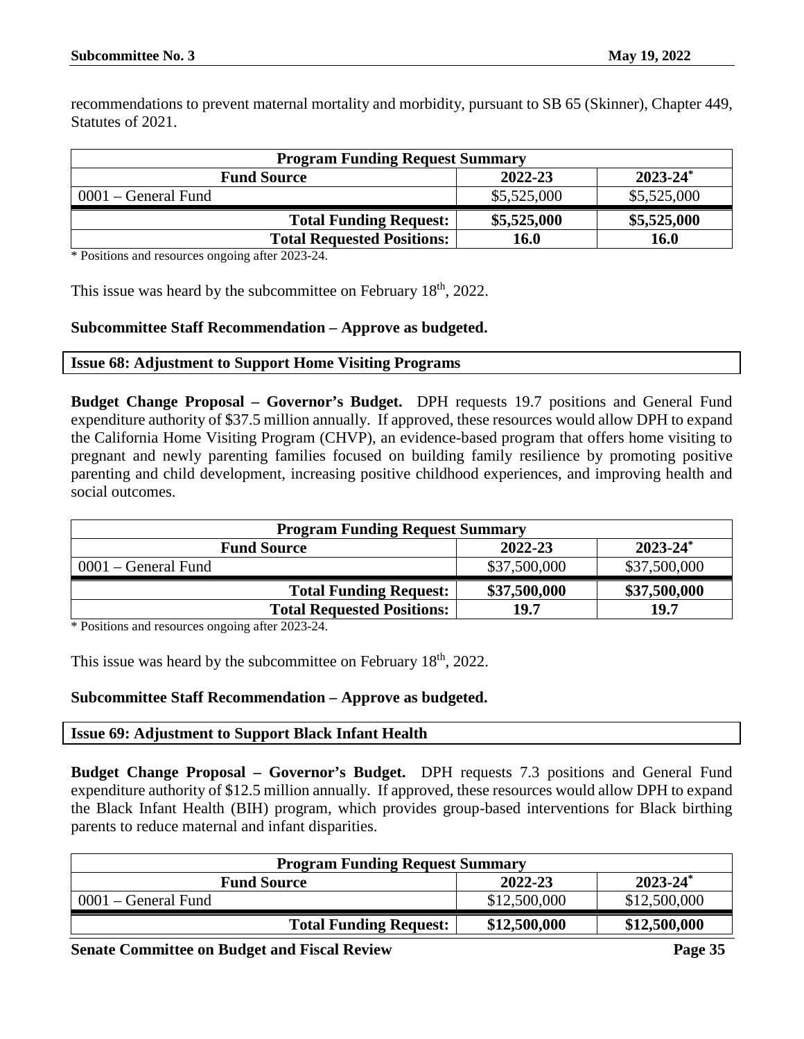recommendations to prevent maternal mortality and morbidity, pursuant to SB 65 (Skinner), Chapter 449, Statutes of 2021.

| Program Funding Request Summary | | |
|---|---|---|
| **Fund Source** | **2022-23** | **2023-24*** |
| 0001 – General Fund | \$5,525,000 | \$5,525,000 |
| **Total Funding Request:** | **\$5,525,000** | **\$5,525,000** |
| **Total Requested Positions:** | **16.0** | **16.0** |

* Positions and resources ongoing after 2023-24.

This issue was heard by the subcommittee on February 18th, 2022.

**Subcommittee Staff Recommendation – Approve as budgeted.**

## Issue 68: Adjustment to Support Home Visiting Programs

**Budget Change Proposal – Governor's Budget.** DPH requests 19.7 positions and General Fund expenditure authority of \$37.5 million annually. If approved, these resources would allow DPH to expand the California Home Visiting Program (CHVP), an evidence-based program that offers home visiting to pregnant and newly parenting families focused on building family resilience by promoting positive parenting and child development, increasing positive childhood experiences, and improving health and social outcomes.

| Program Funding Request Summary | | |
|---|---|---|
| **Fund Source** | **2022-23** | **2023-24*** |
| 0001 – General Fund | \$37,500,000 | \$37,500,000 |
| **Total Funding Request:** | **\$37,500,000** | **\$37,500,000** |
| **Total Requested Positions:** | **19.7** | **19.7** |

* Positions and resources ongoing after 2023-24.

This issue was heard by the subcommittee on February 18th, 2022.

**Subcommittee Staff Recommendation – Approve as budgeted.**

## Issue 69: Adjustment to Support Black Infant Health

**Budget Change Proposal – Governor's Budget.** DPH requests 7.3 positions and General Fund expenditure authority of \$12.5 million annually. If approved, these resources would allow DPH to expand the Black Infant Health (BIH) program, which provides group-based interventions for Black birthing parents to reduce maternal and infant disparities.

| Program Funding Request Summary | | |
|---|---|---|
| **Fund Source** | **2022-23** | **2023-24*** |
| 0001 – General Fund | \$12,500,000 | \$12,500,000 |
| **Total Funding Request:** | **\$12,500,000** | **\$12,500,000** |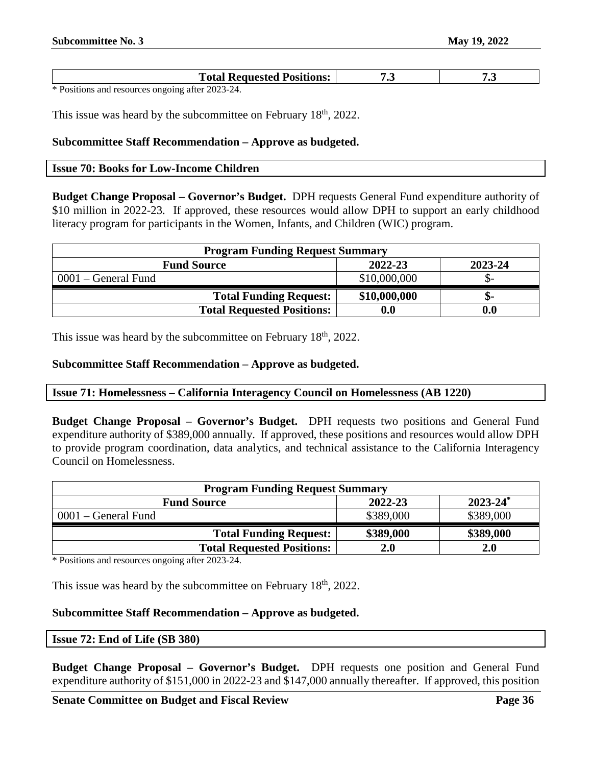| | | |
|---|---|---|
| **Total Requested Positions:** | **7.3** | **7.3** |

* Positions and resources ongoing after 2023-24.

This issue was heard by the subcommittee on February 18th, 2022.

**Subcommittee Staff Recommendation – Approve as budgeted.**

### Issue 70: Books for Low-Income Children

**Budget Change Proposal – Governor's Budget.** DPH requests General Fund expenditure authority of $10 million in 2022-23. If approved, these resources would allow DPH to support an early childhood literacy program for participants in the Women, Infants, and Children (WIC) program.

| Program Funding Request Summary | | |
|---|---|---|
| **Fund Source** | **2022-23** | **2023-24** |
| 0001 – General Fund | $10,000,000 | $- |
| **Total Funding Request:** | **$10,000,000** | **$-** |
| **Total Requested Positions:** | **0.0** | **0.0** |

This issue was heard by the subcommittee on February 18th, 2022.

**Subcommittee Staff Recommendation – Approve as budgeted.**

### Issue 71: Homelessness – California Interagency Council on Homelessness (AB 1220)

**Budget Change Proposal – Governor's Budget.** DPH requests two positions and General Fund expenditure authority of $389,000 annually. If approved, these positions and resources would allow DPH to provide program coordination, data analytics, and technical assistance to the California Interagency Council on Homelessness.

| Program Funding Request Summary | | |
|---|---|---|
| **Fund Source** | **2022-23** | **2023-24*** |
| 0001 – General Fund | $389,000 | $389,000 |
| **Total Funding Request:** | **$389,000** | **$389,000** |
| **Total Requested Positions:** | **2.0** | **2.0** |

* Positions and resources ongoing after 2023-24.

This issue was heard by the subcommittee on February 18th, 2022.

**Subcommittee Staff Recommendation – Approve as budgeted.**

### Issue 72: End of Life (SB 380)

**Budget Change Proposal – Governor's Budget.** DPH requests one position and General Fund expenditure authority of $151,000 in 2022-23 and $147,000 annually thereafter. If approved, this position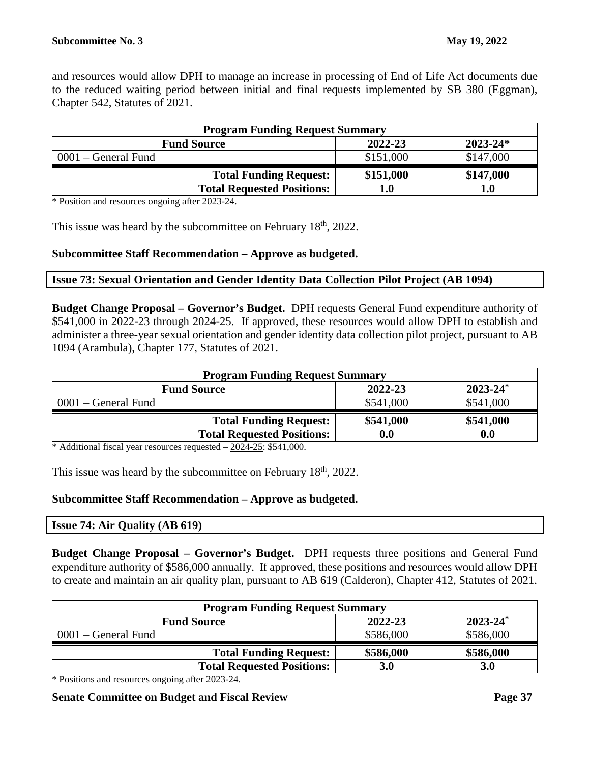and resources would allow DPH to manage an increase in processing of End of Life Act documents due to the reduced waiting period between initial and final requests implemented by SB 380 (Eggman), Chapter 542, Statutes of 2021.

| Program Funding Request Summary | | |
|---|---|---|
| **Fund Source** | **2022-23** | **2023-24*** |
| 0001 – General Fund | $151,000 | $147,000 |
| **Total Funding Request:** | **$151,000** | **$147,000** |
| **Total Requested Positions:** | **1.0** | **1.0** |

\* Position and resources ongoing after 2023-24.

This issue was heard by the subcommittee on February 18th, 2022.

**Subcommittee Staff Recommendation – Approve as budgeted.**

**Issue 73: Sexual Orientation and Gender Identity Data Collection Pilot Project (AB 1094)**

**Budget Change Proposal – Governor's Budget.** DPH requests General Fund expenditure authority of $541,000 in 2022-23 through 2024-25. If approved, these resources would allow DPH to establish and administer a three-year sexual orientation and gender identity data collection pilot project, pursuant to AB 1094 (Arambula), Chapter 177, Statutes of 2021.

| Program Funding Request Summary | | |
|---|---|---|
| **Fund Source** | **2022-23** | **2023-24*** |
| 0001 – General Fund | $541,000 | $541,000 |
| **Total Funding Request:** | **$541,000** | **$541,000** |
| **Total Requested Positions:** | **0.0** | **0.0** |

\* Additional fiscal year resources requested – 2024-25: $541,000.

This issue was heard by the subcommittee on February 18th, 2022.

**Subcommittee Staff Recommendation – Approve as budgeted.**

**Issue 74: Air Quality (AB 619)**

**Budget Change Proposal – Governor's Budget.** DPH requests three positions and General Fund expenditure authority of $586,000 annually. If approved, these positions and resources would allow DPH to create and maintain an air quality plan, pursuant to AB 619 (Calderon), Chapter 412, Statutes of 2021.

| Program Funding Request Summary | | |
|---|---|---|
| **Fund Source** | **2022-23** | **2023-24*** |
| 0001 – General Fund | $586,000 | $586,000 |
| **Total Funding Request:** | **$586,000** | **$586,000** |
| **Total Requested Positions:** | **3.0** | **3.0** |

\* Positions and resources ongoing after 2023-24.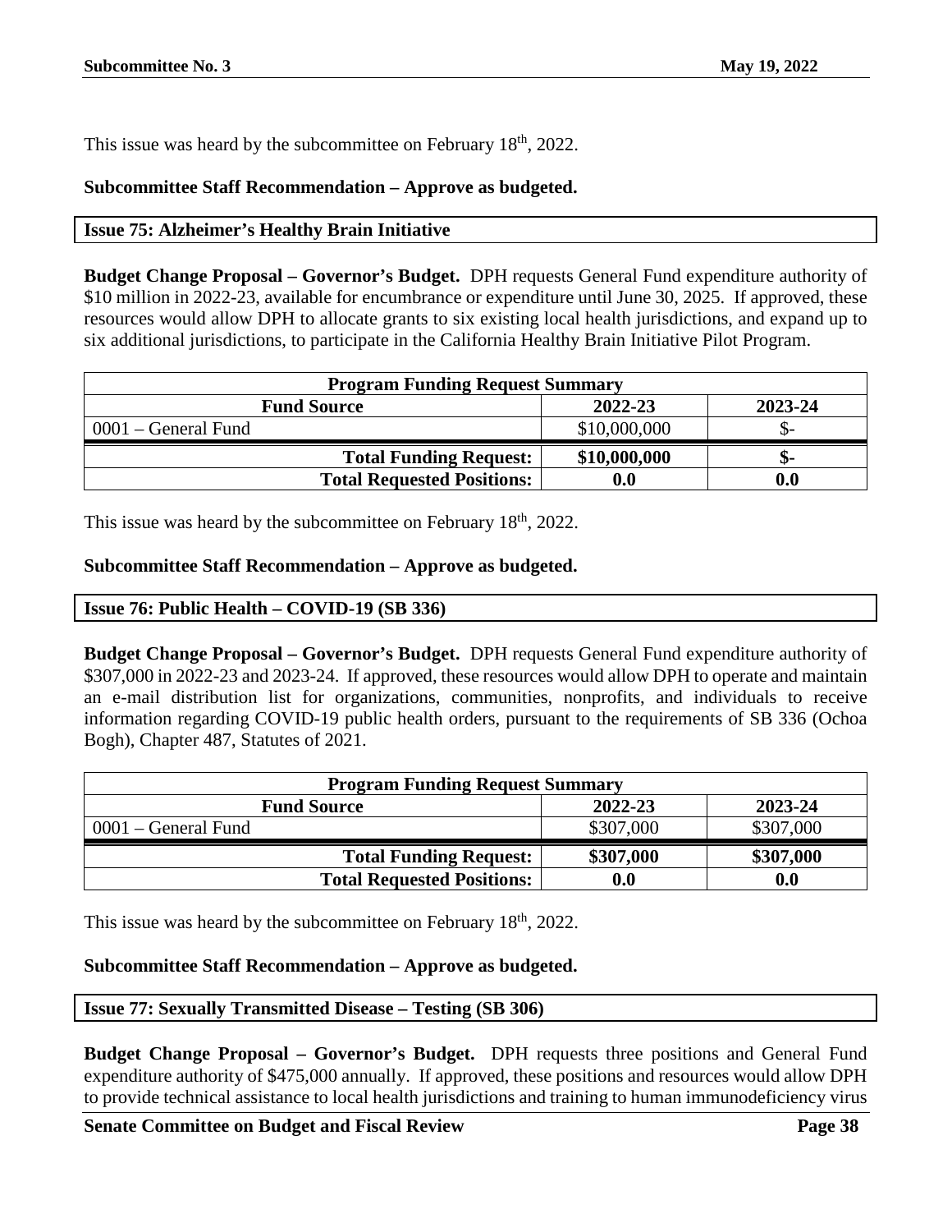This issue was heard by the subcommittee on February 18th, 2022.

**Subcommittee Staff Recommendation – Approve as budgeted.**

### Issue 75: Alzheimer's Healthy Brain Initiative

**Budget Change Proposal – Governor's Budget.** DPH requests General Fund expenditure authority of \$10 million in 2022-23, available for encumbrance or expenditure until June 30, 2025. If approved, these resources would allow DPH to allocate grants to six existing local health jurisdictions, and expand up to six additional jurisdictions, to participate in the California Healthy Brain Initiative Pilot Program.

| **Program Funding Request Summary** | | |
|---|---|---|
| **Fund Source** | **2022-23** | **2023-24** |
| 0001 – General Fund | \$10,000,000 | \$- |
| **Total Funding Request:** | **\$10,000,000** | **\$-** |
| **Total Requested Positions:** | **0.0** | **0.0** |

This issue was heard by the subcommittee on February 18th, 2022.

**Subcommittee Staff Recommendation – Approve as budgeted.**

### Issue 76: Public Health – COVID-19 (SB 336)

**Budget Change Proposal – Governor's Budget.** DPH requests General Fund expenditure authority of \$307,000 in 2022-23 and 2023-24. If approved, these resources would allow DPH to operate and maintain an e-mail distribution list for organizations, communities, nonprofits, and individuals to receive information regarding COVID-19 public health orders, pursuant to the requirements of SB 336 (Ochoa Bogh), Chapter 487, Statutes of 2021.

| **Program Funding Request Summary** | | |
|---|---|---|
| **Fund Source** | **2022-23** | **2023-24** |
| 0001 – General Fund | \$307,000 | \$307,000 |
| **Total Funding Request:** | **\$307,000** | **\$307,000** |
| **Total Requested Positions:** | **0.0** | **0.0** |

This issue was heard by the subcommittee on February 18th, 2022.

**Subcommittee Staff Recommendation – Approve as budgeted.**

### Issue 77: Sexually Transmitted Disease – Testing (SB 306)

**Budget Change Proposal – Governor's Budget.** DPH requests three positions and General Fund expenditure authority of \$475,000 annually. If approved, these positions and resources would allow DPH to provide technical assistance to local health jurisdictions and training to human immunodeficiency virus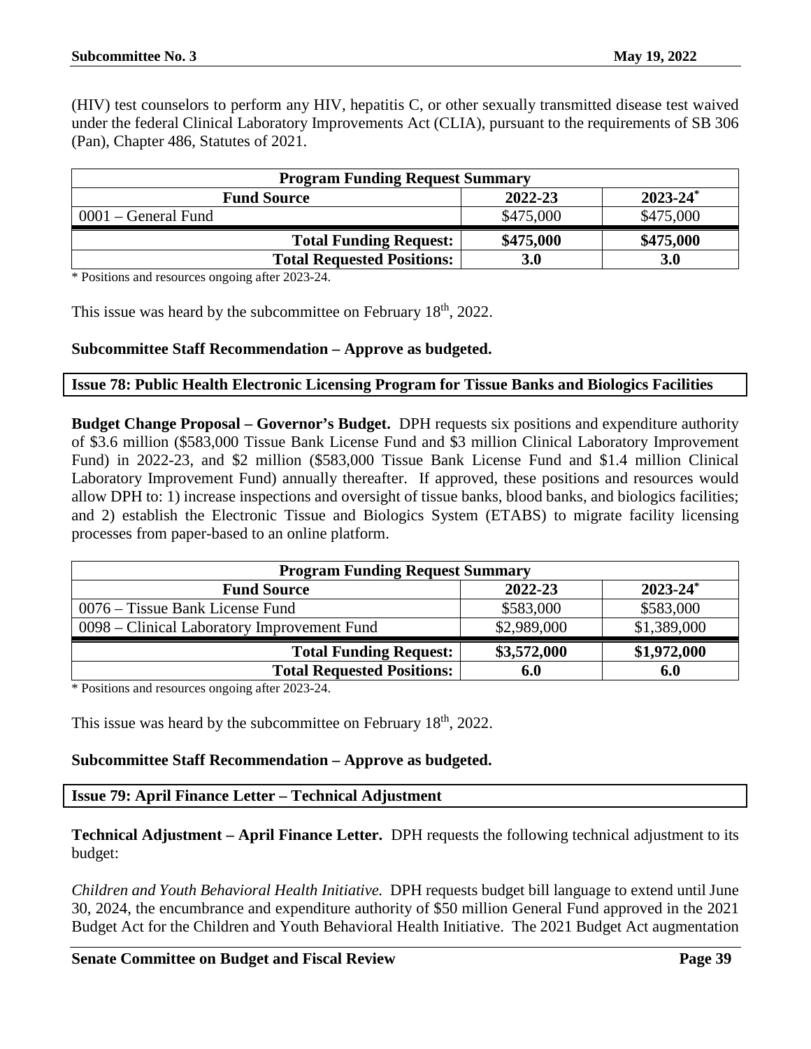(HIV) test counselors to perform any HIV, hepatitis C, or other sexually transmitted disease test waived under the federal Clinical Laboratory Improvements Act (CLIA), pursuant to the requirements of SB 306 (Pan), Chapter 486, Statutes of 2021.

| Program Funding Request Summary | | |
|---|---|---|
| **Fund Source** | **2022-23** | **2023-24*** |
| 0001 – General Fund | $475,000 | $475,000 |
| **Total Funding Request:** | **$475,000** | **$475,000** |
| **Total Requested Positions:** | **3.0** | **3.0** |

\* Positions and resources ongoing after 2023-24.

This issue was heard by the subcommittee on February 18th, 2022.

**Subcommittee Staff Recommendation – Approve as budgeted.**

**Issue 78: Public Health Electronic Licensing Program for Tissue Banks and Biologics Facilities**

**Budget Change Proposal – Governor's Budget.** DPH requests six positions and expenditure authority of $3.6 million ($583,000 Tissue Bank License Fund and $3 million Clinical Laboratory Improvement Fund) in 2022-23, and $2 million ($583,000 Tissue Bank License Fund and $1.4 million Clinical Laboratory Improvement Fund) annually thereafter. If approved, these positions and resources would allow DPH to: 1) increase inspections and oversight of tissue banks, blood banks, and biologics facilities; and 2) establish the Electronic Tissue and Biologics System (ETABS) to migrate facility licensing processes from paper-based to an online platform.

| Program Funding Request Summary | | |
|---|---|---|
| **Fund Source** | **2022-23** | **2023-24*** |
| 0076 – Tissue Bank License Fund | $583,000 | $583,000 |
| 0098 – Clinical Laboratory Improvement Fund | $2,989,000 | $1,389,000 |
| **Total Funding Request:** | **$3,572,000** | **$1,972,000** |
| **Total Requested Positions:** | **6.0** | **6.0** |

\* Positions and resources ongoing after 2023-24.

This issue was heard by the subcommittee on February 18th, 2022.

**Subcommittee Staff Recommendation – Approve as budgeted.**

**Issue 79: April Finance Letter – Technical Adjustment**

**Technical Adjustment – April Finance Letter.** DPH requests the following technical adjustment to its budget:

*Children and Youth Behavioral Health Initiative.* DPH requests budget bill language to extend until June 30, 2024, the encumbrance and expenditure authority of $50 million General Fund approved in the 2021 Budget Act for the Children and Youth Behavioral Health Initiative. The 2021 Budget Act augmentation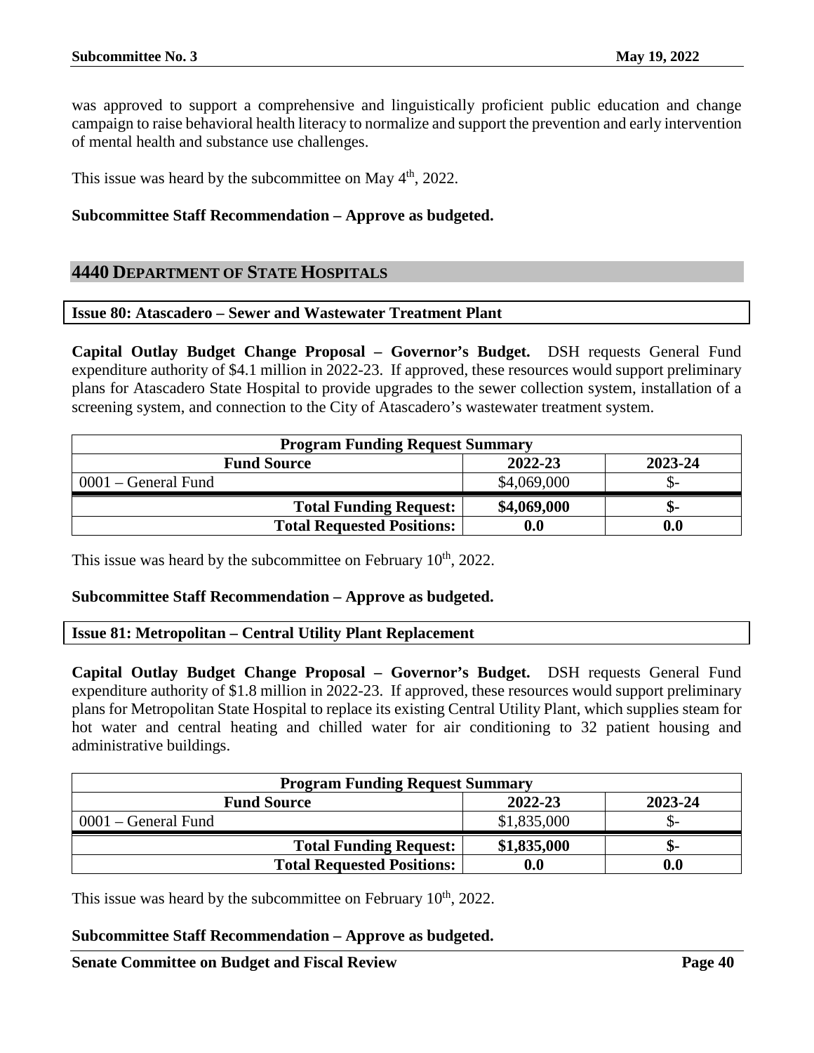was approved to support a comprehensive and linguistically proficient public education and change campaign to raise behavioral health literacy to normalize and support the prevention and early intervention of mental health and substance use challenges.

This issue was heard by the subcommittee on May 4th, 2022.

**Subcommittee Staff Recommendation – Approve as budgeted.**

## 4440 DEPARTMENT OF STATE HOSPITALS

### Issue 80: Atascadero – Sewer and Wastewater Treatment Plant

**Capital Outlay Budget Change Proposal – Governor's Budget.** DSH requests General Fund expenditure authority of $4.1 million in 2022-23. If approved, these resources would support preliminary plans for Atascadero State Hospital to provide upgrades to the sewer collection system, installation of a screening system, and connection to the City of Atascadero's wastewater treatment system.

| Program Funding Request Summary | | |
|---|---|---|
| **Fund Source** | **2022-23** | **2023-24** |
| 0001 – General Fund | $4,069,000 | $- |
| **Total Funding Request:** | **$4,069,000** | **$-** |
| **Total Requested Positions:** | **0.0** | **0.0** |

This issue was heard by the subcommittee on February 10th, 2022.

**Subcommittee Staff Recommendation – Approve as budgeted.**

### Issue 81: Metropolitan – Central Utility Plant Replacement

**Capital Outlay Budget Change Proposal – Governor's Budget.** DSH requests General Fund expenditure authority of $1.8 million in 2022-23. If approved, these resources would support preliminary plans for Metropolitan State Hospital to replace its existing Central Utility Plant, which supplies steam for hot water and central heating and chilled water for air conditioning to 32 patient housing and administrative buildings.

| Program Funding Request Summary | | |
|---|---|---|
| **Fund Source** | **2022-23** | **2023-24** |
| 0001 – General Fund | $1,835,000 | $- |
| **Total Funding Request:** | **$1,835,000** | **$-** |
| **Total Requested Positions:** | **0.0** | **0.0** |

This issue was heard by the subcommittee on February 10th, 2022.

**Subcommittee Staff Recommendation – Approve as budgeted.**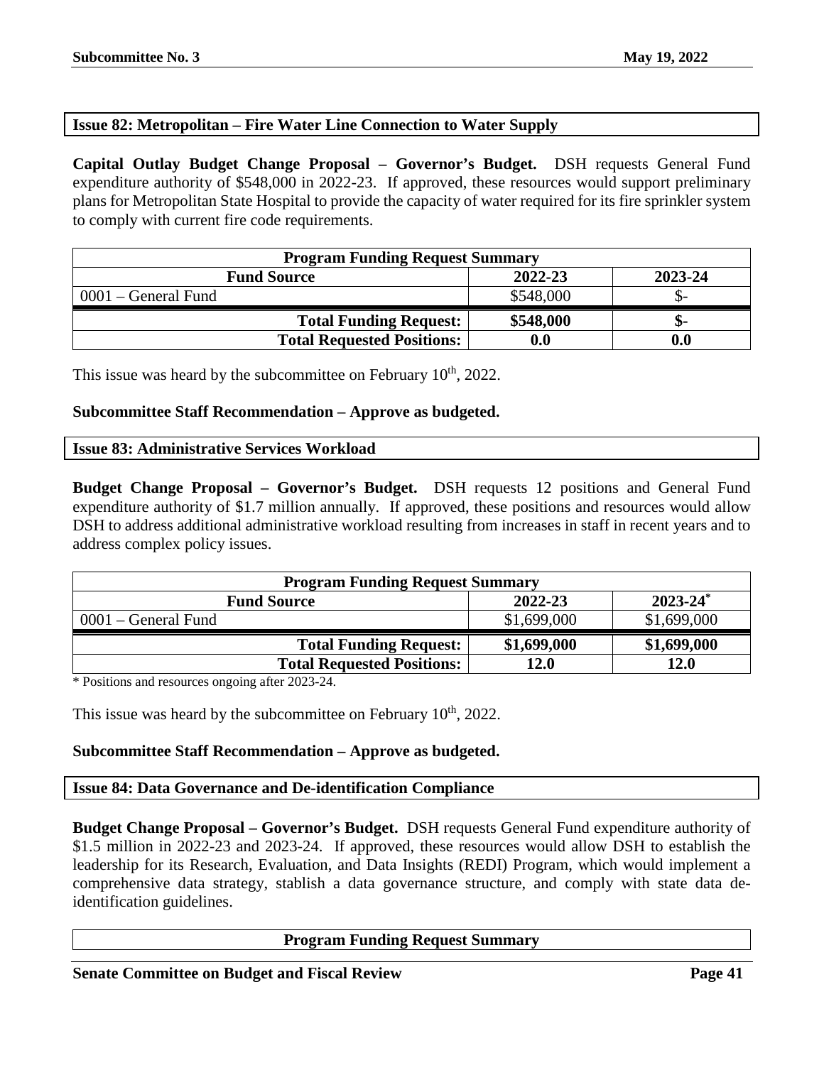### Issue 82: Metropolitan – Fire Water Line Connection to Water Supply

**Capital Outlay Budget Change Proposal – Governor's Budget.** DSH requests General Fund expenditure authority of \$548,000 in 2022-23. If approved, these resources would support preliminary plans for Metropolitan State Hospital to provide the capacity of water required for its fire sprinkler system to comply with current fire code requirements.

| Program Funding Request Summary | | |
|---|---|---|
| **Fund Source** | **2022-23** | **2023-24** |
| 0001 – General Fund | \$548,000 | \$- |
| **Total Funding Request:** | **\$548,000** | **\$-** |
| **Total Requested Positions:** | **0.0** | **0.0** |

This issue was heard by the subcommittee on February 10th, 2022.

**Subcommittee Staff Recommendation – Approve as budgeted.**

### Issue 83: Administrative Services Workload

**Budget Change Proposal – Governor's Budget.** DSH requests 12 positions and General Fund expenditure authority of \$1.7 million annually. If approved, these positions and resources would allow DSH to address additional administrative workload resulting from increases in staff in recent years and to address complex policy issues.

| Program Funding Request Summary | | |
|---|---|---|
| **Fund Source** | **2022-23** | **2023-24*** |
| 0001 – General Fund | \$1,699,000 | \$1,699,000 |
| **Total Funding Request:** | **\$1,699,000** | **\$1,699,000** |
| **Total Requested Positions:** | **12.0** | **12.0** |

\* Positions and resources ongoing after 2023-24.

This issue was heard by the subcommittee on February 10th, 2022.

**Subcommittee Staff Recommendation – Approve as budgeted.**

### Issue 84: Data Governance and De-identification Compliance

**Budget Change Proposal – Governor's Budget.** DSH requests General Fund expenditure authority of \$1.5 million in 2022-23 and 2023-24. If approved, these resources would allow DSH to establish the leadership for its Research, Evaluation, and Data Insights (REDI) Program, which would implement a comprehensive data strategy, stablish a data governance structure, and comply with state data de-identification guidelines.

| Program Funding Request Summary |
|---|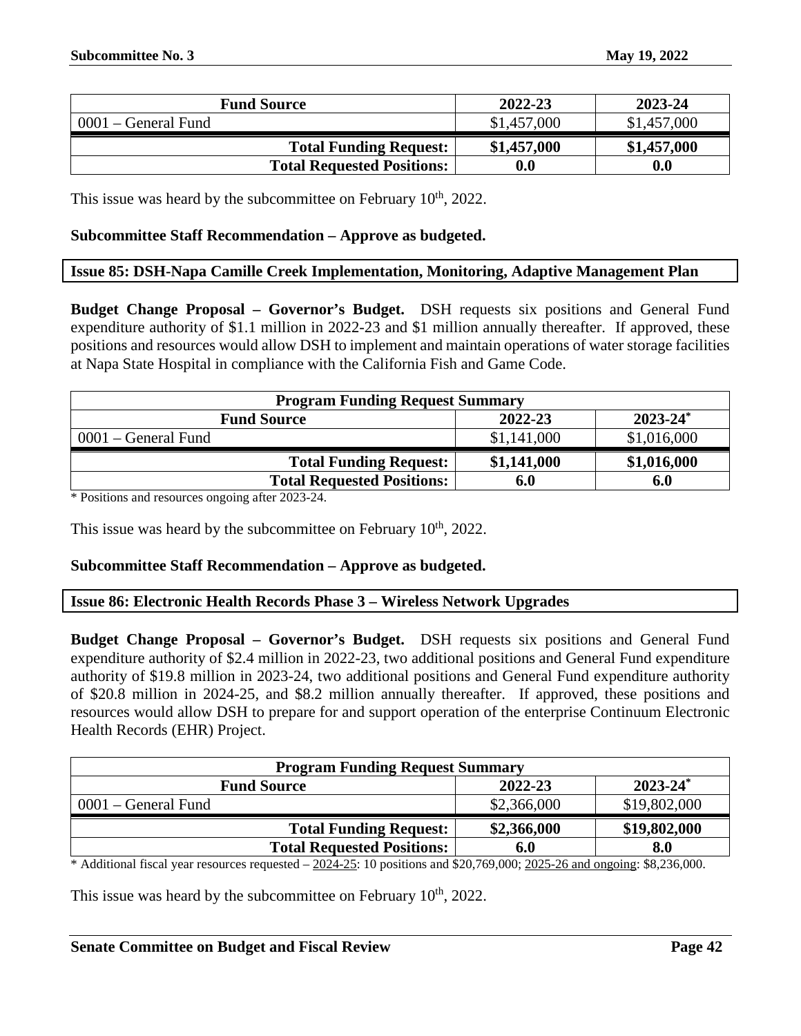| Fund Source | 2022-23 | 2023-24 |
|---|---|---|
| 0001 – General Fund | \$1,457,000 | \$1,457,000 |
| **Total Funding Request:** | **\$1,457,000** | **\$1,457,000** |
| **Total Requested Positions:** | **0.0** | **0.0** |

This issue was heard by the subcommittee on February 10th, 2022.

**Subcommittee Staff Recommendation – Approve as budgeted.**

### Issue 85: DSH-Napa Camille Creek Implementation, Monitoring, Adaptive Management Plan

**Budget Change Proposal – Governor's Budget.** DSH requests six positions and General Fund expenditure authority of \$1.1 million in 2022-23 and \$1 million annually thereafter. If approved, these positions and resources would allow DSH to implement and maintain operations of water storage facilities at Napa State Hospital in compliance with the California Fish and Game Code.

| Program Funding Request Summary | | |
|---|---|---|
| **Fund Source** | **2022-23** | **2023-24*** |
| 0001 – General Fund | \$1,141,000 | \$1,016,000 |
| **Total Funding Request:** | **\$1,141,000** | **\$1,016,000** |
| **Total Requested Positions:** | **6.0** | **6.0** |

\* Positions and resources ongoing after 2023-24.

This issue was heard by the subcommittee on February 10th, 2022.

**Subcommittee Staff Recommendation – Approve as budgeted.**

### Issue 86: Electronic Health Records Phase 3 – Wireless Network Upgrades

**Budget Change Proposal – Governor's Budget.** DSH requests six positions and General Fund expenditure authority of \$2.4 million in 2022-23, two additional positions and General Fund expenditure authority of \$19.8 million in 2023-24, two additional positions and General Fund expenditure authority of \$20.8 million in 2024-25, and \$8.2 million annually thereafter. If approved, these positions and resources would allow DSH to prepare for and support operation of the enterprise Continuum Electronic Health Records (EHR) Project.

| Program Funding Request Summary | | |
|---|---|---|
| **Fund Source** | **2022-23** | **2023-24*** |
| 0001 – General Fund | \$2,366,000 | \$19,802,000 |
| **Total Funding Request:** | **\$2,366,000** | **\$19,802,000** |
| **Total Requested Positions:** | **6.0** | **8.0** |

\* Additional fiscal year resources requested – 2024-25: 10 positions and \$20,769,000; 2025-26 and ongoing: \$8,236,000.

This issue was heard by the subcommittee on February 10th, 2022.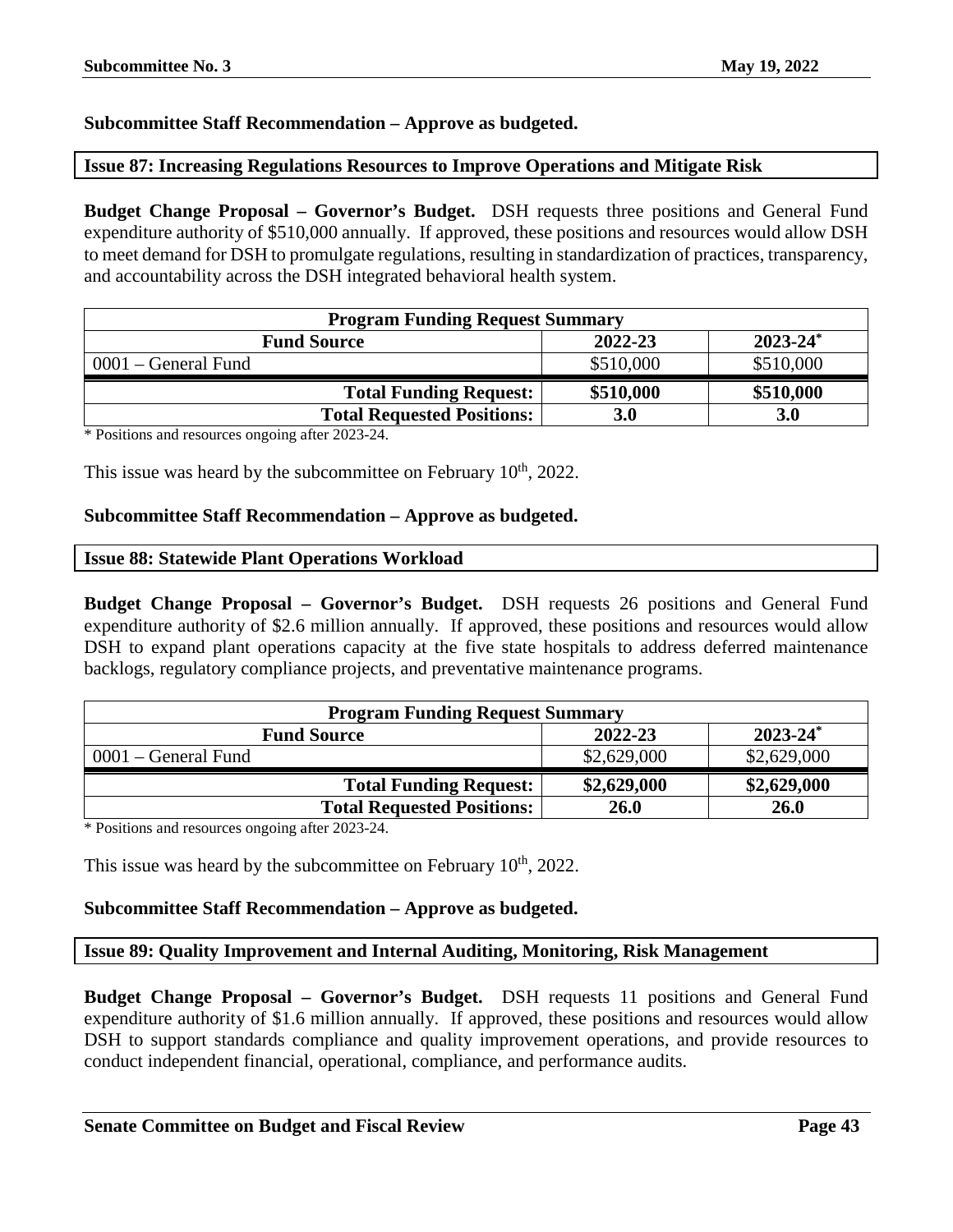**Subcommittee Staff Recommendation – Approve as budgeted.**

### Issue 87: Increasing Regulations Resources to Improve Operations and Mitigate Risk

**Budget Change Proposal – Governor's Budget.** DSH requests three positions and General Fund expenditure authority of $510,000 annually. If approved, these positions and resources would allow DSH to meet demand for DSH to promulgate regulations, resulting in standardization of practices, transparency, and accountability across the DSH integrated behavioral health system.

| Program Funding Request Summary | | |
|---|---|---|
| **Fund Source** | **2022-23** | **2023-24*** |
| 0001 – General Fund | $510,000 | $510,000 |
| **Total Funding Request:** | **$510,000** | **$510,000** |
| **Total Requested Positions:** | **3.0** | **3.0** |

\* Positions and resources ongoing after 2023-24.

This issue was heard by the subcommittee on February 10th, 2022.

**Subcommittee Staff Recommendation – Approve as budgeted.**

### Issue 88: Statewide Plant Operations Workload

**Budget Change Proposal – Governor's Budget.** DSH requests 26 positions and General Fund expenditure authority of $2.6 million annually. If approved, these positions and resources would allow DSH to expand plant operations capacity at the five state hospitals to address deferred maintenance backlogs, regulatory compliance projects, and preventative maintenance programs.

| Program Funding Request Summary | | |
|---|---|---|
| **Fund Source** | **2022-23** | **2023-24*** |
| 0001 – General Fund | $2,629,000 | $2,629,000 |
| **Total Funding Request:** | **$2,629,000** | **$2,629,000** |
| **Total Requested Positions:** | **26.0** | **26.0** |

\* Positions and resources ongoing after 2023-24.

This issue was heard by the subcommittee on February 10th, 2022.

**Subcommittee Staff Recommendation – Approve as budgeted.**

### Issue 89: Quality Improvement and Internal Auditing, Monitoring, Risk Management

**Budget Change Proposal – Governor's Budget.** DSH requests 11 positions and General Fund expenditure authority of $1.6 million annually. If approved, these positions and resources would allow DSH to support standards compliance and quality improvement operations, and provide resources to conduct independent financial, operational, compliance, and performance audits.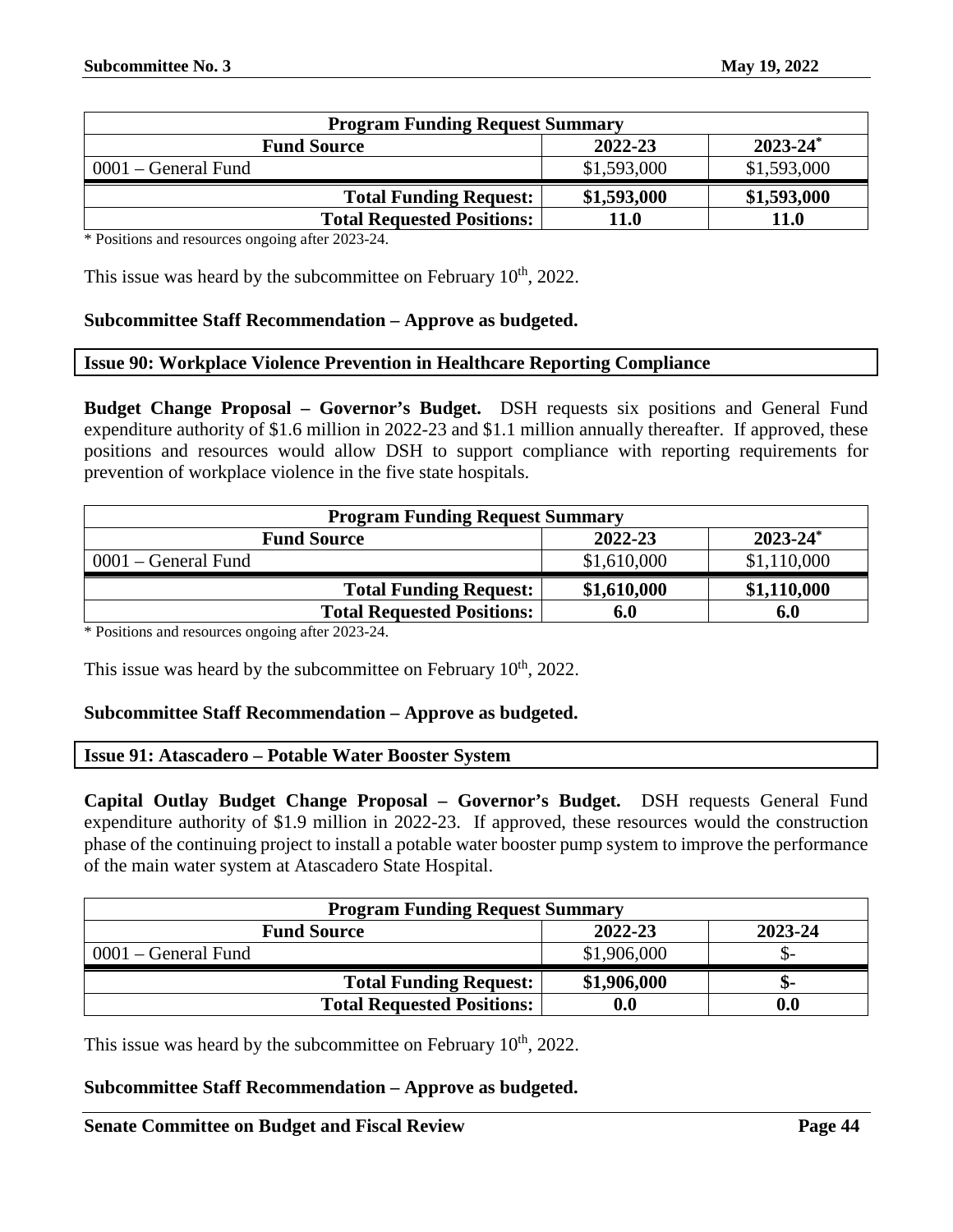| Program Funding Request Summary | | |
|---|---|---|
| **Fund Source** | **2022-23** | **2023-24*** |
| 0001 – General Fund | $1,593,000 | $1,593,000 |
| **Total Funding Request:** | **$1,593,000** | **$1,593,000** |
| **Total Requested Positions:** | **11.0** | **11.0** |

* Positions and resources ongoing after 2023-24.

This issue was heard by the subcommittee on February 10th, 2022.

**Subcommittee Staff Recommendation – Approve as budgeted.**

**Issue 90: Workplace Violence Prevention in Healthcare Reporting Compliance**

**Budget Change Proposal – Governor's Budget.** DSH requests six positions and General Fund expenditure authority of $1.6 million in 2022-23 and $1.1 million annually thereafter. If approved, these positions and resources would allow DSH to support compliance with reporting requirements for prevention of workplace violence in the five state hospitals.

| Program Funding Request Summary | | |
|---|---|---|
| **Fund Source** | **2022-23** | **2023-24*** |
| 0001 – General Fund | $1,610,000 | $1,110,000 |
| **Total Funding Request:** | **$1,610,000** | **$1,110,000** |
| **Total Requested Positions:** | **6.0** | **6.0** |

* Positions and resources ongoing after 2023-24.

This issue was heard by the subcommittee on February 10th, 2022.

**Subcommittee Staff Recommendation – Approve as budgeted.**

**Issue 91: Atascadero – Potable Water Booster System**

**Capital Outlay Budget Change Proposal – Governor's Budget.** DSH requests General Fund expenditure authority of $1.9 million in 2022-23. If approved, these resources would the construction phase of the continuing project to install a potable water booster pump system to improve the performance of the main water system at Atascadero State Hospital.

| Program Funding Request Summary | | |
|---|---|---|
| **Fund Source** | **2022-23** | **2023-24** |
| 0001 – General Fund | $1,906,000 | $- |
| **Total Funding Request:** | **$1,906,000** | **$-** |
| **Total Requested Positions:** | **0.0** | **0.0** |

This issue was heard by the subcommittee on February 10th, 2022.

**Subcommittee Staff Recommendation – Approve as budgeted.**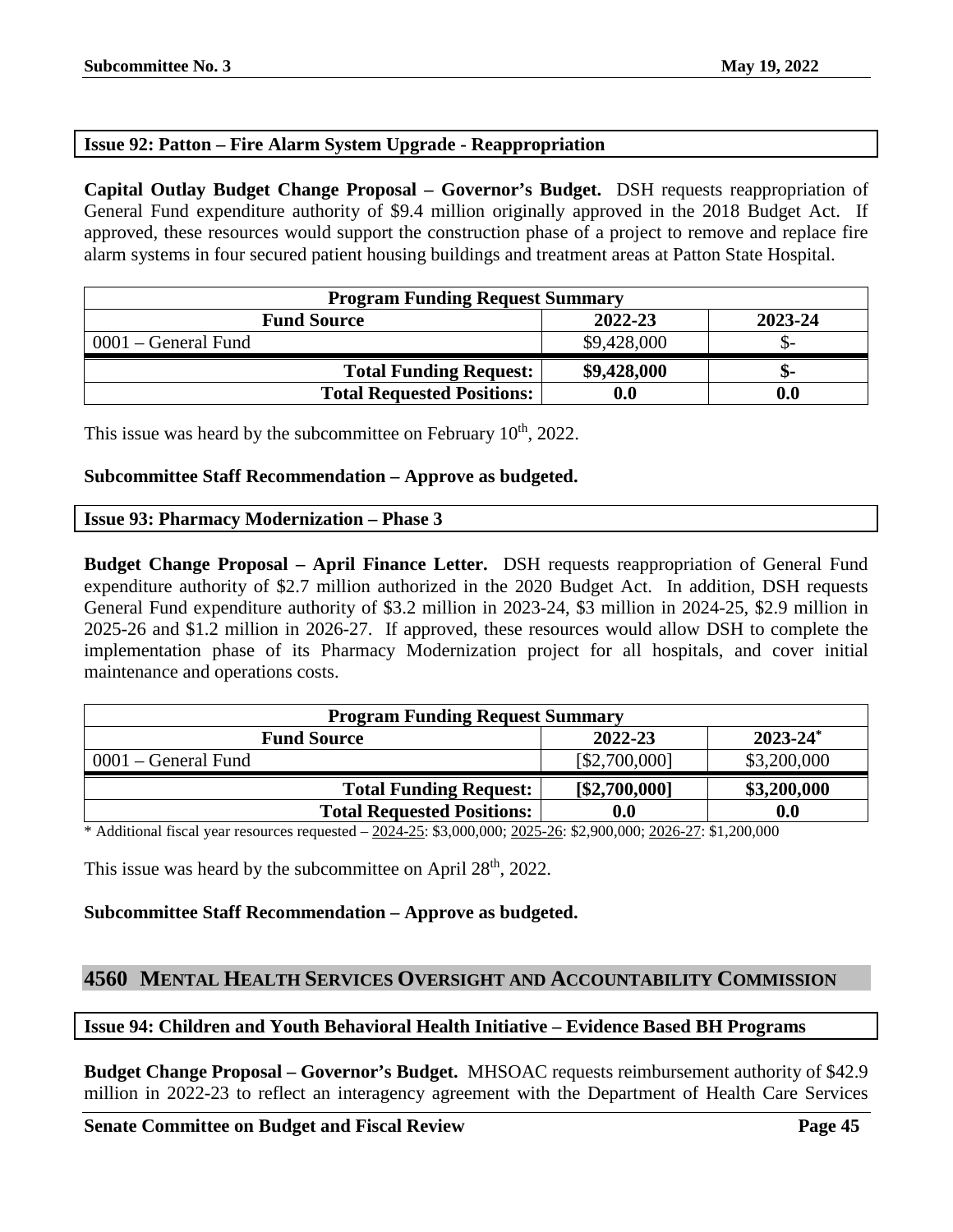### Issue 92: Patton – Fire Alarm System Upgrade - Reappropriation

**Capital Outlay Budget Change Proposal – Governor's Budget.** DSH requests reappropriation of General Fund expenditure authority of $9.4 million originally approved in the 2018 Budget Act. If approved, these resources would support the construction phase of a project to remove and replace fire alarm systems in four secured patient housing buildings and treatment areas at Patton State Hospital.

| Program Funding Request Summary | | |
|---|---|---|
| **Fund Source** | **2022-23** | **2023-24** |
| 0001 – General Fund | $9,428,000 | $- |
| **Total Funding Request:** | **$9,428,000** | **$-** |
| **Total Requested Positions:** | **0.0** | **0.0** |

This issue was heard by the subcommittee on February 10th, 2022.

**Subcommittee Staff Recommendation – Approve as budgeted.**

### Issue 93: Pharmacy Modernization – Phase 3

**Budget Change Proposal – April Finance Letter.** DSH requests reappropriation of General Fund expenditure authority of $2.7 million authorized in the 2020 Budget Act. In addition, DSH requests General Fund expenditure authority of $3.2 million in 2023-24, $3 million in 2024-25, $2.9 million in 2025-26 and $1.2 million in 2026-27. If approved, these resources would allow DSH to complete the implementation phase of its Pharmacy Modernization project for all hospitals, and cover initial maintenance and operations costs.

| Program Funding Request Summary | | |
|---|---|---|
| **Fund Source** | **2022-23** | **2023-24*** |
| 0001 – General Fund | [$2,700,000] | $3,200,000 |
| **Total Funding Request:** | **[$2,700,000]** | **$3,200,000** |
| **Total Requested Positions:** | **0.0** | **0.0** |

* Additional fiscal year resources requested – 2024-25: $3,000,000; 2025-26: $2,900,000; 2026-27: $1,200,000

This issue was heard by the subcommittee on April 28th, 2022.

**Subcommittee Staff Recommendation – Approve as budgeted.**

## 4560 MENTAL HEALTH SERVICES OVERSIGHT AND ACCOUNTABILITY COMMISSION

### Issue 94: Children and Youth Behavioral Health Initiative – Evidence Based BH Programs

**Budget Change Proposal – Governor's Budget.** MHSOAC requests reimbursement authority of $42.9 million in 2022-23 to reflect an interagency agreement with the Department of Health Care Services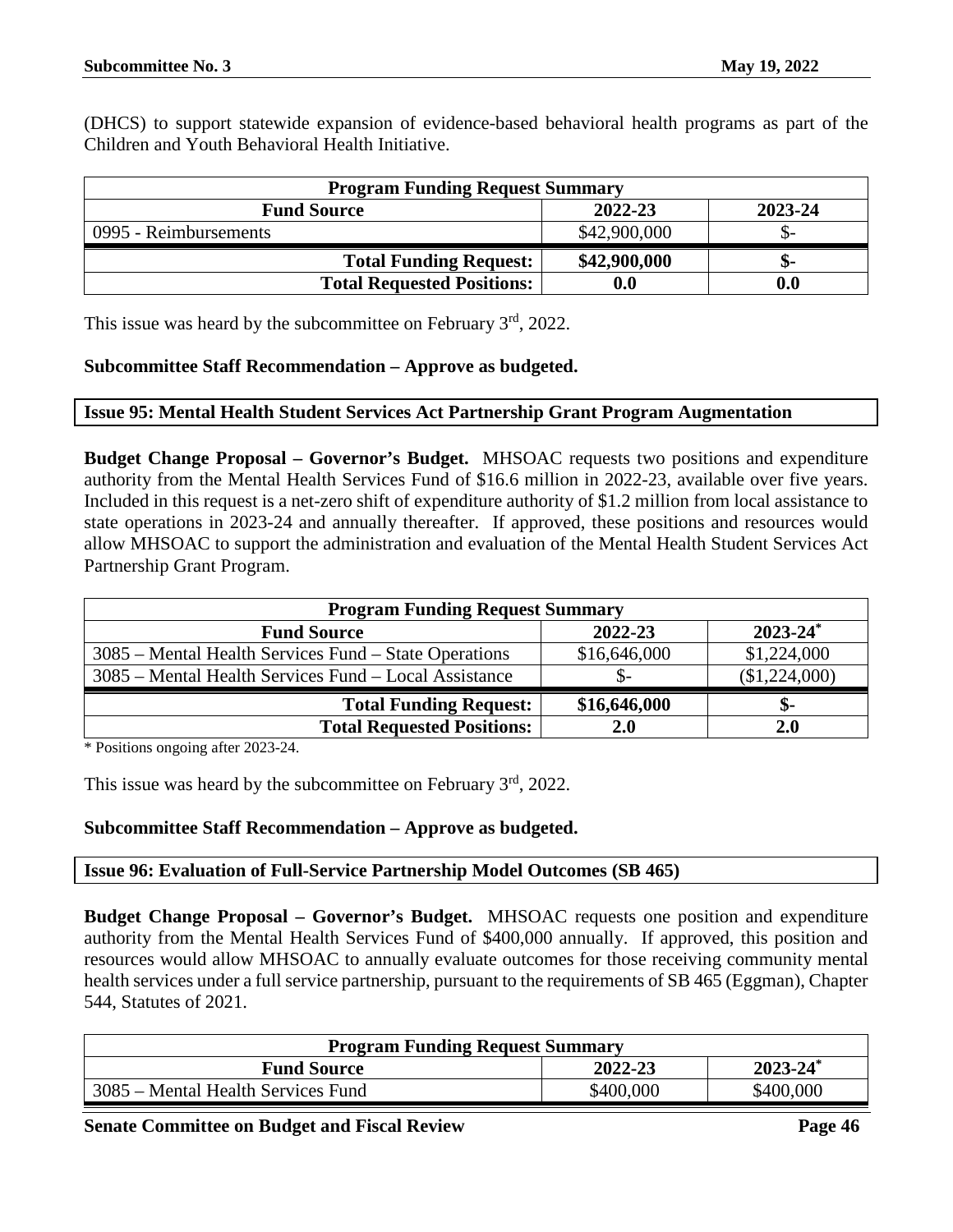(DHCS) to support statewide expansion of evidence-based behavioral health programs as part of the Children and Youth Behavioral Health Initiative.

| Program Funding Request Summary | | |
|---|---|---|
| **Fund Source** | **2022-23** | **2023-24** |
| 0995 - Reimbursements | $42,900,000 | $- |
| **Total Funding Request:** | **$42,900,000** | **$-** |
| **Total Requested Positions:** | **0.0** | **0.0** |

This issue was heard by the subcommittee on February 3rd, 2022.

**Subcommittee Staff Recommendation – Approve as budgeted.**

## Issue 95: Mental Health Student Services Act Partnership Grant Program Augmentation

**Budget Change Proposal – Governor's Budget.** MHSOAC requests two positions and expenditure authority from the Mental Health Services Fund of $16.6 million in 2022-23, available over five years. Included in this request is a net-zero shift of expenditure authority of $1.2 million from local assistance to state operations in 2023-24 and annually thereafter. If approved, these positions and resources would allow MHSOAC to support the administration and evaluation of the Mental Health Student Services Act Partnership Grant Program.

| Program Funding Request Summary | | |
|---|---|---|
| **Fund Source** | **2022-23** | **2023-24*** |
| 3085 – Mental Health Services Fund – State Operations | $16,646,000 | $1,224,000 |
| 3085 – Mental Health Services Fund – Local Assistance | $- | ($1,224,000) |
| **Total Funding Request:** | **$16,646,000** | **$-** |
| **Total Requested Positions:** | **2.0** | **2.0** |

\* Positions ongoing after 2023-24.

This issue was heard by the subcommittee on February 3rd, 2022.

**Subcommittee Staff Recommendation – Approve as budgeted.**

## Issue 96: Evaluation of Full-Service Partnership Model Outcomes (SB 465)

**Budget Change Proposal – Governor's Budget.** MHSOAC requests one position and expenditure authority from the Mental Health Services Fund of $400,000 annually. If approved, this position and resources would allow MHSOAC to annually evaluate outcomes for those receiving community mental health services under a full service partnership, pursuant to the requirements of SB 465 (Eggman), Chapter 544, Statutes of 2021.

| Program Funding Request Summary | | |
|---|---|---|
| **Fund Source** | **2022-23** | **2023-24*** |
| 3085 – Mental Health Services Fund | $400,000 | $400,000 |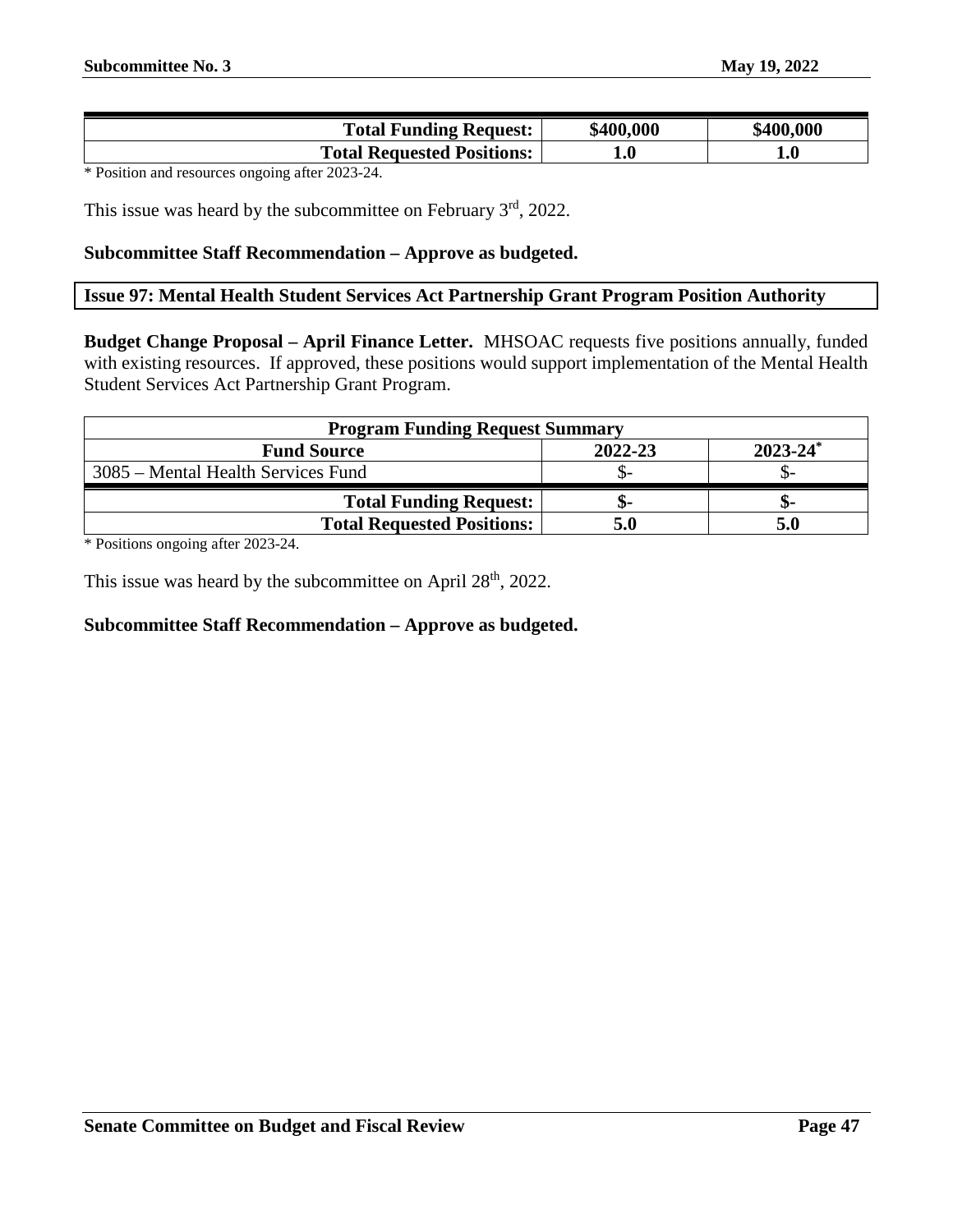| | | |
|---|---|---|
| **Total Funding Request:** | **$400,000** | **$400,000** |
| **Total Requested Positions:** | **1.0** | **1.0** |

\* Position and resources ongoing after 2023-24.

This issue was heard by the subcommittee on February 3rd, 2022.

**Subcommittee Staff Recommendation – Approve as budgeted.**

## Issue 97: Mental Health Student Services Act Partnership Grant Program Position Authority

**Budget Change Proposal – April Finance Letter.** MHSOAC requests five positions annually, funded with existing resources. If approved, these positions would support implementation of the Mental Health Student Services Act Partnership Grant Program.

| Program Funding Request Summary | | |
|---|---|---|
| **Fund Source** | **2022-23** | **2023-24*** |
| 3085 – Mental Health Services Fund | $- | $- |
| **Total Funding Request:** | **$-** | **$-** |
| **Total Requested Positions:** | **5.0** | **5.0** |

\* Positions ongoing after 2023-24.

This issue was heard by the subcommittee on April 28th, 2022.

**Subcommittee Staff Recommendation – Approve as budgeted.**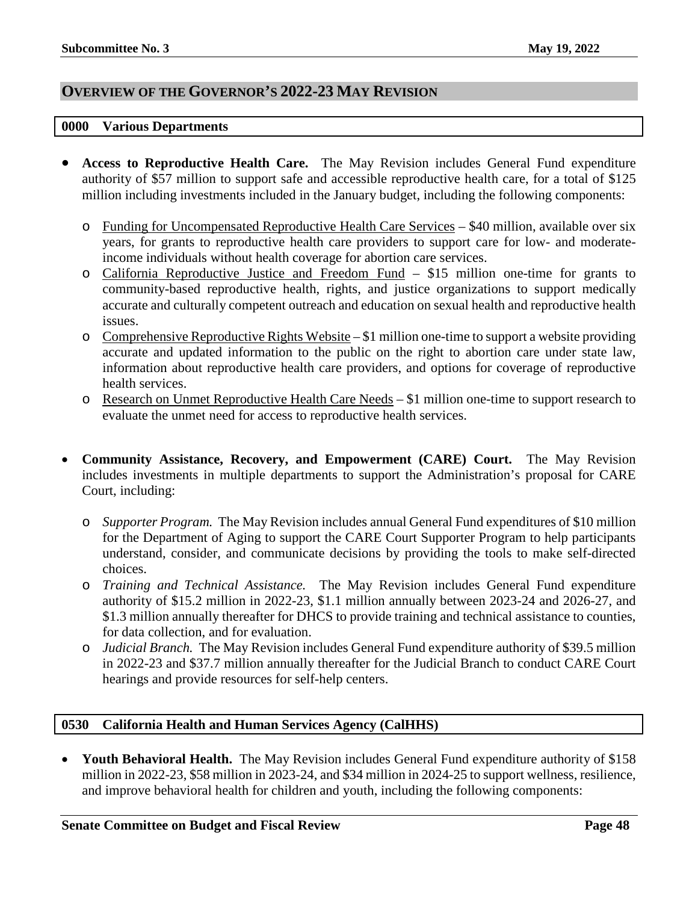## OVERVIEW OF THE GOVERNOR'S 2022-23 MAY REVISION

### 0000 Various Departments

- **Access to Reproductive Health Care.** The May Revision includes General Fund expenditure authority of $57 million to support safe and accessible reproductive health care, for a total of $125 million including investments included in the January budget, including the following components:
  - Funding for Uncompensated Reproductive Health Care Services – $40 million, available over six years, for grants to reproductive health care providers to support care for low- and moderate-income individuals without health coverage for abortion care services.
  - California Reproductive Justice and Freedom Fund – $15 million one-time for grants to community-based reproductive health, rights, and justice organizations to support medically accurate and culturally competent outreach and education on sexual health and reproductive health issues.
  - Comprehensive Reproductive Rights Website – $1 million one-time to support a website providing accurate and updated information to the public on the right to abortion care under state law, information about reproductive health care providers, and options for coverage of reproductive health services.
  - Research on Unmet Reproductive Health Care Needs – $1 million one-time to support research to evaluate the unmet need for access to reproductive health services.

- **Community Assistance, Recovery, and Empowerment (CARE) Court.** The May Revision includes investments in multiple departments to support the Administration's proposal for CARE Court, including:
  - *Supporter Program.* The May Revision includes annual General Fund expenditures of $10 million for the Department of Aging to support the CARE Court Supporter Program to help participants understand, consider, and communicate decisions by providing the tools to make self-directed choices.
  - *Training and Technical Assistance.* The May Revision includes General Fund expenditure authority of $15.2 million in 2022-23, $1.1 million annually between 2023-24 and 2026-27, and $1.3 million annually thereafter for DHCS to provide training and technical assistance to counties, for data collection, and for evaluation.
  - *Judicial Branch.* The May Revision includes General Fund expenditure authority of $39.5 million in 2022-23 and $37.7 million annually thereafter for the Judicial Branch to conduct CARE Court hearings and provide resources for self-help centers.

### 0530 California Health and Human Services Agency (CalHHS)

- **Youth Behavioral Health.** The May Revision includes General Fund expenditure authority of $158 million in 2022-23, $58 million in 2023-24, and $34 million in 2024-25 to support wellness, resilience, and improve behavioral health for children and youth, including the following components: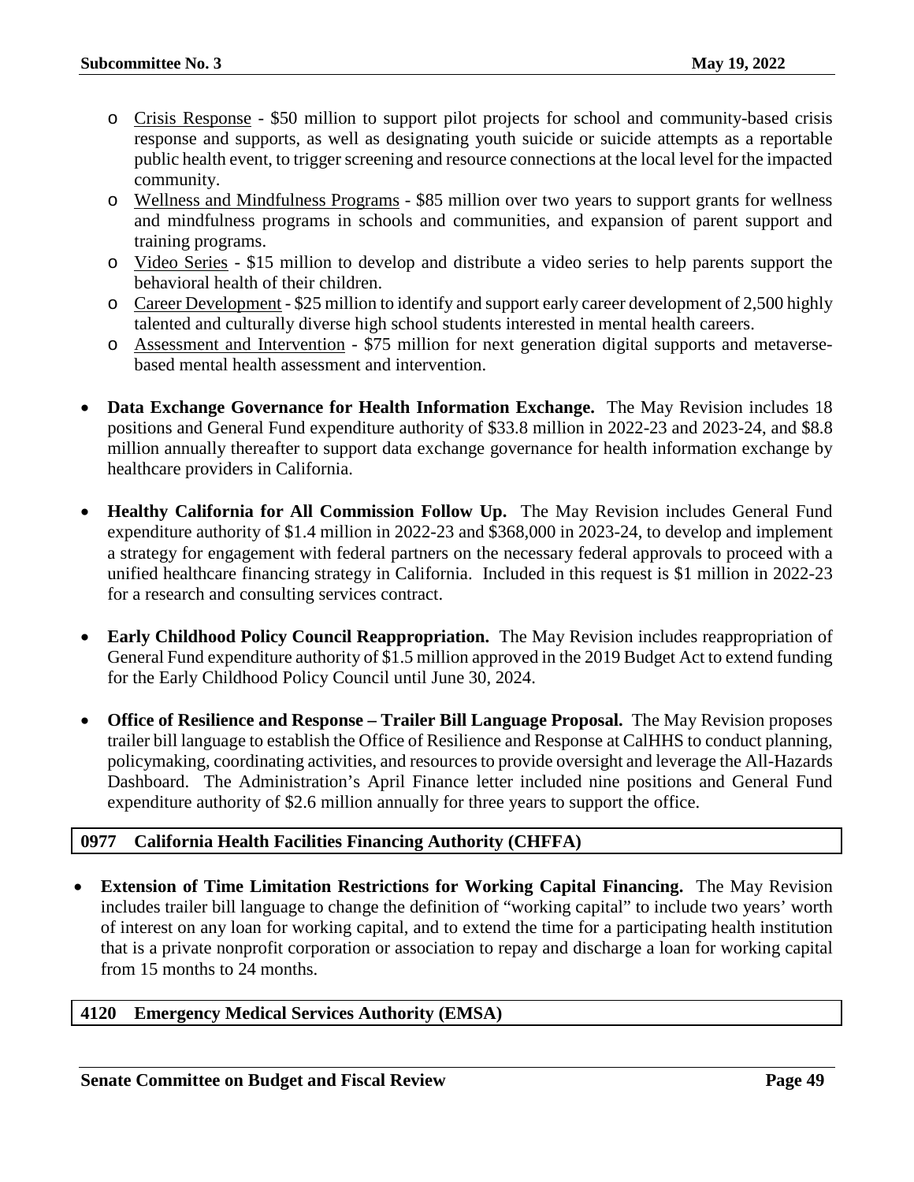- Crisis Response - $50 million to support pilot projects for school and community-based crisis response and supports, as well as designating youth suicide or suicide attempts as a reportable public health event, to trigger screening and resource connections at the local level for the impacted community.
  - Wellness and Mindfulness Programs - $85 million over two years to support grants for wellness and mindfulness programs in schools and communities, and expansion of parent support and training programs.
  - Video Series - $15 million to develop and distribute a video series to help parents support the behavioral health of their children.
  - Career Development - $25 million to identify and support early career development of 2,500 highly talented and culturally diverse high school students interested in mental health careers.
  - Assessment and Intervention - $75 million for next generation digital supports and metaverse-based mental health assessment and intervention.

- **Data Exchange Governance for Health Information Exchange.** The May Revision includes 18 positions and General Fund expenditure authority of $33.8 million in 2022-23 and 2023-24, and $8.8 million annually thereafter to support data exchange governance for health information exchange by healthcare providers in California.

- **Healthy California for All Commission Follow Up.** The May Revision includes General Fund expenditure authority of $1.4 million in 2022-23 and $368,000 in 2023-24, to develop and implement a strategy for engagement with federal partners on the necessary federal approvals to proceed with a unified healthcare financing strategy in California. Included in this request is $1 million in 2022-23 for a research and consulting services contract.

- **Early Childhood Policy Council Reappropriation.** The May Revision includes reappropriation of General Fund expenditure authority of $1.5 million approved in the 2019 Budget Act to extend funding for the Early Childhood Policy Council until June 30, 2024.

- **Office of Resilience and Response – Trailer Bill Language Proposal.** The May Revision proposes trailer bill language to establish the Office of Resilience and Response at CalHHS to conduct planning, policymaking, coordinating activities, and resources to provide oversight and leverage the All-Hazards Dashboard. The Administration's April Finance letter included nine positions and General Fund expenditure authority of $2.6 million annually for three years to support the office.

## 0977 California Health Facilities Financing Authority (CHFFA)

- **Extension of Time Limitation Restrictions for Working Capital Financing.** The May Revision includes trailer bill language to change the definition of "working capital" to include two years' worth of interest on any loan for working capital, and to extend the time for a participating health institution that is a private nonprofit corporation or association to repay and discharge a loan for working capital from 15 months to 24 months.

## 4120 Emergency Medical Services Authority (EMSA)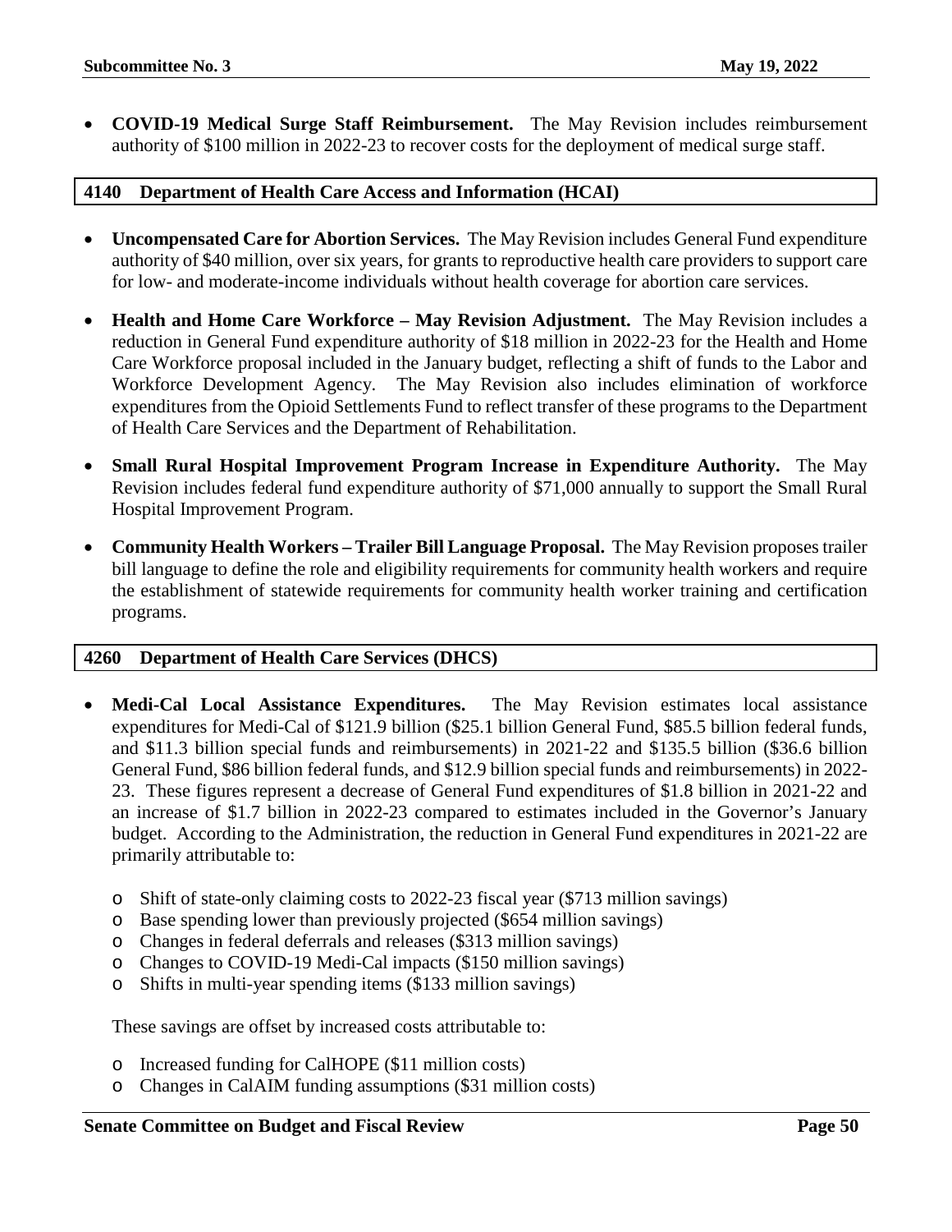- **COVID-19 Medical Surge Staff Reimbursement.** The May Revision includes reimbursement authority of $100 million in 2022-23 to recover costs for the deployment of medical surge staff.

## 4140 Department of Health Care Access and Information (HCAI)

- **Uncompensated Care for Abortion Services.** The May Revision includes General Fund expenditure authority of $40 million, over six years, for grants to reproductive health care providers to support care for low- and moderate-income individuals without health coverage for abortion care services.

- **Health and Home Care Workforce – May Revision Adjustment.** The May Revision includes a reduction in General Fund expenditure authority of $18 million in 2022-23 for the Health and Home Care Workforce proposal included in the January budget, reflecting a shift of funds to the Labor and Workforce Development Agency. The May Revision also includes elimination of workforce expenditures from the Opioid Settlements Fund to reflect transfer of these programs to the Department of Health Care Services and the Department of Rehabilitation.

- **Small Rural Hospital Improvement Program Increase in Expenditure Authority.** The May Revision includes federal fund expenditure authority of $71,000 annually to support the Small Rural Hospital Improvement Program.

- **Community Health Workers – Trailer Bill Language Proposal.** The May Revision proposes trailer bill language to define the role and eligibility requirements for community health workers and require the establishment of statewide requirements for community health worker training and certification programs.

## 4260 Department of Health Care Services (DHCS)

- **Medi-Cal Local Assistance Expenditures.** The May Revision estimates local assistance expenditures for Medi-Cal of $121.9 billion ($25.1 billion General Fund, $85.5 billion federal funds, and $11.3 billion special funds and reimbursements) in 2021-22 and $135.5 billion ($36.6 billion General Fund, $86 billion federal funds, and $12.9 billion special funds and reimbursements) in 2022-23. These figures represent a decrease of General Fund expenditures of $1.8 billion in 2021-22 and an increase of $1.7 billion in 2022-23 compared to estimates included in the Governor's January budget. According to the Administration, the reduction in General Fund expenditures in 2021-22 are primarily attributable to:

  - Shift of state-only claiming costs to 2022-23 fiscal year ($713 million savings)
  - Base spending lower than previously projected ($654 million savings)
  - Changes in federal deferrals and releases ($313 million savings)
  - Changes to COVID-19 Medi-Cal impacts ($150 million savings)
  - Shifts in multi-year spending items ($133 million savings)

  These savings are offset by increased costs attributable to:

  - Increased funding for CalHOPE ($11 million costs)
  - Changes in CalAIM funding assumptions ($31 million costs)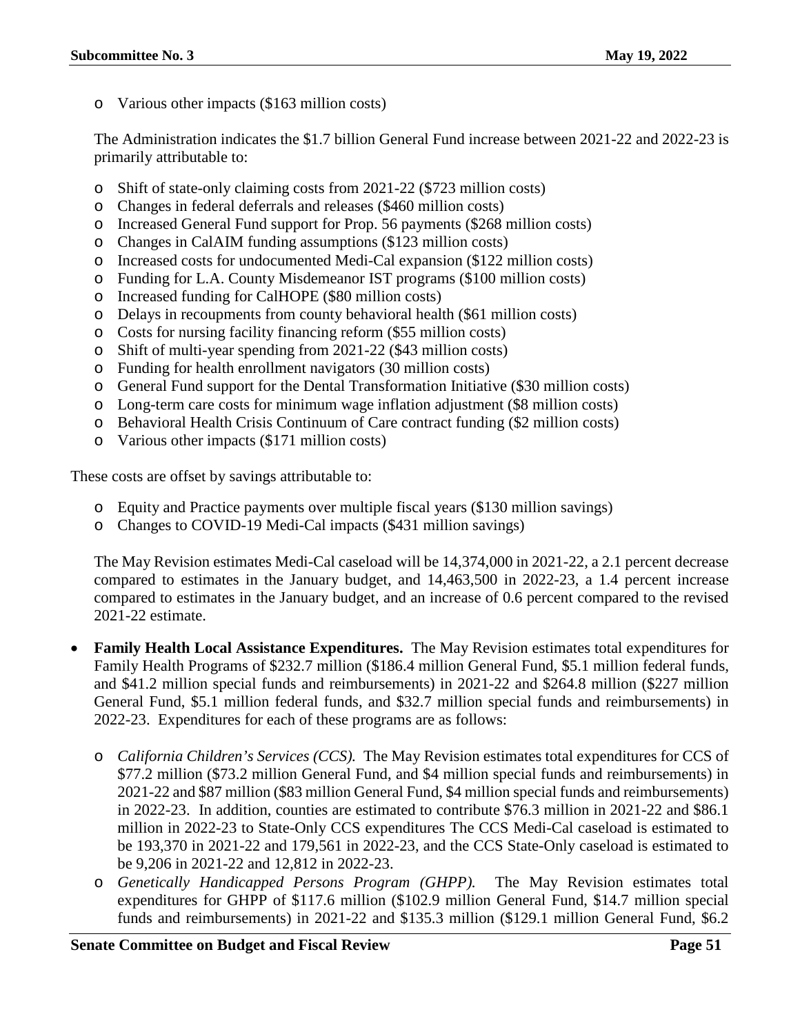- Various other impacts ($163 million costs)

  The Administration indicates the $1.7 billion General Fund increase between 2021-22 and 2022-23 is primarily attributable to:

  - Shift of state-only claiming costs from 2021-22 ($723 million costs)
  - Changes in federal deferrals and releases ($460 million costs)
  - Increased General Fund support for Prop. 56 payments ($268 million costs)
  - Changes in CalAIM funding assumptions ($123 million costs)
  - Increased costs for undocumented Medi-Cal expansion ($122 million costs)
  - Funding for L.A. County Misdemeanor IST programs ($100 million costs)
  - Increased funding for CalHOPE ($80 million costs)
  - Delays in recoupments from county behavioral health ($61 million costs)
  - Costs for nursing facility financing reform ($55 million costs)
  - Shift of multi-year spending from 2021-22 ($43 million costs)
  - Funding for health enrollment navigators (30 million costs)
  - General Fund support for the Dental Transformation Initiative ($30 million costs)
  - Long-term care costs for minimum wage inflation adjustment ($8 million costs)
  - Behavioral Health Crisis Continuum of Care contract funding ($2 million costs)
  - Various other impacts ($171 million costs)

These costs are offset by savings attributable to:

- Equity and Practice payments over multiple fiscal years ($130 million savings)
- Changes to COVID-19 Medi-Cal impacts ($431 million savings)

  The May Revision estimates Medi-Cal caseload will be 14,374,000 in 2021-22, a 2.1 percent decrease compared to estimates in the January budget, and 14,463,500 in 2022-23, a 1.4 percent increase compared to estimates in the January budget, and an increase of 0.6 percent compared to the revised 2021-22 estimate.

- **Family Health Local Assistance Expenditures.** The May Revision estimates total expenditures for Family Health Programs of $232.7 million ($186.4 million General Fund, $5.1 million federal funds, and $41.2 million special funds and reimbursements) in 2021-22 and $264.8 million ($227 million General Fund, $5.1 million federal funds, and $32.7 million special funds and reimbursements) in 2022-23. Expenditures for each of these programs are as follows:

  - *California Children's Services (CCS).* The May Revision estimates total expenditures for CCS of $77.2 million ($73.2 million General Fund, and $4 million special funds and reimbursements) in 2021-22 and $87 million ($83 million General Fund, $4 million special funds and reimbursements) in 2022-23. In addition, counties are estimated to contribute $76.3 million in 2021-22 and $86.1 million in 2022-23 to State-Only CCS expenditures The CCS Medi-Cal caseload is estimated to be 193,370 in 2021-22 and 179,561 in 2022-23, and the CCS State-Only caseload is estimated to be 9,206 in 2021-22 and 12,812 in 2022-23.
  - *Genetically Handicapped Persons Program (GHPP).* The May Revision estimates total expenditures for GHPP of $117.6 million ($102.9 million General Fund, $14.7 million special funds and reimbursements) in 2021-22 and $135.3 million ($129.1 million General Fund, $6.2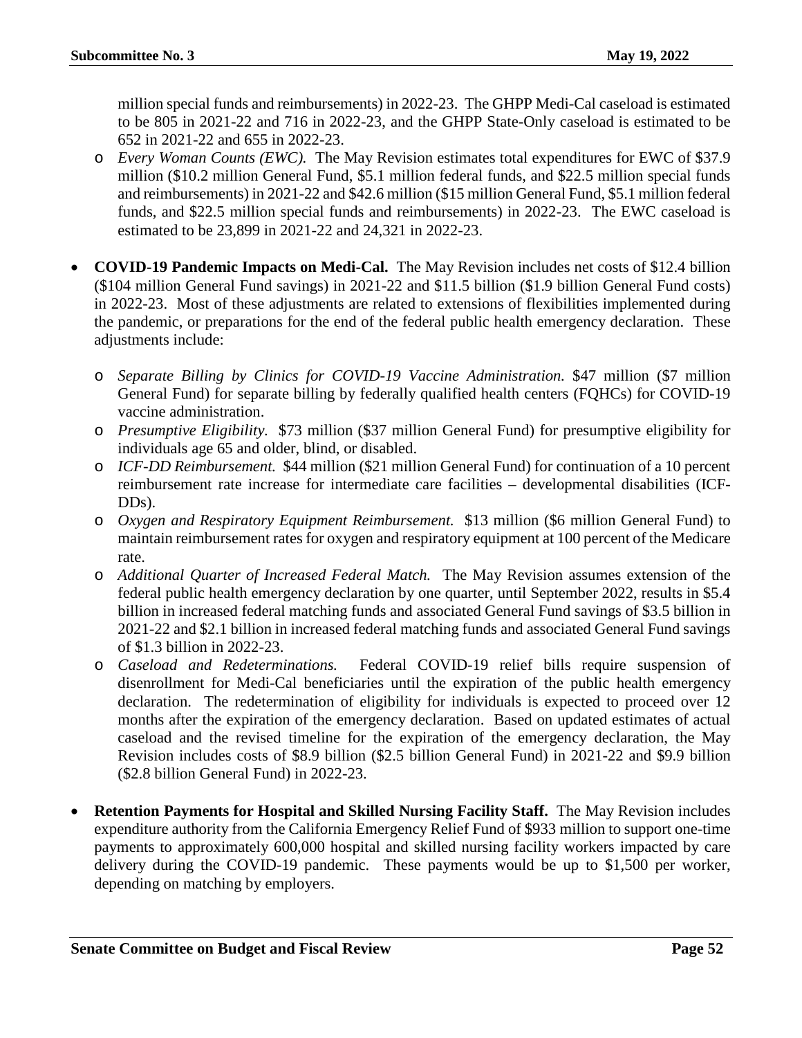million special funds and reimbursements) in 2022-23. The GHPP Medi-Cal caseload is estimated to be 805 in 2021-22 and 716 in 2022-23, and the GHPP State-Only caseload is estimated to be 652 in 2021-22 and 655 in 2022-23.

 - *Every Woman Counts (EWC).* The May Revision estimates total expenditures for EWC of $37.9 million ($10.2 million General Fund, $5.1 million federal funds, and $22.5 million special funds and reimbursements) in 2021-22 and $42.6 million ($15 million General Fund, $5.1 million federal funds, and $22.5 million special funds and reimbursements) in 2022-23. The EWC caseload is estimated to be 23,899 in 2021-22 and 24,321 in 2022-23.

- **COVID-19 Pandemic Impacts on Medi-Cal.** The May Revision includes net costs of $12.4 billion ($104 million General Fund savings) in 2021-22 and $11.5 billion ($1.9 billion General Fund costs) in 2022-23. Most of these adjustments are related to extensions of flexibilities implemented during the pandemic, or preparations for the end of the federal public health emergency declaration. These adjustments include:

 - *Separate Billing by Clinics for COVID-19 Vaccine Administration.* $47 million ($7 million General Fund) for separate billing by federally qualified health centers (FQHCs) for COVID-19 vaccine administration.
 - *Presumptive Eligibility.* $73 million ($37 million General Fund) for presumptive eligibility for individuals age 65 and older, blind, or disabled.
 - *ICF-DD Reimbursement.* $44 million ($21 million General Fund) for continuation of a 10 percent reimbursement rate increase for intermediate care facilities – developmental disabilities (ICF-DDs).
 - *Oxygen and Respiratory Equipment Reimbursement.* $13 million ($6 million General Fund) to maintain reimbursement rates for oxygen and respiratory equipment at 100 percent of the Medicare rate.
 - *Additional Quarter of Increased Federal Match.* The May Revision assumes extension of the federal public health emergency declaration by one quarter, until September 2022, results in $5.4 billion in increased federal matching funds and associated General Fund savings of $3.5 billion in 2021-22 and $2.1 billion in increased federal matching funds and associated General Fund savings of $1.3 billion in 2022-23.
 - *Caseload and Redeterminations.* Federal COVID-19 relief bills require suspension of disenrollment for Medi-Cal beneficiaries until the expiration of the public health emergency declaration. The redetermination of eligibility for individuals is expected to proceed over 12 months after the expiration of the emergency declaration. Based on updated estimates of actual caseload and the revised timeline for the expiration of the emergency declaration, the May Revision includes costs of $8.9 billion ($2.5 billion General Fund) in 2021-22 and $9.9 billion ($2.8 billion General Fund) in 2022-23.

- **Retention Payments for Hospital and Skilled Nursing Facility Staff.** The May Revision includes expenditure authority from the California Emergency Relief Fund of $933 million to support one-time payments to approximately 600,000 hospital and skilled nursing facility workers impacted by care delivery during the COVID-19 pandemic. These payments would be up to $1,500 per worker, depending on matching by employers.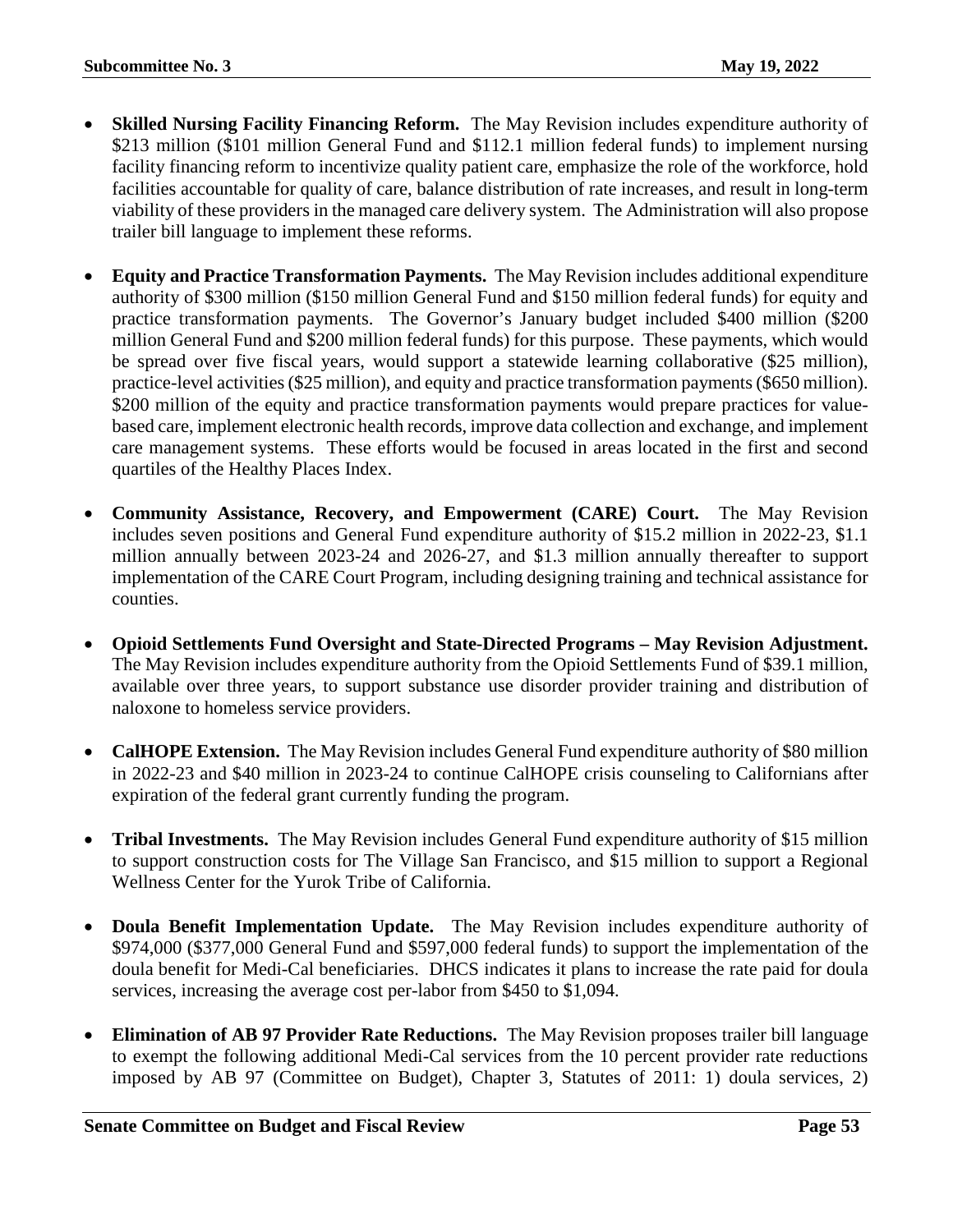- **Skilled Nursing Facility Financing Reform.** The May Revision includes expenditure authority of $213 million ($101 million General Fund and $112.1 million federal funds) to implement nursing facility financing reform to incentivize quality patient care, emphasize the role of the workforce, hold facilities accountable for quality of care, balance distribution of rate increases, and result in long-term viability of these providers in the managed care delivery system. The Administration will also propose trailer bill language to implement these reforms.

- **Equity and Practice Transformation Payments.** The May Revision includes additional expenditure authority of $300 million ($150 million General Fund and $150 million federal funds) for equity and practice transformation payments. The Governor's January budget included $400 million ($200 million General Fund and $200 million federal funds) for this purpose. These payments, which would be spread over five fiscal years, would support a statewide learning collaborative ($25 million), practice-level activities ($25 million), and equity and practice transformation payments ($650 million). $200 million of the equity and practice transformation payments would prepare practices for value-based care, implement electronic health records, improve data collection and exchange, and implement care management systems. These efforts would be focused in areas located in the first and second quartiles of the Healthy Places Index.

- **Community Assistance, Recovery, and Empowerment (CARE) Court.** The May Revision includes seven positions and General Fund expenditure authority of $15.2 million in 2022-23, $1.1 million annually between 2023-24 and 2026-27, and $1.3 million annually thereafter to support implementation of the CARE Court Program, including designing training and technical assistance for counties.

- **Opioid Settlements Fund Oversight and State-Directed Programs – May Revision Adjustment.** The May Revision includes expenditure authority from the Opioid Settlements Fund of $39.1 million, available over three years, to support substance use disorder provider training and distribution of naloxone to homeless service providers.

- **CalHOPE Extension.** The May Revision includes General Fund expenditure authority of $80 million in 2022-23 and $40 million in 2023-24 to continue CalHOPE crisis counseling to Californians after expiration of the federal grant currently funding the program.

- **Tribal Investments.** The May Revision includes General Fund expenditure authority of $15 million to support construction costs for The Village San Francisco, and $15 million to support a Regional Wellness Center for the Yurok Tribe of California.

- **Doula Benefit Implementation Update.** The May Revision includes expenditure authority of $974,000 ($377,000 General Fund and $597,000 federal funds) to support the implementation of the doula benefit for Medi-Cal beneficiaries. DHCS indicates it plans to increase the rate paid for doula services, increasing the average cost per-labor from $450 to $1,094.

- **Elimination of AB 97 Provider Rate Reductions.** The May Revision proposes trailer bill language to exempt the following additional Medi-Cal services from the 10 percent provider rate reductions imposed by AB 97 (Committee on Budget), Chapter 3, Statutes of 2011: 1) doula services, 2)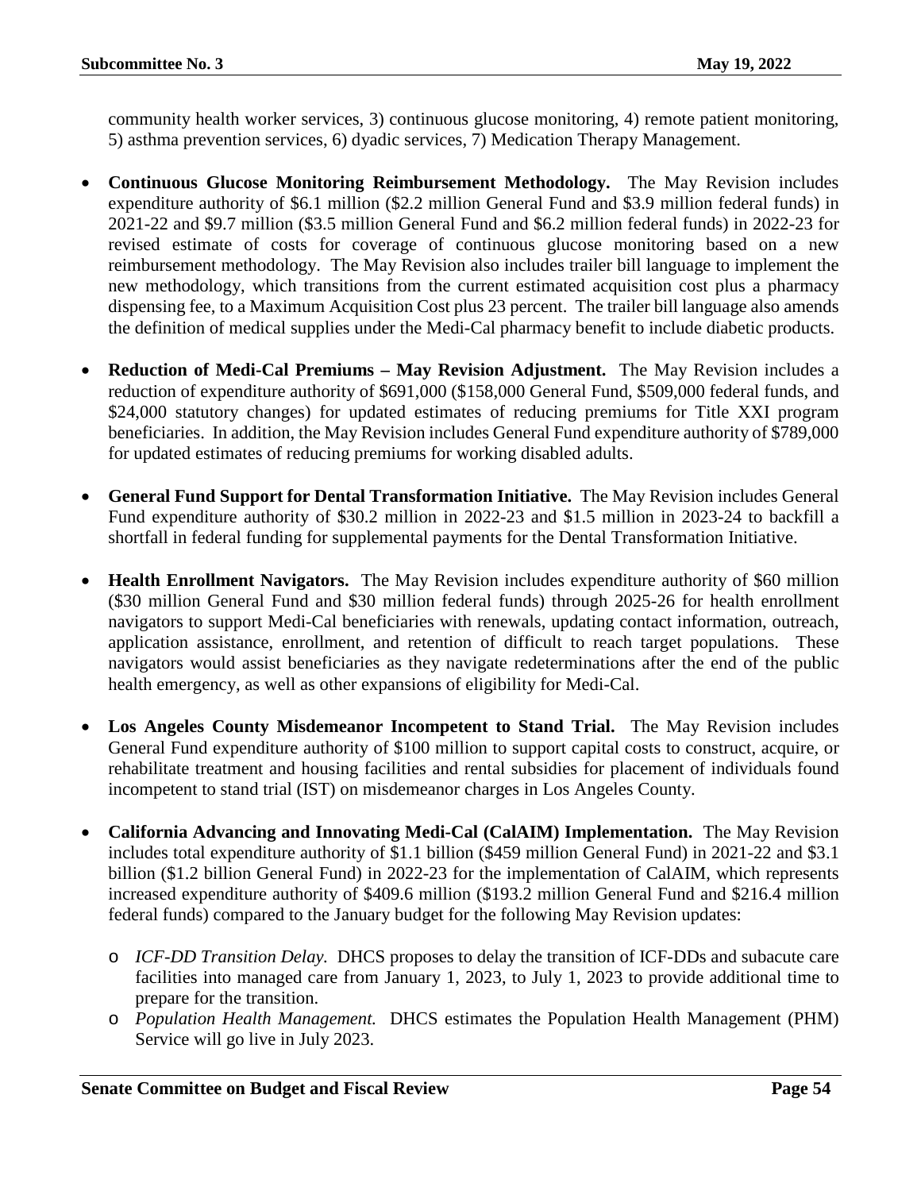community health worker services, 3) continuous glucose monitoring, 4) remote patient monitoring, 5) asthma prevention services, 6) dyadic services, 7) Medication Therapy Management.

- **Continuous Glucose Monitoring Reimbursement Methodology.** The May Revision includes expenditure authority of $6.1 million ($2.2 million General Fund and $3.9 million federal funds) in 2021-22 and $9.7 million ($3.5 million General Fund and $6.2 million federal funds) in 2022-23 for revised estimate of costs for coverage of continuous glucose monitoring based on a new reimbursement methodology. The May Revision also includes trailer bill language to implement the new methodology, which transitions from the current estimated acquisition cost plus a pharmacy dispensing fee, to a Maximum Acquisition Cost plus 23 percent. The trailer bill language also amends the definition of medical supplies under the Medi-Cal pharmacy benefit to include diabetic products.

- **Reduction of Medi-Cal Premiums – May Revision Adjustment.** The May Revision includes a reduction of expenditure authority of $691,000 ($158,000 General Fund, $509,000 federal funds, and $24,000 statutory changes) for updated estimates of reducing premiums for Title XXI program beneficiaries. In addition, the May Revision includes General Fund expenditure authority of $789,000 for updated estimates of reducing premiums for working disabled adults.

- **General Fund Support for Dental Transformation Initiative.** The May Revision includes General Fund expenditure authority of $30.2 million in 2022-23 and $1.5 million in 2023-24 to backfill a shortfall in federal funding for supplemental payments for the Dental Transformation Initiative.

- **Health Enrollment Navigators.** The May Revision includes expenditure authority of $60 million ($30 million General Fund and $30 million federal funds) through 2025-26 for health enrollment navigators to support Medi-Cal beneficiaries with renewals, updating contact information, outreach, application assistance, enrollment, and retention of difficult to reach target populations. These navigators would assist beneficiaries as they navigate redeterminations after the end of the public health emergency, as well as other expansions of eligibility for Medi-Cal.

- **Los Angeles County Misdemeanor Incompetent to Stand Trial.** The May Revision includes General Fund expenditure authority of $100 million to support capital costs to construct, acquire, or rehabilitate treatment and housing facilities and rental subsidies for placement of individuals found incompetent to stand trial (IST) on misdemeanor charges in Los Angeles County.

- **California Advancing and Innovating Medi-Cal (CalAIM) Implementation.** The May Revision includes total expenditure authority of $1.1 billion ($459 million General Fund) in 2021-22 and $3.1 billion ($1.2 billion General Fund) in 2022-23 for the implementation of CalAIM, which represents increased expenditure authority of $409.6 million ($193.2 million General Fund and $216.4 million federal funds) compared to the January budget for the following May Revision updates:
  - *ICF-DD Transition Delay.* DHCS proposes to delay the transition of ICF-DDs and subacute care facilities into managed care from January 1, 2023, to July 1, 2023 to provide additional time to prepare for the transition.
  - *Population Health Management.* DHCS estimates the Population Health Management (PHM) Service will go live in July 2023.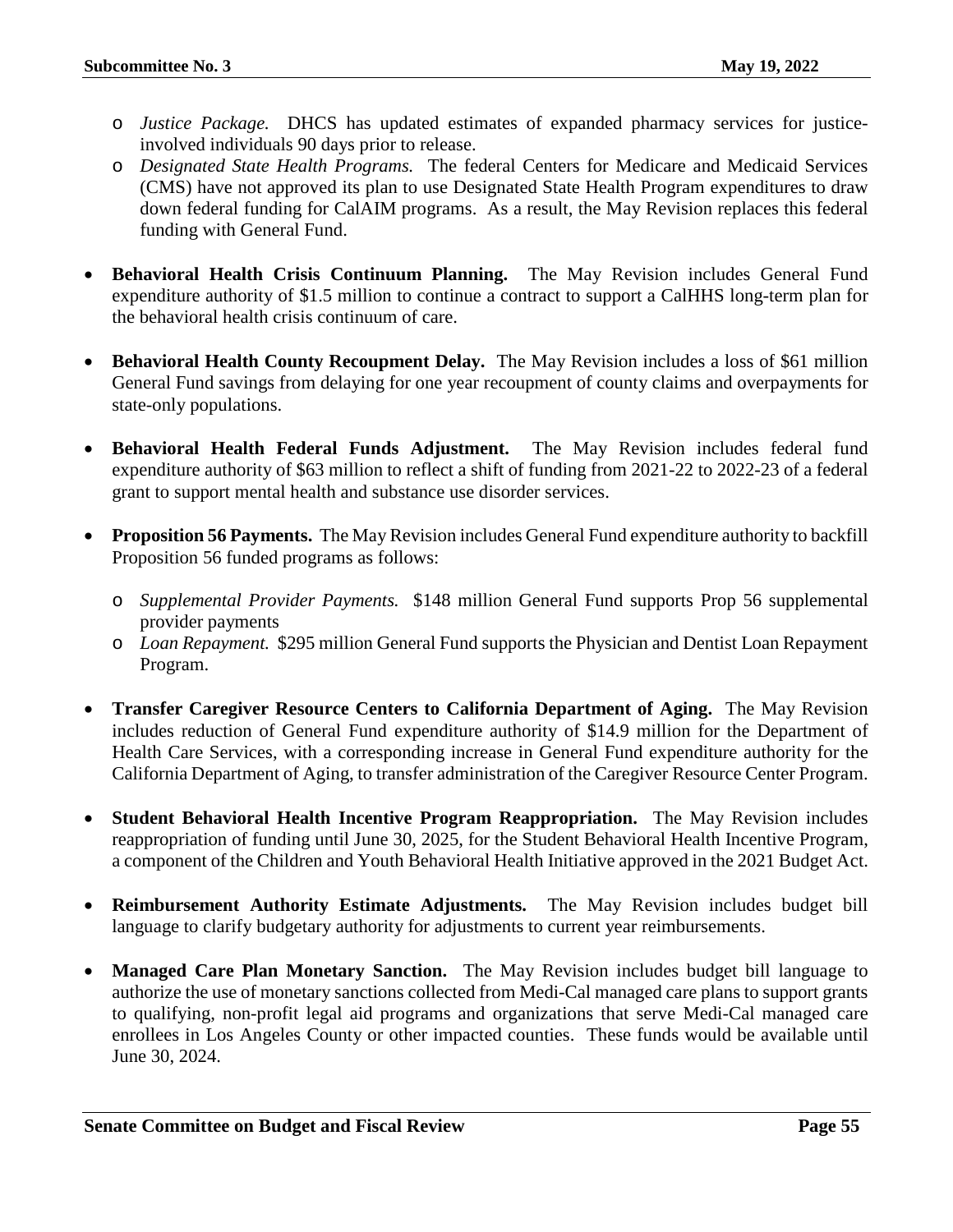- *Justice Package.* DHCS has updated estimates of expanded pharmacy services for justice-involved individuals 90 days prior to release.
- *Designated State Health Programs.* The federal Centers for Medicare and Medicaid Services (CMS) have not approved its plan to use Designated State Health Program expenditures to draw down federal funding for CalAIM programs. As a result, the May Revision replaces this federal funding with General Fund.

- **Behavioral Health Crisis Continuum Planning.** The May Revision includes General Fund expenditure authority of $1.5 million to continue a contract to support a CalHHS long-term plan for the behavioral health crisis continuum of care.

- **Behavioral Health County Recoupment Delay.** The May Revision includes a loss of $61 million General Fund savings from delaying for one year recoupment of county claims and overpayments for state-only populations.

- **Behavioral Health Federal Funds Adjustment.** The May Revision includes federal fund expenditure authority of $63 million to reflect a shift of funding from 2021-22 to 2022-23 of a federal grant to support mental health and substance use disorder services.

- **Proposition 56 Payments.** The May Revision includes General Fund expenditure authority to backfill Proposition 56 funded programs as follows:

  - *Supplemental Provider Payments.* $148 million General Fund supports Prop 56 supplemental provider payments
  - *Loan Repayment.* $295 million General Fund supports the Physician and Dentist Loan Repayment Program.

- **Transfer Caregiver Resource Centers to California Department of Aging.** The May Revision includes reduction of General Fund expenditure authority of $14.9 million for the Department of Health Care Services, with a corresponding increase in General Fund expenditure authority for the California Department of Aging, to transfer administration of the Caregiver Resource Center Program.

- **Student Behavioral Health Incentive Program Reappropriation.** The May Revision includes reappropriation of funding until June 30, 2025, for the Student Behavioral Health Incentive Program, a component of the Children and Youth Behavioral Health Initiative approved in the 2021 Budget Act.

- **Reimbursement Authority Estimate Adjustments.** The May Revision includes budget bill language to clarify budgetary authority for adjustments to current year reimbursements.

- **Managed Care Plan Monetary Sanction.** The May Revision includes budget bill language to authorize the use of monetary sanctions collected from Medi-Cal managed care plans to support grants to qualifying, non-profit legal aid programs and organizations that serve Medi-Cal managed care enrollees in Los Angeles County or other impacted counties. These funds would be available until June 30, 2024.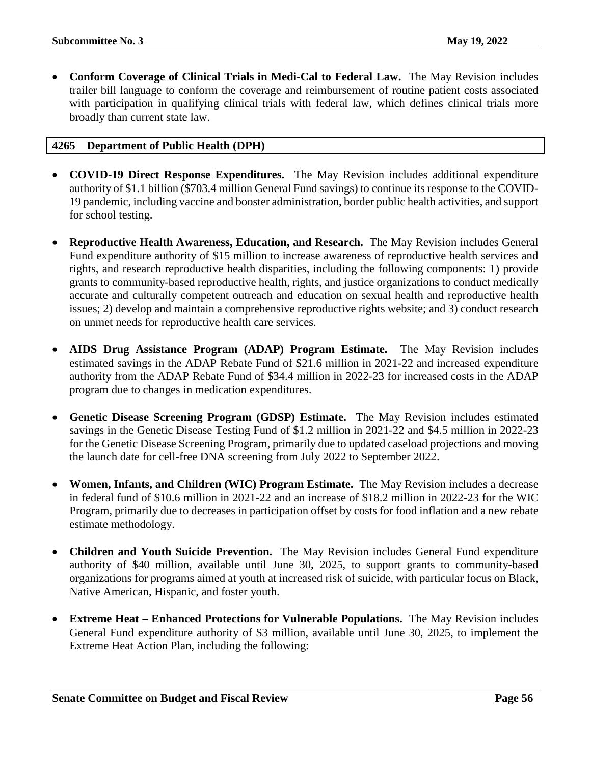- **Conform Coverage of Clinical Trials in Medi-Cal to Federal Law.** The May Revision includes trailer bill language to conform the coverage and reimbursement of routine patient costs associated with participation in qualifying clinical trials with federal law, which defines clinical trials more broadly than current state law.

## 4265 Department of Public Health (DPH)

- **COVID-19 Direct Response Expenditures.** The May Revision includes additional expenditure authority of $1.1 billion ($703.4 million General Fund savings) to continue its response to the COVID-19 pandemic, including vaccine and booster administration, border public health activities, and support for school testing.

- **Reproductive Health Awareness, Education, and Research.** The May Revision includes General Fund expenditure authority of $15 million to increase awareness of reproductive health services and rights, and research reproductive health disparities, including the following components: 1) provide grants to community-based reproductive health, rights, and justice organizations to conduct medically accurate and culturally competent outreach and education on sexual health and reproductive health issues; 2) develop and maintain a comprehensive reproductive rights website; and 3) conduct research on unmet needs for reproductive health care services.

- **AIDS Drug Assistance Program (ADAP) Program Estimate.** The May Revision includes estimated savings in the ADAP Rebate Fund of $21.6 million in 2021-22 and increased expenditure authority from the ADAP Rebate Fund of $34.4 million in 2022-23 for increased costs in the ADAP program due to changes in medication expenditures.

- **Genetic Disease Screening Program (GDSP) Estimate.** The May Revision includes estimated savings in the Genetic Disease Testing Fund of $1.2 million in 2021-22 and $4.5 million in 2022-23 for the Genetic Disease Screening Program, primarily due to updated caseload projections and moving the launch date for cell-free DNA screening from July 2022 to September 2022.

- **Women, Infants, and Children (WIC) Program Estimate.** The May Revision includes a decrease in federal fund of $10.6 million in 2021-22 and an increase of $18.2 million in 2022-23 for the WIC Program, primarily due to decreases in participation offset by costs for food inflation and a new rebate estimate methodology.

- **Children and Youth Suicide Prevention.** The May Revision includes General Fund expenditure authority of $40 million, available until June 30, 2025, to support grants to community-based organizations for programs aimed at youth at increased risk of suicide, with particular focus on Black, Native American, Hispanic, and foster youth.

- **Extreme Heat – Enhanced Protections for Vulnerable Populations.** The May Revision includes General Fund expenditure authority of $3 million, available until June 30, 2025, to implement the Extreme Heat Action Plan, including the following: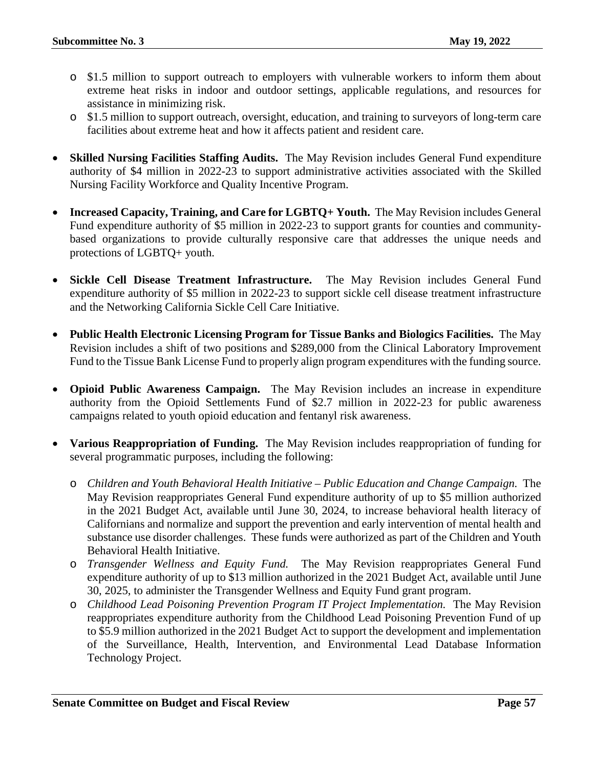- $1.5 million to support outreach to employers with vulnerable workers to inform them about extreme heat risks in indoor and outdoor settings, applicable regulations, and resources for assistance in minimizing risk.
  - $1.5 million to support outreach, oversight, education, and training to surveyors of long-term care facilities about extreme heat and how it affects patient and resident care.

- **Skilled Nursing Facilities Staffing Audits.** The May Revision includes General Fund expenditure authority of $4 million in 2022-23 to support administrative activities associated with the Skilled Nursing Facility Workforce and Quality Incentive Program.

- **Increased Capacity, Training, and Care for LGBTQ+ Youth.** The May Revision includes General Fund expenditure authority of $5 million in 2022-23 to support grants for counties and community-based organizations to provide culturally responsive care that addresses the unique needs and protections of LGBTQ+ youth.

- **Sickle Cell Disease Treatment Infrastructure.** The May Revision includes General Fund expenditure authority of $5 million in 2022-23 to support sickle cell disease treatment infrastructure and the Networking California Sickle Cell Care Initiative.

- **Public Health Electronic Licensing Program for Tissue Banks and Biologics Facilities.** The May Revision includes a shift of two positions and $289,000 from the Clinical Laboratory Improvement Fund to the Tissue Bank License Fund to properly align program expenditures with the funding source.

- **Opioid Public Awareness Campaign.** The May Revision includes an increase in expenditure authority from the Opioid Settlements Fund of $2.7 million in 2022-23 for public awareness campaigns related to youth opioid education and fentanyl risk awareness.

- **Various Reappropriation of Funding.** The May Revision includes reappropriation of funding for several programmatic purposes, including the following:

  - *Children and Youth Behavioral Health Initiative – Public Education and Change Campaign.* The May Revision reappropriates General Fund expenditure authority of up to $5 million authorized in the 2021 Budget Act, available until June 30, 2024, to increase behavioral health literacy of Californians and normalize and support the prevention and early intervention of mental health and substance use disorder challenges. These funds were authorized as part of the Children and Youth Behavioral Health Initiative.
  - *Transgender Wellness and Equity Fund.* The May Revision reappropriates General Fund expenditure authority of up to $13 million authorized in the 2021 Budget Act, available until June 30, 2025, to administer the Transgender Wellness and Equity Fund grant program.
  - *Childhood Lead Poisoning Prevention Program IT Project Implementation.* The May Revision reappropriates expenditure authority from the Childhood Lead Poisoning Prevention Fund of up to $5.9 million authorized in the 2021 Budget Act to support the development and implementation of the Surveillance, Health, Intervention, and Environmental Lead Database Information Technology Project.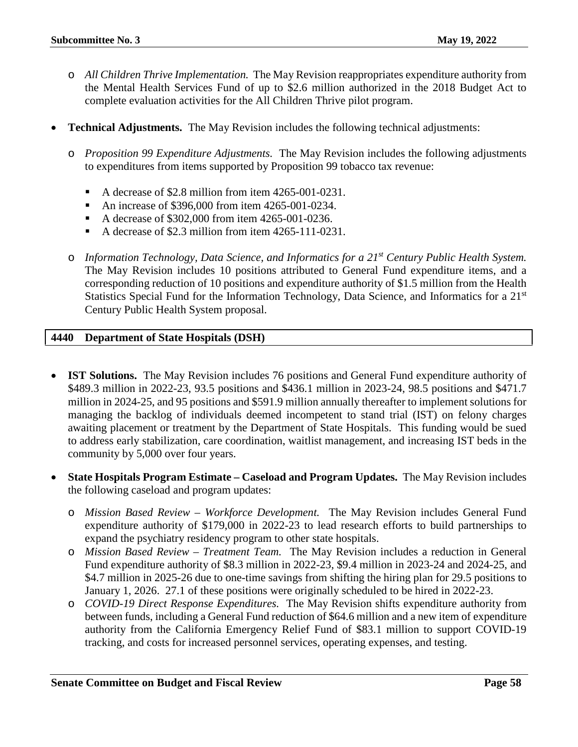- *All Children Thrive Implementation.* The May Revision reappropriates expenditure authority from the Mental Health Services Fund of up to $2.6 million authorized in the 2018 Budget Act to complete evaluation activities for the All Children Thrive pilot program.

- **Technical Adjustments.** The May Revision includes the following technical adjustments:
  - *Proposition 99 Expenditure Adjustments.* The May Revision includes the following adjustments to expenditures from items supported by Proposition 99 tobacco tax revenue:
    - A decrease of $2.8 million from item 4265-001-0231.
    - An increase of $396,000 from item 4265-001-0234.
    - A decrease of $302,000 from item 4265-001-0236.
    - A decrease of $2.3 million from item 4265-111-0231.
  - *Information Technology, Data Science, and Informatics for a 21st Century Public Health System.* The May Revision includes 10 positions attributed to General Fund expenditure items, and a corresponding reduction of 10 positions and expenditure authority of $1.5 million from the Health Statistics Special Fund for the Information Technology, Data Science, and Informatics for a 21st Century Public Health System proposal.

## 4440 Department of State Hospitals (DSH)

- **IST Solutions.** The May Revision includes 76 positions and General Fund expenditure authority of $489.3 million in 2022-23, 93.5 positions and $436.1 million in 2023-24, 98.5 positions and $471.7 million in 2024-25, and 95 positions and $591.9 million annually thereafter to implement solutions for managing the backlog of individuals deemed incompetent to stand trial (IST) on felony charges awaiting placement or treatment by the Department of State Hospitals. This funding would be sued to address early stabilization, care coordination, waitlist management, and increasing IST beds in the community by 5,000 over four years.

- **State Hospitals Program Estimate – Caseload and Program Updates.** The May Revision includes the following caseload and program updates:
  - *Mission Based Review – Workforce Development.* The May Revision includes General Fund expenditure authority of $179,000 in 2022-23 to lead research efforts to build partnerships to expand the psychiatry residency program to other state hospitals.
  - *Mission Based Review – Treatment Team.* The May Revision includes a reduction in General Fund expenditure authority of $8.3 million in 2022-23, $9.4 million in 2023-24 and 2024-25, and $4.7 million in 2025-26 due to one-time savings from shifting the hiring plan for 29.5 positions to January 1, 2026. 27.1 of these positions were originally scheduled to be hired in 2022-23.
  - *COVID-19 Direct Response Expenditures.* The May Revision shifts expenditure authority from between funds, including a General Fund reduction of $64.6 million and a new item of expenditure authority from the California Emergency Relief Fund of $83.1 million to support COVID-19 tracking, and costs for increased personnel services, operating expenses, and testing.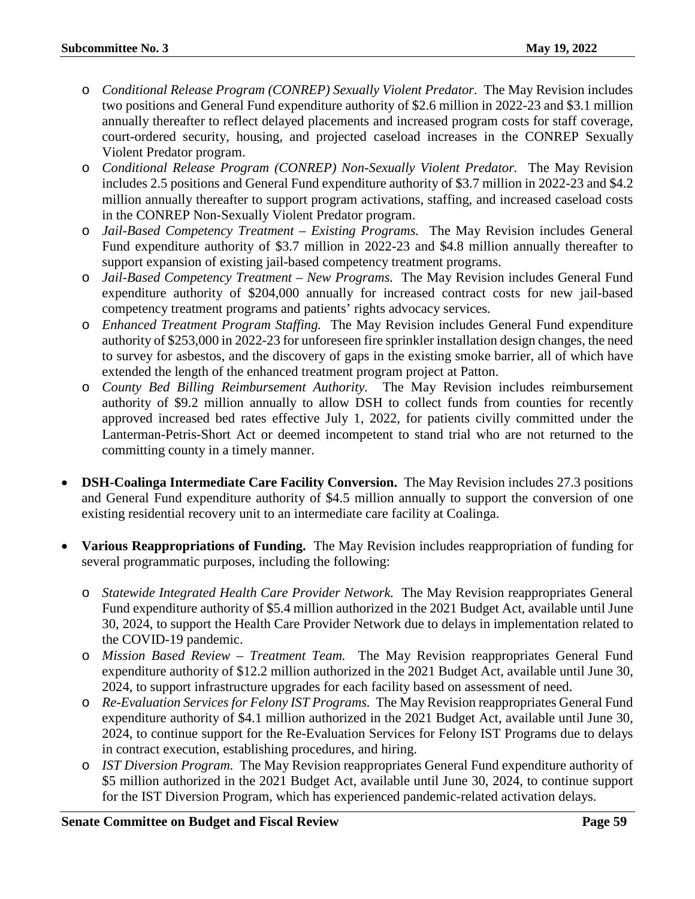- *Conditional Release Program (CONREP) Sexually Violent Predator.* The May Revision includes two positions and General Fund expenditure authority of $2.6 million in 2022-23 and $3.1 million annually thereafter to reflect delayed placements and increased program costs for staff coverage, court-ordered security, housing, and projected caseload increases in the CONREP Sexually Violent Predator program.
- *Conditional Release Program (CONREP) Non-Sexually Violent Predator.* The May Revision includes 2.5 positions and General Fund expenditure authority of $3.7 million in 2022-23 and $4.2 million annually thereafter to support program activations, staffing, and increased caseload costs in the CONREP Non-Sexually Violent Predator program.
- *Jail-Based Competency Treatment – Existing Programs.* The May Revision includes General Fund expenditure authority of $3.7 million in 2022-23 and $4.8 million annually thereafter to support expansion of existing jail-based competency treatment programs.
- *Jail-Based Competency Treatment – New Programs.* The May Revision includes General Fund expenditure authority of $204,000 annually for increased contract costs for new jail-based competency treatment programs and patients' rights advocacy services.
- *Enhanced Treatment Program Staffing.* The May Revision includes General Fund expenditure authority of $253,000 in 2022-23 for unforeseen fire sprinkler installation design changes, the need to survey for asbestos, and the discovery of gaps in the existing smoke barrier, all of which have extended the length of the enhanced treatment program project at Patton.
- *County Bed Billing Reimbursement Authority.* The May Revision includes reimbursement authority of $9.2 million annually to allow DSH to collect funds from counties for recently approved increased bed rates effective July 1, 2022, for patients civilly committed under the Lanterman-Petris-Short Act or deemed incompetent to stand trial who are not returned to the committing county in a timely manner.

- **DSH-Coalinga Intermediate Care Facility Conversion.** The May Revision includes 27.3 positions and General Fund expenditure authority of $4.5 million annually to support the conversion of one existing residential recovery unit to an intermediate care facility at Coalinga.

- **Various Reappropriations of Funding.** The May Revision includes reappropriation of funding for several programmatic purposes, including the following:

  - *Statewide Integrated Health Care Provider Network.* The May Revision reappropriates General Fund expenditure authority of $5.4 million authorized in the 2021 Budget Act, available until June 30, 2024, to support the Health Care Provider Network due to delays in implementation related to the COVID-19 pandemic.
  - *Mission Based Review – Treatment Team.* The May Revision reappropriates General Fund expenditure authority of $12.2 million authorized in the 2021 Budget Act, available until June 30, 2024, to support infrastructure upgrades for each facility based on assessment of need.
  - *Re-Evaluation Services for Felony IST Programs.* The May Revision reappropriates General Fund expenditure authority of $4.1 million authorized in the 2021 Budget Act, available until June 30, 2024, to continue support for the Re-Evaluation Services for Felony IST Programs due to delays in contract execution, establishing procedures, and hiring.
  - *IST Diversion Program.* The May Revision reappropriates General Fund expenditure authority of $5 million authorized in the 2021 Budget Act, available until June 30, 2024, to continue support for the IST Diversion Program, which has experienced pandemic-related activation delays.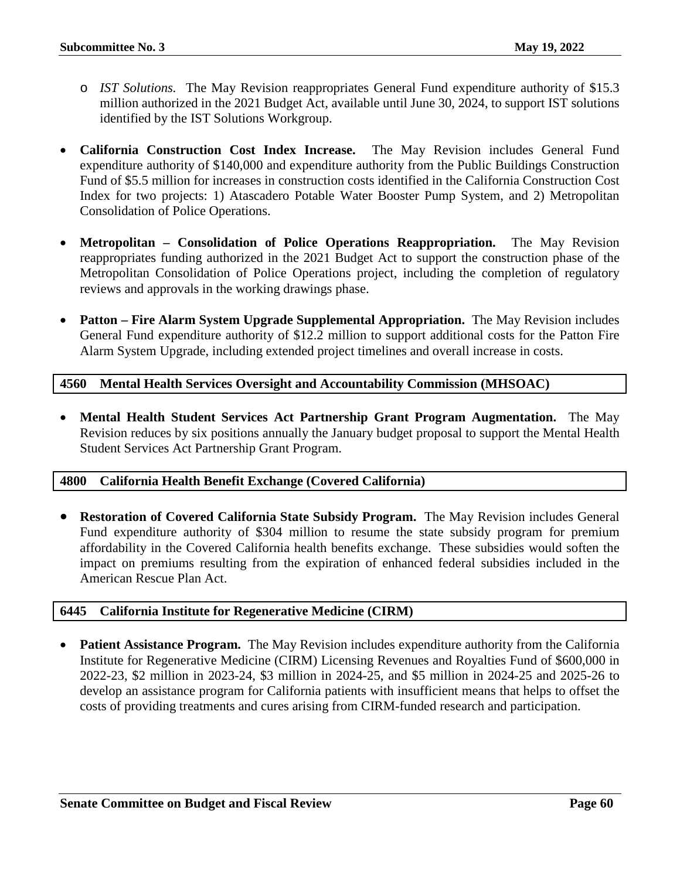- *IST Solutions.* The May Revision reappropriates General Fund expenditure authority of $15.3 million authorized in the 2021 Budget Act, available until June 30, 2024, to support IST solutions identified by the IST Solutions Workgroup.

- **California Construction Cost Index Increase.** The May Revision includes General Fund expenditure authority of $140,000 and expenditure authority from the Public Buildings Construction Fund of $5.5 million for increases in construction costs identified in the California Construction Cost Index for two projects: 1) Atascadero Potable Water Booster Pump System, and 2) Metropolitan Consolidation of Police Operations.

- **Metropolitan – Consolidation of Police Operations Reappropriation.** The May Revision reappropriates funding authorized in the 2021 Budget Act to support the construction phase of the Metropolitan Consolidation of Police Operations project, including the completion of regulatory reviews and approvals in the working drawings phase.

- **Patton – Fire Alarm System Upgrade Supplemental Appropriation.** The May Revision includes General Fund expenditure authority of $12.2 million to support additional costs for the Patton Fire Alarm System Upgrade, including extended project timelines and overall increase in costs.

## 4560 Mental Health Services Oversight and Accountability Commission (MHSOAC)

- **Mental Health Student Services Act Partnership Grant Program Augmentation.** The May Revision reduces by six positions annually the January budget proposal to support the Mental Health Student Services Act Partnership Grant Program.

## 4800 California Health Benefit Exchange (Covered California)

- **Restoration of Covered California State Subsidy Program.** The May Revision includes General Fund expenditure authority of $304 million to resume the state subsidy program for premium affordability in the Covered California health benefits exchange. These subsidies would soften the impact on premiums resulting from the expiration of enhanced federal subsidies included in the American Rescue Plan Act.

## 6445 California Institute for Regenerative Medicine (CIRM)

- **Patient Assistance Program.** The May Revision includes expenditure authority from the California Institute for Regenerative Medicine (CIRM) Licensing Revenues and Royalties Fund of $600,000 in 2022-23, $2 million in 2023-24, $3 million in 2024-25, and $5 million in 2024-25 and 2025-26 to develop an assistance program for California patients with insufficient means that helps to offset the costs of providing treatments and cures arising from CIRM-funded research and participation.